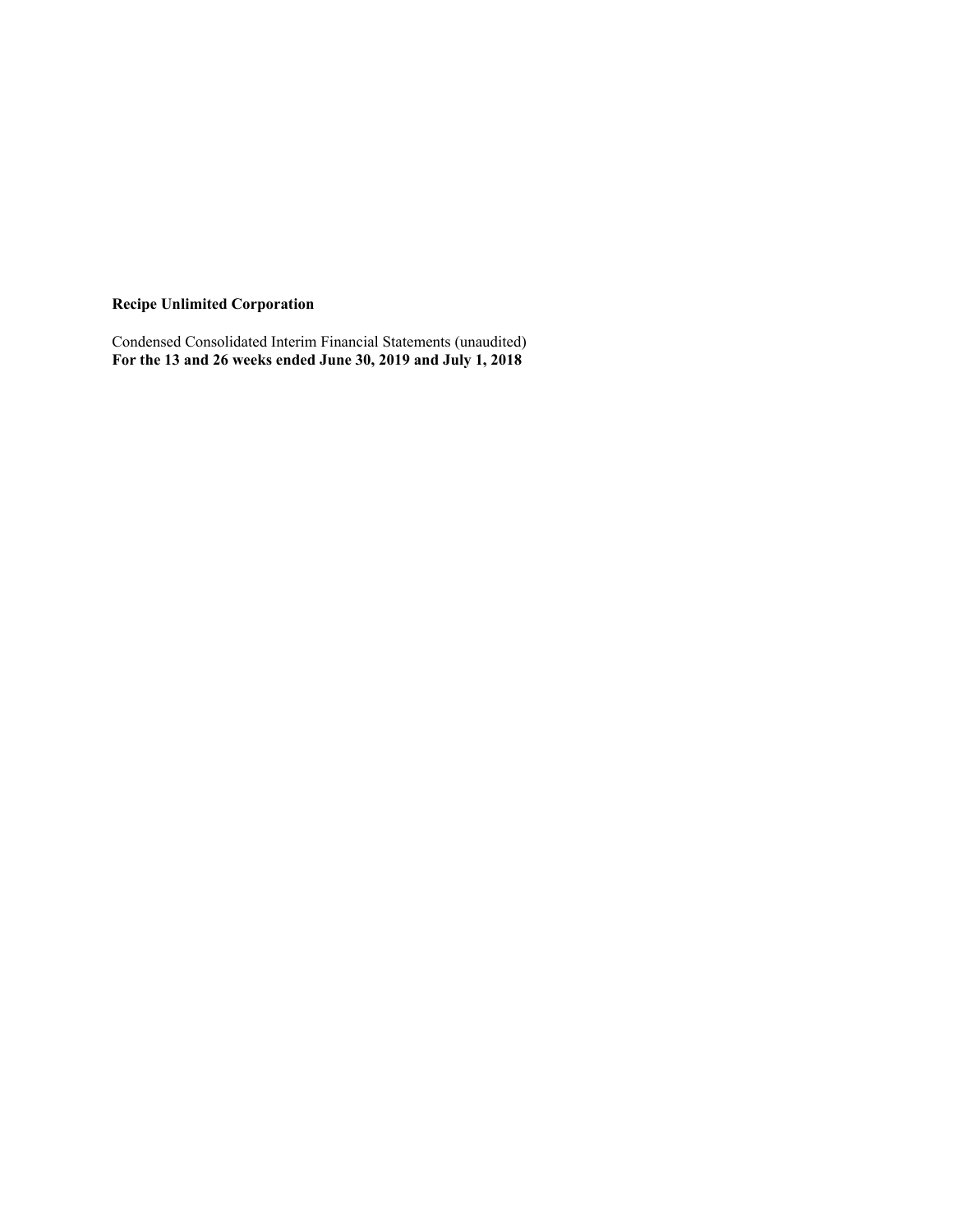**Recipe Unlimited Corporation**

Condensed Consolidated Interim Financial Statements (unaudited)
**For the 13 and 26 weeks ended June 30, 2019 and July 1, 2018**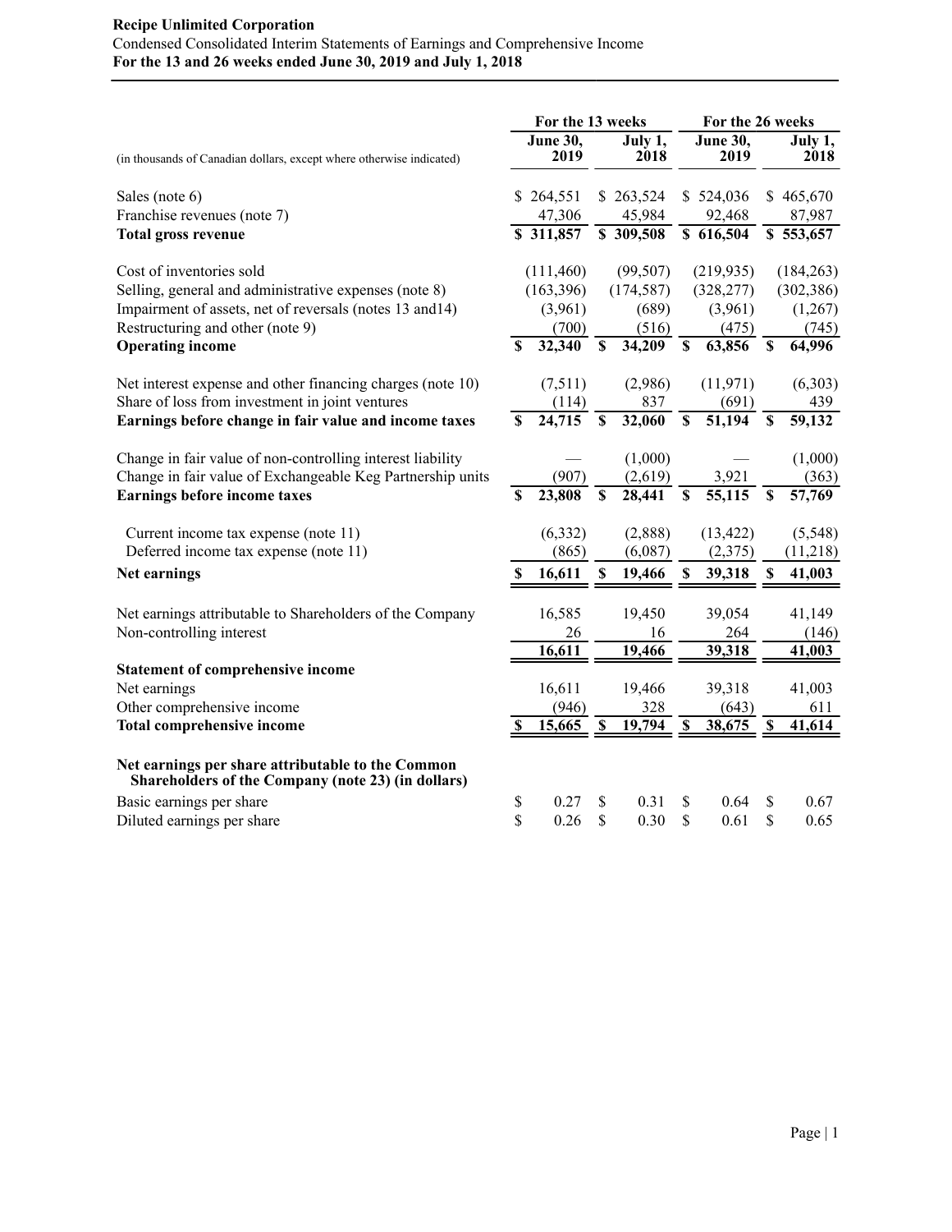**Recipe Unlimited Corporation**

Condensed Consolidated Interim Statements of Earnings and Comprehensive Income

**For the 13 and 26 weeks ended June 30, 2019 and July 1, 2018**

| (in thousands of Canadian dollars, except where otherwise indicated) | For the 13 weeks | | For the 26 weeks | |
|---|---|---|---|---|
| | June 30, 2019 | July 1, 2018 | June 30, 2019 | July 1, 2018 |
| Sales (note 6) | $ 264,551 | $ 263,524 | $ 524,036 | $ 465,670 |
| Franchise revenues (note 7) | 47,306 | 45,984 | 92,468 | 87,987 |
| **Total gross revenue** | **$ 311,857** | **$ 309,508** | **$ 616,504** | **$ 553,657** |
| Cost of inventories sold | (111,460) | (99,507) | (219,935) | (184,263) |
| Selling, general and administrative expenses (note 8) | (163,396) | (174,587) | (328,277) | (302,386) |
| Impairment of assets, net of reversals (notes 13 and14) | (3,961) | (689) | (3,961) | (1,267) |
| Restructuring and other (note 9) | (700) | (516) | (475) | (745) |
| **Operating income** | **$ 32,340** | **$ 34,209** | **$ 63,856** | **$ 64,996** |
| Net interest expense and other financing charges (note 10) | (7,511) | (2,986) | (11,971) | (6,303) |
| Share of loss from investment in joint ventures | (114) | 837 | (691) | 439 |
| **Earnings before change in fair value and income taxes** | **$ 24,715** | **$ 32,060** | **$ 51,194** | **$ 59,132** |
| Change in fair value of non-controlling interest liability | — | (1,000) | — | (1,000) |
| Change in fair value of Exchangeable Keg Partnership units | (907) | (2,619) | 3,921 | (363) |
| **Earnings before income taxes** | **$ 23,808** | **$ 28,441** | **$ 55,115** | **$ 57,769** |
| Current income tax expense (note 11) | (6,332) | (2,888) | (13,422) | (5,548) |
| Deferred income tax expense (note 11) | (865) | (6,087) | (2,375) | (11,218) |
| **Net earnings** | **$ 16,611** | **$ 19,466** | **$ 39,318** | **$ 41,003** |
| Net earnings attributable to Shareholders of the Company | 16,585 | 19,450 | 39,054 | 41,149 |
| Non-controlling interest | 26 | 16 | 264 | (146) |
| | 16,611 | 19,466 | 39,318 | 41,003 |
| **Statement of comprehensive income** | | | | |
| Net earnings | 16,611 | 19,466 | 39,318 | 41,003 |
| Other comprehensive income | (946) | 328 | (643) | 611 |
| **Total comprehensive income** | **$ 15,665** | **$ 19,794** | **$ 38,675** | **$ 41,614** |
| **Net earnings per share attributable to the Common Shareholders of the Company (note 23) (in dollars)** | | | | |
| Basic earnings per share | $ 0.27 | $ 0.31 | $ 0.64 | $ 0.67 |
| Diluted earnings per share | $ 0.26 | $ 0.30 | $ 0.61 | $ 0.65 |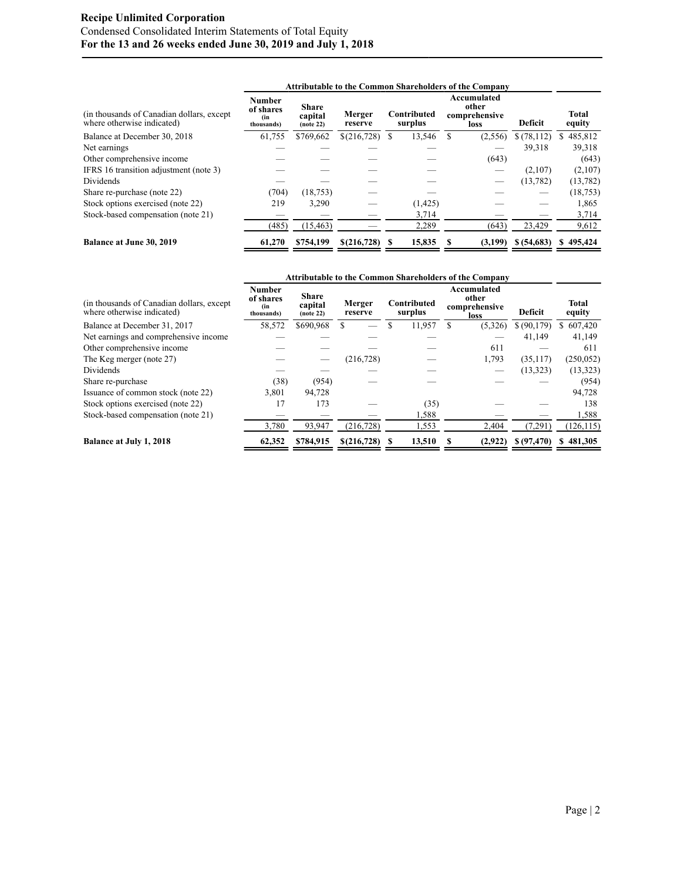**Recipe Unlimited Corporation**

Condensed Consolidated Interim Statements of Total Equity

**For the 13 and 26 weeks ended June 30, 2019 and July 1, 2018**

| (in thousands of Canadian dollars, except where otherwise indicated) | Attributable to the Common Shareholders of the Company | | | | | | |
|---|---|---|---|---|---|---|---|
| | Number of shares (in thousands) | Share capital (note 22) | Merger reserve | Contributed surplus | Accumulated other comprehensive loss | Deficit | Total equity |
| Balance at December 30, 2018 | 61,755 | $769,662 | $(216,728) | $ 13,546 | $ (2,556) | $ (78,112) | $ 485,812 |
| Net earnings | — | — | — | — | — | 39,318 | 39,318 |
| Other comprehensive income | — | — | — | — | (643) | | (643) |
| IFRS 16 transition adjustment (note 3) | — | — | — | — | — | (2,107) | (2,107) |
| Dividends | — | — | — | — | — | (13,782) | (13,782) |
| Share re-purchase (note 22) | (704) | (18,753) | — | — | — | — | (18,753) |
| Stock options exercised (note 22) | 219 | 3,290 | — | (1,425) | — | — | 1,865 |
| Stock-based compensation (note 21) | — | — | — | 3,714 | — | — | 3,714 |
| | (485) | (15,463) | — | 2,289 | (643) | 23,429 | 9,612 |
| **Balance at June 30, 2019** | **61,270** | **$754,199** | **$(216,728)** | **$ 15,835** | **$ (3,199)** | **$ (54,683)** | **$ 495,424** |

| (in thousands of Canadian dollars, except where otherwise indicated) | Attributable to the Common Shareholders of the Company | | | | | | |
|---|---|---|---|---|---|---|---|
| | Number of shares (in thousands) | Share capital (note 22) | Merger reserve | Contributed surplus | Accumulated other comprehensive loss | Deficit | Total equity |
| Balance at December 31, 2017 | 58,572 | $690,968 | $ — | $ 11,957 | $ (5,326) | $ (90,179) | $ 607,420 |
| Net earnings and comprehensive income | — | — | — | — | — | 41,149 | 41,149 |
| Other comprehensive income | — | — | — | — | 611 | — | 611 |
| The Keg merger (note 27) | — | — | (216,728) | — | 1,793 | (35,117) | (250,052) |
| Dividends | — | — | — | — | — | (13,323) | (13,323) |
| Share re-purchase | (38) | (954) | — | — | — | — | (954) |
| Issuance of common stock (note 22) | 3,801 | 94,728 | | | | | 94,728 |
| Stock options exercised (note 22) | 17 | 173 | — | (35) | — | — | 138 |
| Stock-based compensation (note 21) | — | — | — | 1,588 | — | — | 1,588 |
| | 3,780 | 93,947 | (216,728) | 1,553 | 2,404 | (7,291) | (126,115) |
| **Balance at July 1, 2018** | **62,352** | **$784,915** | **$(216,728)** | **$ 13,510** | **$ (2,922)** | **$ (97,470)** | **$ 481,305** |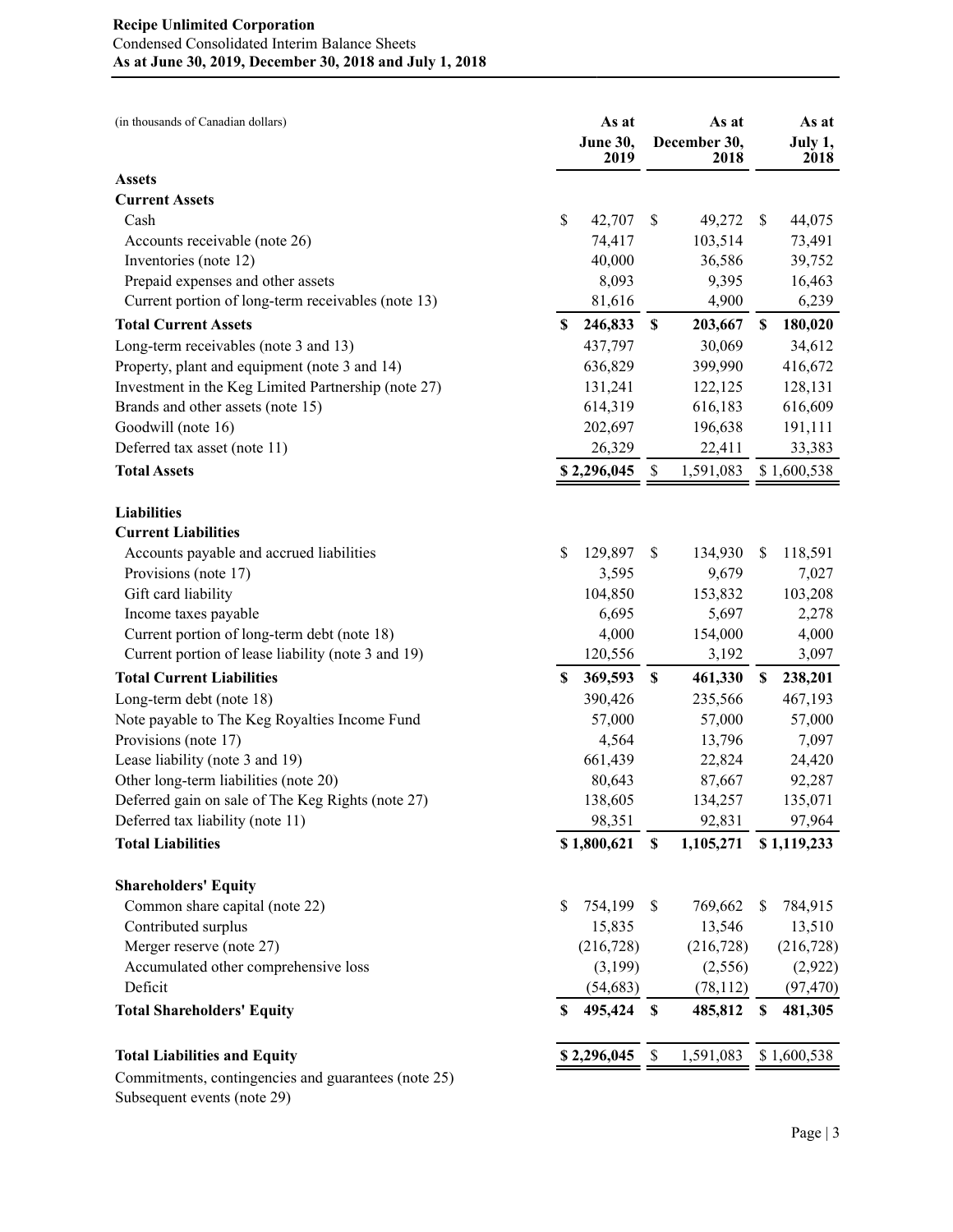**Recipe Unlimited Corporation**
Condensed Consolidated Interim Balance Sheets
**As at June 30, 2019, December 30, 2018 and July 1, 2018**

| (in thousands of Canadian dollars) | As at June 30, 2019 | As at December 30, 2018 | As at July 1, 2018 |
|---|---|---|---|
| **Assets** | | | |
| **Current Assets** | | | |
| Cash | $ 42,707 | $ 49,272 | $ 44,075 |
| Accounts receivable (note 26) | 74,417 | 103,514 | 73,491 |
| Inventories (note 12) | 40,000 | 36,586 | 39,752 |
| Prepaid expenses and other assets | 8,093 | 9,395 | 16,463 |
| Current portion of long-term receivables (note 13) | 81,616 | 4,900 | 6,239 |
| **Total Current Assets** | **$ 246,833** | **$ 203,667** | **$ 180,020** |
| Long-term receivables (note 3 and 13) | 437,797 | 30,069 | 34,612 |
| Property, plant and equipment (note 3 and 14) | 636,829 | 399,990 | 416,672 |
| Investment in the Keg Limited Partnership (note 27) | 131,241 | 122,125 | 128,131 |
| Brands and other assets (note 15) | 614,319 | 616,183 | 616,609 |
| Goodwill (note 16) | 202,697 | 196,638 | 191,111 |
| Deferred tax asset (note 11) | 26,329 | 22,411 | 33,383 |
| **Total Assets** | **$ 2,296,045** | $ 1,591,083 | $ 1,600,538 |
| | | | |
| **Liabilities** | | | |
| **Current Liabilities** | | | |
| Accounts payable and accrued liabilities | $ 129,897 | $ 134,930 | $ 118,591 |
| Provisions (note 17) | 3,595 | 9,679 | 7,027 |
| Gift card liability | 104,850 | 153,832 | 103,208 |
| Income taxes payable | 6,695 | 5,697 | 2,278 |
| Current portion of long-term debt (note 18) | 4,000 | 154,000 | 4,000 |
| Current portion of lease liability (note 3 and 19) | 120,556 | 3,192 | 3,097 |
| **Total Current Liabilities** | **$ 369,593** | **$ 461,330** | **$ 238,201** |
| Long-term debt (note 18) | 390,426 | 235,566 | 467,193 |
| Note payable to The Keg Royalties Income Fund | 57,000 | 57,000 | 57,000 |
| Provisions (note 17) | 4,564 | 13,796 | 7,097 |
| Lease liability (note 3 and 19) | 661,439 | 22,824 | 24,420 |
| Other long-term liabilities (note 20) | 80,643 | 87,667 | 92,287 |
| Deferred gain on sale of The Keg Rights (note 27) | 138,605 | 134,257 | 135,071 |
| Deferred tax liability (note 11) | 98,351 | 92,831 | 97,964 |
| **Total Liabilities** | **$ 1,800,621** | **$ 1,105,271** | **$ 1,119,233** |
| | | | |
| **Shareholders' Equity** | | | |
| Common share capital (note 22) | $ 754,199 | $ 769,662 | $ 784,915 |
| Contributed surplus | 15,835 | 13,546 | 13,510 |
| Merger reserve (note 27) | (216,728) | (216,728) | (216,728) |
| Accumulated other comprehensive loss | (3,199) | (2,556) | (2,922) |
| Deficit | (54,683) | (78,112) | (97,470) |
| **Total Shareholders' Equity** | **$ 495,424** | **$ 485,812** | **$ 481,305** |
| | | | |
| **Total Liabilities and Equity** | **$ 2,296,045** | $ 1,591,083 | $ 1,600,538 |

Commitments, contingencies and guarantees (note 25)
Subsequent events (note 29)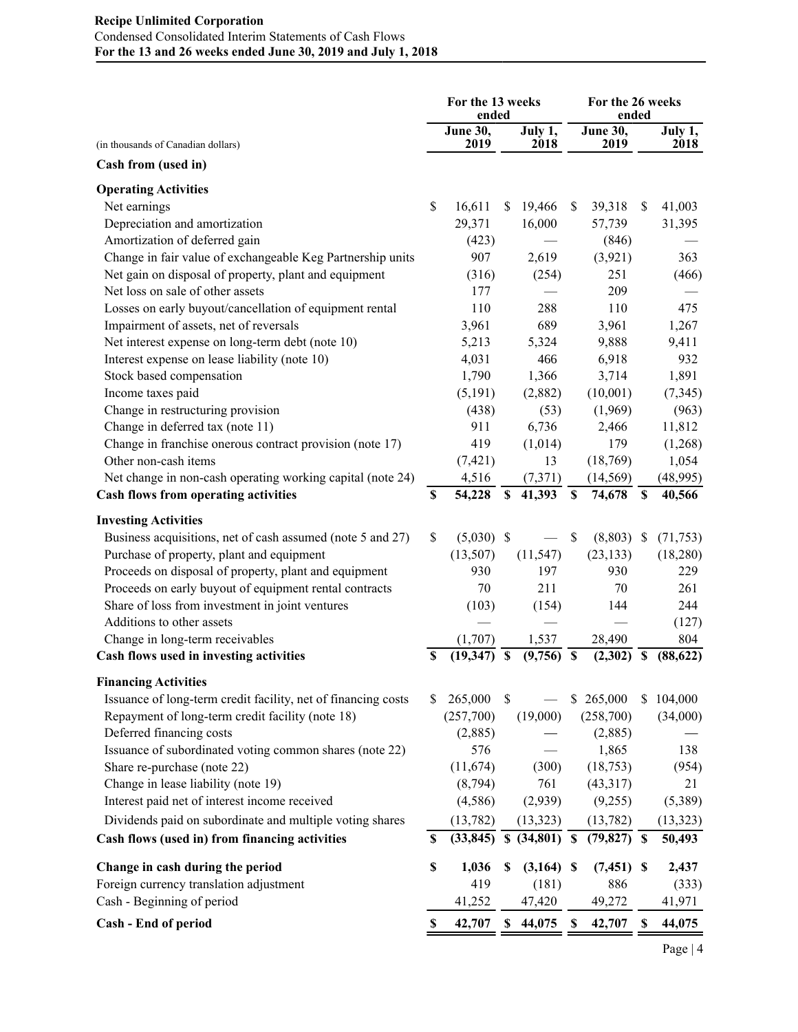**Recipe Unlimited Corporation**
Condensed Consolidated Interim Statements of Cash Flows
**For the 13 and 26 weeks ended June 30, 2019 and July 1, 2018**

| (in thousands of Canadian dollars) | For the 13 weeks ended | | For the 26 weeks ended | |
|---|---|---|---|---|
| | **June 30, 2019** | **July 1, 2018** | **June 30, 2019** | **July 1, 2018** |
| **Cash from (used in)** | | | | |
| **Operating Activities** | | | | |
| Net earnings | $ 16,611 | $ 19,466 | $ 39,318 | $ 41,003 |
| Depreciation and amortization | 29,371 | 16,000 | 57,739 | 31,395 |
| Amortization of deferred gain | (423) | — | (846) | — |
| Change in fair value of exchangeable Keg Partnership units | 907 | 2,619 | (3,921) | 363 |
| Net gain on disposal of property, plant and equipment | (316) | (254) | 251 | (466) |
| Net loss on sale of other assets | 177 | — | 209 | — |
| Losses on early buyout/cancellation of equipment rental | 110 | 288 | 110 | 475 |
| Impairment of assets, net of reversals | 3,961 | 689 | 3,961 | 1,267 |
| Net interest expense on long-term debt (note 10) | 5,213 | 5,324 | 9,888 | 9,411 |
| Interest expense on lease liability (note 10) | 4,031 | 466 | 6,918 | 932 |
| Stock based compensation | 1,790 | 1,366 | 3,714 | 1,891 |
| Income taxes paid | (5,191) | (2,882) | (10,001) | (7,345) |
| Change in restructuring provision | (438) | (53) | (1,969) | (963) |
| Change in deferred tax (note 11) | 911 | 6,736 | 2,466 | 11,812 |
| Change in franchise onerous contract provision (note 17) | 419 | (1,014) | 179 | (1,268) |
| Other non-cash items | (7,421) | 13 | (18,769) | 1,054 |
| Net change in non-cash operating working capital (note 24) | 4,516 | (7,371) | (14,569) | (48,995) |
| **Cash flows from operating activities** | **$ 54,228** | **$ 41,393** | **$ 74,678** | **$ 40,566** |
| **Investing Activities** | | | | |
| Business acquisitions, net of cash assumed (note 5 and 27) | $ (5,030) | $ — | $ (8,803) | $ (71,753) |
| Purchase of property, plant and equipment | (13,507) | (11,547) | (23,133) | (18,280) |
| Proceeds on disposal of property, plant and equipment | 930 | 197 | 930 | 229 |
| Proceeds on early buyout of equipment rental contracts | 70 | 211 | 70 | 261 |
| Share of loss from investment in joint ventures | (103) | (154) | 144 | 244 |
| Additions to other assets | — | — | — | (127) |
| Change in long-term receivables | (1,707) | 1,537 | 28,490 | 804 |
| **Cash flows used in investing activities** | **$ (19,347)** | **$ (9,756)** | **$ (2,302)** | **$ (88,622)** |
| **Financing Activities** | | | | |
| Issuance of long-term credit facility, net of financing costs | $ 265,000 | $ — | $ 265,000 | $ 104,000 |
| Repayment of long-term credit facility (note 18) | (257,700) | (19,000) | (258,700) | (34,000) |
| Deferred financing costs | (2,885) | — | (2,885) | — |
| Issuance of subordinated voting common shares (note 22) | 576 | — | 1,865 | 138 |
| Share re-purchase (note 22) | (11,674) | (300) | (18,753) | (954) |
| Change in lease liability (note 19) | (8,794) | 761 | (43,317) | 21 |
| Interest paid net of interest income received | (4,586) | (2,939) | (9,255) | (5,389) |
| Dividends paid on subordinate and multiple voting shares | (13,782) | (13,323) | (13,782) | (13,323) |
| **Cash flows (used in) from financing activities** | **$ (33,845)** | **$ (34,801)** | **$ (79,827)** | **$ 50,493** |
| **Change in cash during the period** | **$ 1,036** | **$ (3,164)** | **$ (7,451)** | **$ 2,437** |
| Foreign currency translation adjustment | 419 | (181) | 886 | (333) |
| Cash - Beginning of period | 41,252 | 47,420 | 49,272 | 41,971 |
| **Cash - End of period** | **$ 42,707** | **$ 44,075** | **$ 42,707** | **$ 44,075** |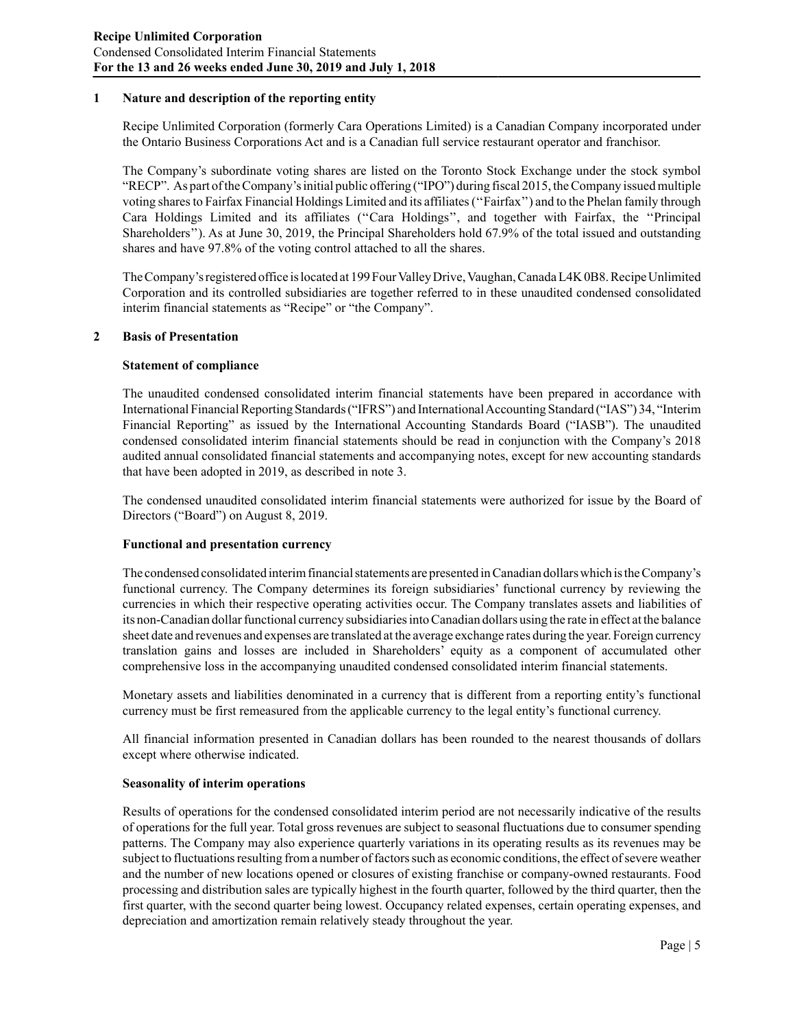## 1 Nature and description of the reporting entity

Recipe Unlimited Corporation (formerly Cara Operations Limited) is a Canadian Company incorporated under the Ontario Business Corporations Act and is a Canadian full service restaurant operator and franchisor.

The Company's subordinate voting shares are listed on the Toronto Stock Exchange under the stock symbol "RECP". As part of the Company's initial public offering ("IPO") during fiscal 2015, the Company issued multiple voting shares to Fairfax Financial Holdings Limited and its affiliates ("Fairfax") and to the Phelan family through Cara Holdings Limited and its affiliates ("Cara Holdings", and together with Fairfax, the "Principal Shareholders"). As at June 30, 2019, the Principal Shareholders hold 67.9% of the total issued and outstanding shares and have 97.8% of the voting control attached to all the shares.

The Company's registered office is located at 199 Four Valley Drive, Vaughan, Canada L4K 0B8. Recipe Unlimited Corporation and its controlled subsidiaries are together referred to in these unaudited condensed consolidated interim financial statements as "Recipe" or "the Company".

## 2 Basis of Presentation

### Statement of compliance

The unaudited condensed consolidated interim financial statements have been prepared in accordance with International Financial Reporting Standards ("IFRS") and International Accounting Standard ("IAS") 34, "Interim Financial Reporting" as issued by the International Accounting Standards Board ("IASB"). The unaudited condensed consolidated interim financial statements should be read in conjunction with the Company's 2018 audited annual consolidated financial statements and accompanying notes, except for new accounting standards that have been adopted in 2019, as described in note 3.

The condensed unaudited consolidated interim financial statements were authorized for issue by the Board of Directors ("Board") on August 8, 2019.

### Functional and presentation currency

The condensed consolidated interim financial statements are presented in Canadian dollars which is the Company's functional currency. The Company determines its foreign subsidiaries' functional currency by reviewing the currencies in which their respective operating activities occur. The Company translates assets and liabilities of its non-Canadian dollar functional currency subsidiaries into Canadian dollars using the rate in effect at the balance sheet date and revenues and expenses are translated at the average exchange rates during the year. Foreign currency translation gains and losses are included in Shareholders' equity as a component of accumulated other comprehensive loss in the accompanying unaudited condensed consolidated interim financial statements.

Monetary assets and liabilities denominated in a currency that is different from a reporting entity's functional currency must be first remeasured from the applicable currency to the legal entity's functional currency.

All financial information presented in Canadian dollars has been rounded to the nearest thousands of dollars except where otherwise indicated.

### Seasonality of interim operations

Results of operations for the condensed consolidated interim period are not necessarily indicative of the results of operations for the full year. Total gross revenues are subject to seasonal fluctuations due to consumer spending patterns. The Company may also experience quarterly variations in its operating results as its revenues may be subject to fluctuations resulting from a number of factors such as economic conditions, the effect of severe weather and the number of new locations opened or closures of existing franchise or company-owned restaurants. Food processing and distribution sales are typically highest in the fourth quarter, followed by the third quarter, then the first quarter, with the second quarter being lowest. Occupancy related expenses, certain operating expenses, and depreciation and amortization remain relatively steady throughout the year.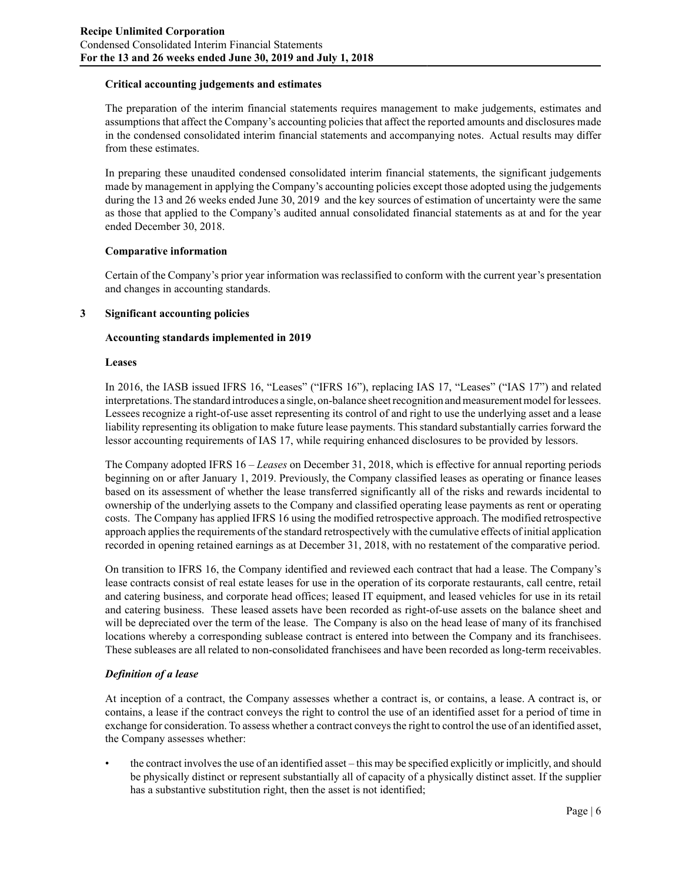**Critical accounting judgements and estimates**

The preparation of the interim financial statements requires management to make judgements, estimates and assumptions that affect the Company's accounting policies that affect the reported amounts and disclosures made in the condensed consolidated interim financial statements and accompanying notes. Actual results may differ from these estimates.

In preparing these unaudited condensed consolidated interim financial statements, the significant judgements made by management in applying the Company's accounting policies except those adopted using the judgements during the 13 and 26 weeks ended June 30, 2019 and the key sources of estimation of uncertainty were the same as those that applied to the Company's audited annual consolidated financial statements as at and for the year ended December 30, 2018.

**Comparative information**

Certain of the Company's prior year information was reclassified to conform with the current year's presentation and changes in accounting standards.

## 3 Significant accounting policies

**Accounting standards implemented in 2019**

**Leases**

In 2016, the IASB issued IFRS 16, "Leases" ("IFRS 16"), replacing IAS 17, "Leases" ("IAS 17") and related interpretations. The standard introduces a single, on-balance sheet recognition and measurement model for lessees. Lessees recognize a right-of-use asset representing its control of and right to use the underlying asset and a lease liability representing its obligation to make future lease payments. This standard substantially carries forward the lessor accounting requirements of IAS 17, while requiring enhanced disclosures to be provided by lessors.

The Company adopted IFRS 16 – *Leases* on December 31, 2018, which is effective for annual reporting periods beginning on or after January 1, 2019. Previously, the Company classified leases as operating or finance leases based on its assessment of whether the lease transferred significantly all of the risks and rewards incidental to ownership of the underlying assets to the Company and classified operating lease payments as rent or operating costs. The Company has applied IFRS 16 using the modified retrospective approach. The modified retrospective approach applies the requirements of the standard retrospectively with the cumulative effects of initial application recorded in opening retained earnings as at December 31, 2018, with no restatement of the comparative period.

On transition to IFRS 16, the Company identified and reviewed each contract that had a lease. The Company's lease contracts consist of real estate leases for use in the operation of its corporate restaurants, call centre, retail and catering business, and corporate head offices; leased IT equipment, and leased vehicles for use in its retail and catering business. These leased assets have been recorded as right-of-use assets on the balance sheet and will be depreciated over the term of the lease. The Company is also on the head lease of many of its franchised locations whereby a corresponding sublease contract is entered into between the Company and its franchisees. These subleases are all related to non-consolidated franchisees and have been recorded as long-term receivables.

***Definition of a lease***

At inception of a contract, the Company assesses whether a contract is, or contains, a lease. A contract is, or contains, a lease if the contract conveys the right to control the use of an identified asset for a period of time in exchange for consideration. To assess whether a contract conveys the right to control the use of an identified asset, the Company assesses whether:

- the contract involves the use of an identified asset – this may be specified explicitly or implicitly, and should be physically distinct or represent substantially all of capacity of a physically distinct asset. If the supplier has a substantive substitution right, then the asset is not identified;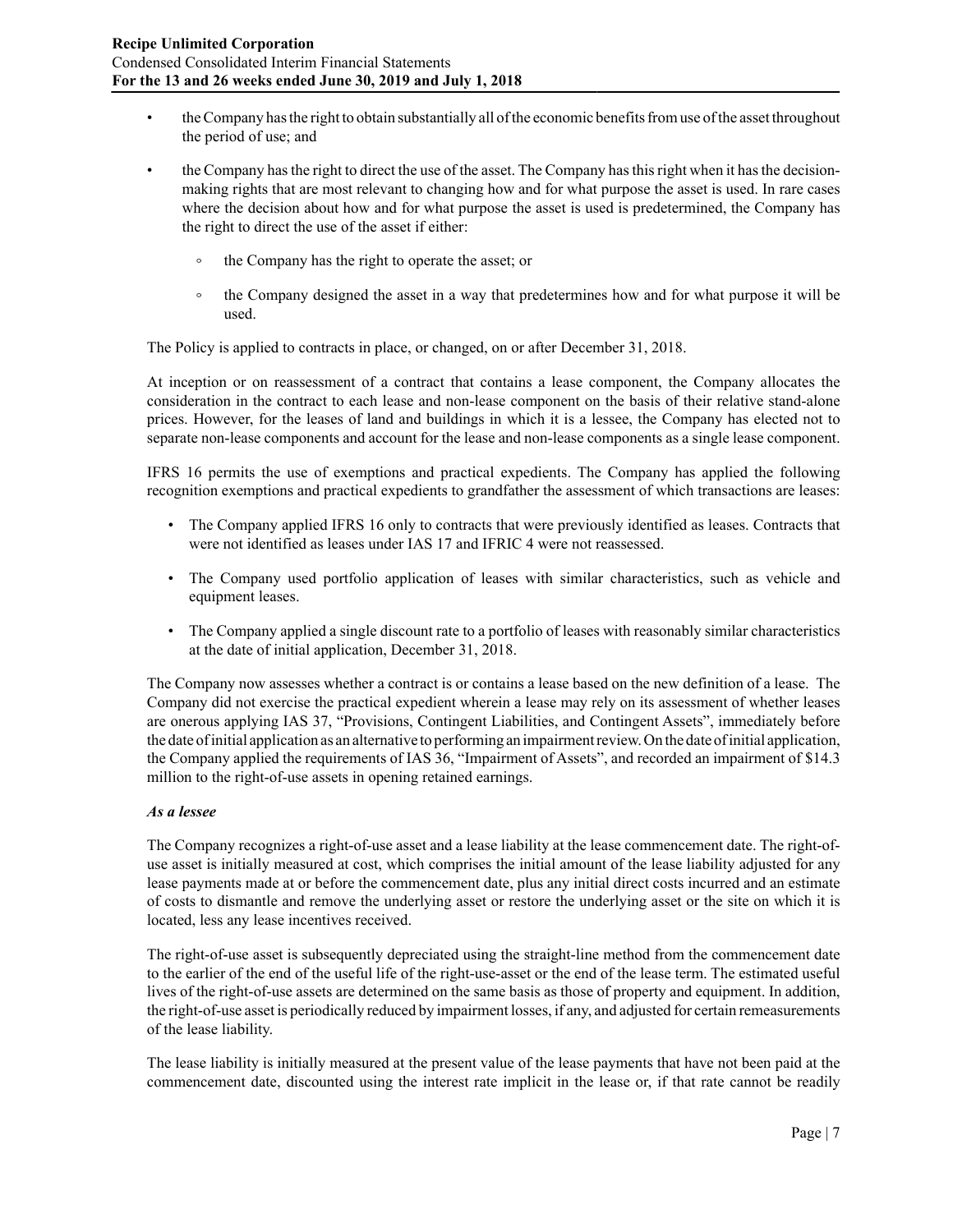- the Company has the right to obtain substantially all of the economic benefits from use of the asset throughout the period of use; and
- the Company has the right to direct the use of the asset. The Company has this right when it has the decision-making rights that are most relevant to changing how and for what purpose the asset is used. In rare cases where the decision about how and for what purpose the asset is used is predetermined, the Company has the right to direct the use of the asset if either:
  - the Company has the right to operate the asset; or
  - the Company designed the asset in a way that predetermines how and for what purpose it will be used.

The Policy is applied to contracts in place, or changed, on or after December 31, 2018.

At inception or on reassessment of a contract that contains a lease component, the Company allocates the consideration in the contract to each lease and non-lease component on the basis of their relative stand-alone prices. However, for the leases of land and buildings in which it is a lessee, the Company has elected not to separate non-lease components and account for the lease and non-lease components as a single lease component.

IFRS 16 permits the use of exemptions and practical expedients. The Company has applied the following recognition exemptions and practical expedients to grandfather the assessment of which transactions are leases:

- The Company applied IFRS 16 only to contracts that were previously identified as leases. Contracts that were not identified as leases under IAS 17 and IFRIC 4 were not reassessed.
- The Company used portfolio application of leases with similar characteristics, such as vehicle and equipment leases.
- The Company applied a single discount rate to a portfolio of leases with reasonably similar characteristics at the date of initial application, December 31, 2018.

The Company now assesses whether a contract is or contains a lease based on the new definition of a lease. The Company did not exercise the practical expedient wherein a lease may rely on its assessment of whether leases are onerous applying IAS 37, "Provisions, Contingent Liabilities, and Contingent Assets", immediately before the date of initial application as an alternative to performing an impairment review. On the date of initial application, the Company applied the requirements of IAS 36, "Impairment of Assets", and recorded an impairment of $14.3 million to the right-of-use assets in opening retained earnings.

***As a lessee***

The Company recognizes a right-of-use asset and a lease liability at the lease commencement date. The right-of-use asset is initially measured at cost, which comprises the initial amount of the lease liability adjusted for any lease payments made at or before the commencement date, plus any initial direct costs incurred and an estimate of costs to dismantle and remove the underlying asset or restore the underlying asset or the site on which it is located, less any lease incentives received.

The right-of-use asset is subsequently depreciated using the straight-line method from the commencement date to the earlier of the end of the useful life of the right-use-asset or the end of the lease term. The estimated useful lives of the right-of-use assets are determined on the same basis as those of property and equipment. In addition, the right-of-use asset is periodically reduced by impairment losses, if any, and adjusted for certain remeasurements of the lease liability.

The lease liability is initially measured at the present value of the lease payments that have not been paid at the commencement date, discounted using the interest rate implicit in the lease or, if that rate cannot be readily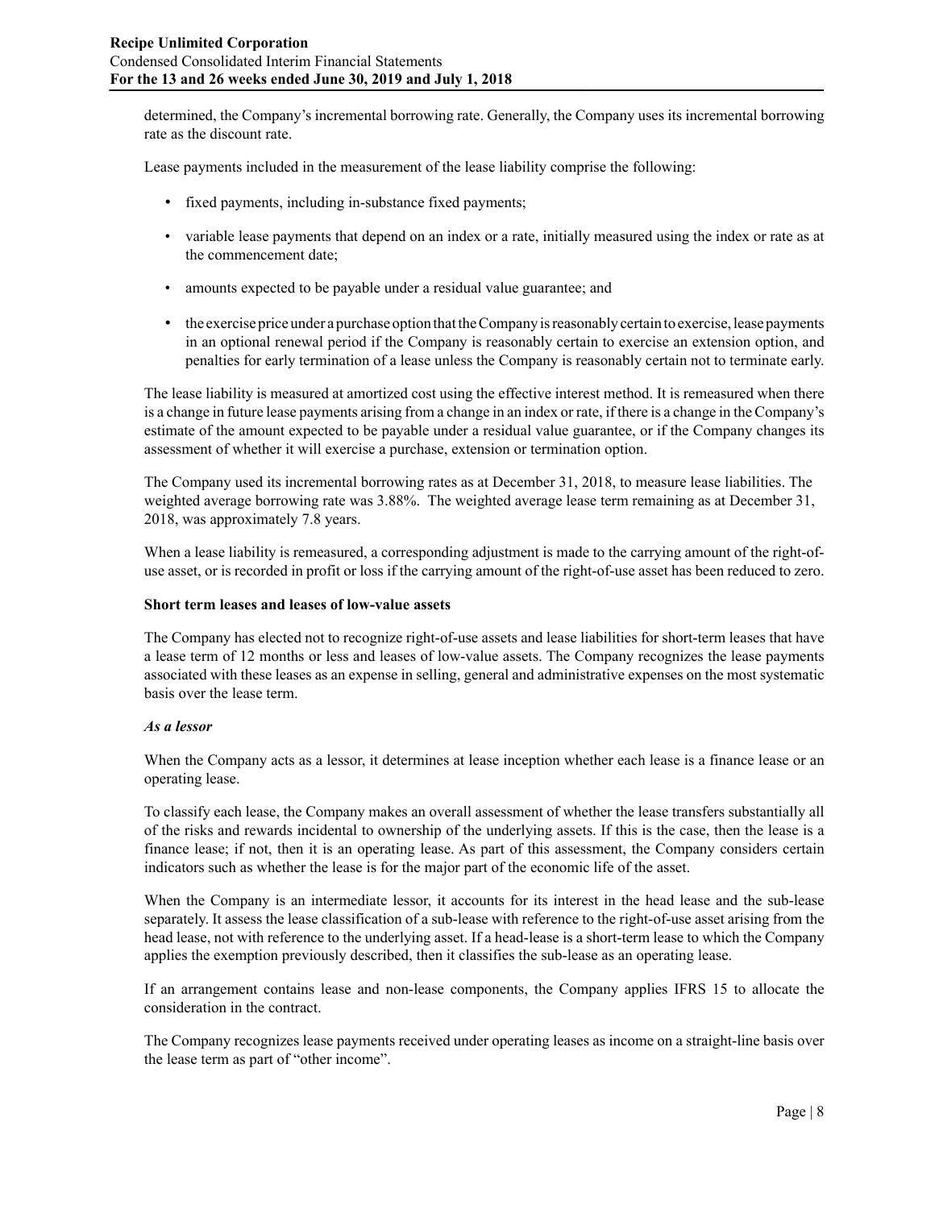determined, the Company's incremental borrowing rate. Generally, the Company uses its incremental borrowing rate as the discount rate.

Lease payments included in the measurement of the lease liability comprise the following:

- fixed payments, including in-substance fixed payments;
- variable lease payments that depend on an index or a rate, initially measured using the index or rate as at the commencement date;
- amounts expected to be payable under a residual value guarantee; and
- the exercise price under a purchase option that the Company is reasonably certain to exercise, lease payments in an optional renewal period if the Company is reasonably certain to exercise an extension option, and penalties for early termination of a lease unless the Company is reasonably certain not to terminate early.

The lease liability is measured at amortized cost using the effective interest method. It is remeasured when there is a change in future lease payments arising from a change in an index or rate, if there is a change in the Company's estimate of the amount expected to be payable under a residual value guarantee, or if the Company changes its assessment of whether it will exercise a purchase, extension or termination option.

The Company used its incremental borrowing rates as at December 31, 2018, to measure lease liabilities. The weighted average borrowing rate was 3.88%. The weighted average lease term remaining as at December 31, 2018, was approximately 7.8 years.

When a lease liability is remeasured, a corresponding adjustment is made to the carrying amount of the right-of-use asset, or is recorded in profit or loss if the carrying amount of the right-of-use asset has been reduced to zero.

**Short term leases and leases of low-value assets**

The Company has elected not to recognize right-of-use assets and lease liabilities for short-term leases that have a lease term of 12 months or less and leases of low-value assets. The Company recognizes the lease payments associated with these leases as an expense in selling, general and administrative expenses on the most systematic basis over the lease term.

***As a lessor***

When the Company acts as a lessor, it determines at lease inception whether each lease is a finance lease or an operating lease.

To classify each lease, the Company makes an overall assessment of whether the lease transfers substantially all of the risks and rewards incidental to ownership of the underlying assets. If this is the case, then the lease is a finance lease; if not, then it is an operating lease. As part of this assessment, the Company considers certain indicators such as whether the lease is for the major part of the economic life of the asset.

When the Company is an intermediate lessor, it accounts for its interest in the head lease and the sub-lease separately. It assess the lease classification of a sub-lease with reference to the right-of-use asset arising from the head lease, not with reference to the underlying asset. If a head-lease is a short-term lease to which the Company applies the exemption previously described, then it classifies the sub-lease as an operating lease.

If an arrangement contains lease and non-lease components, the Company applies IFRS 15 to allocate the consideration in the contract.

The Company recognizes lease payments received under operating leases as income on a straight-line basis over the lease term as part of "other income".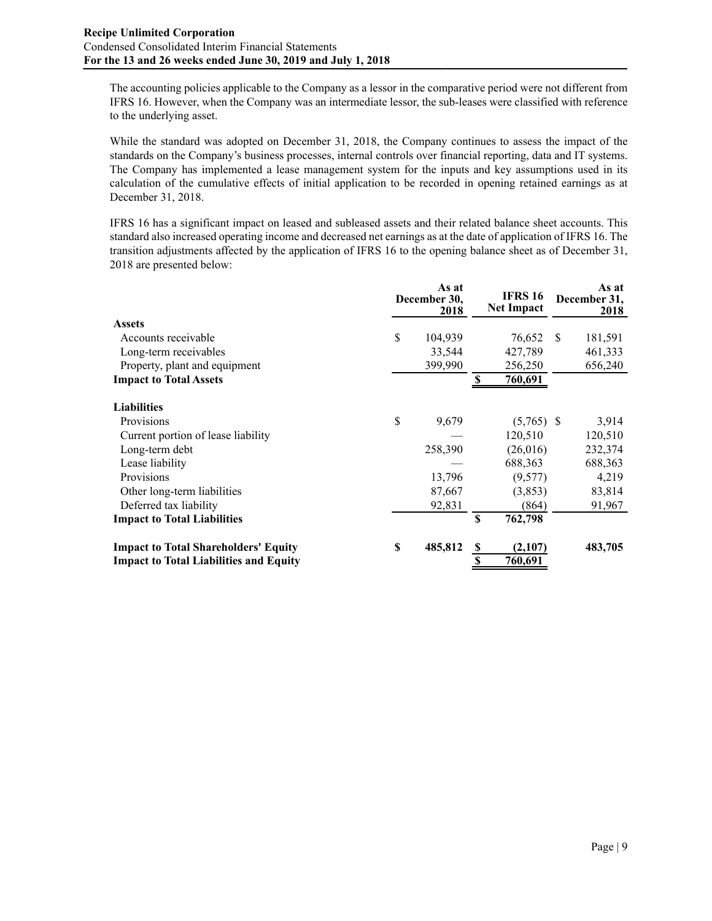The accounting policies applicable to the Company as a lessor in the comparative period were not different from IFRS 16. However, when the Company was an intermediate lessor, the sub-leases were classified with reference to the underlying asset.

While the standard was adopted on December 31, 2018, the Company continues to assess the impact of the standards on the Company's business processes, internal controls over financial reporting, data and IT systems. The Company has implemented a lease management system for the inputs and key assumptions used in its calculation of the cumulative effects of initial application to be recorded in opening retained earnings as at December 31, 2018.

IFRS 16 has a significant impact on leased and subleased assets and their related balance sheet accounts. This standard also increased operating income and decreased net earnings as at the date of application of IFRS 16. The transition adjustments affected by the application of IFRS 16 to the opening balance sheet as of December 31, 2018 are presented below:

| | As at December 30, 2018 | IFRS 16 Net Impact | As at December 31, 2018 |
|---|---|---|---|
| **Assets** | | | |
| Accounts receivable | $ 104,939 | 76,652 | $ 181,591 |
| Long-term receivables | 33,544 | 427,789 | 461,333 |
| Property, plant and equipment | 399,990 | 256,250 | 656,240 |
| **Impact to Total Assets** | | **$ 760,691** | |
| **Liabilities** | | | |
| Provisions | $ 9,679 | (5,765) | $ 3,914 |
| Current portion of lease liability | — | 120,510 | 120,510 |
| Long-term debt | 258,390 | (26,016) | 232,374 |
| Lease liability | — | 688,363 | 688,363 |
| Provisions | 13,796 | (9,577) | 4,219 |
| Other long-term liabilities | 87,667 | (3,853) | 83,814 |
| Deferred tax liability | 92,831 | (864) | 91,967 |
| **Impact to Total Liabilities** | | **$ 762,798** | |
| **Impact to Total Shareholders' Equity** | **$ 485,812** | **$ (2,107)** | **483,705** |
| **Impact to Total Liabilities and Equity** | | **$ 760,691** | |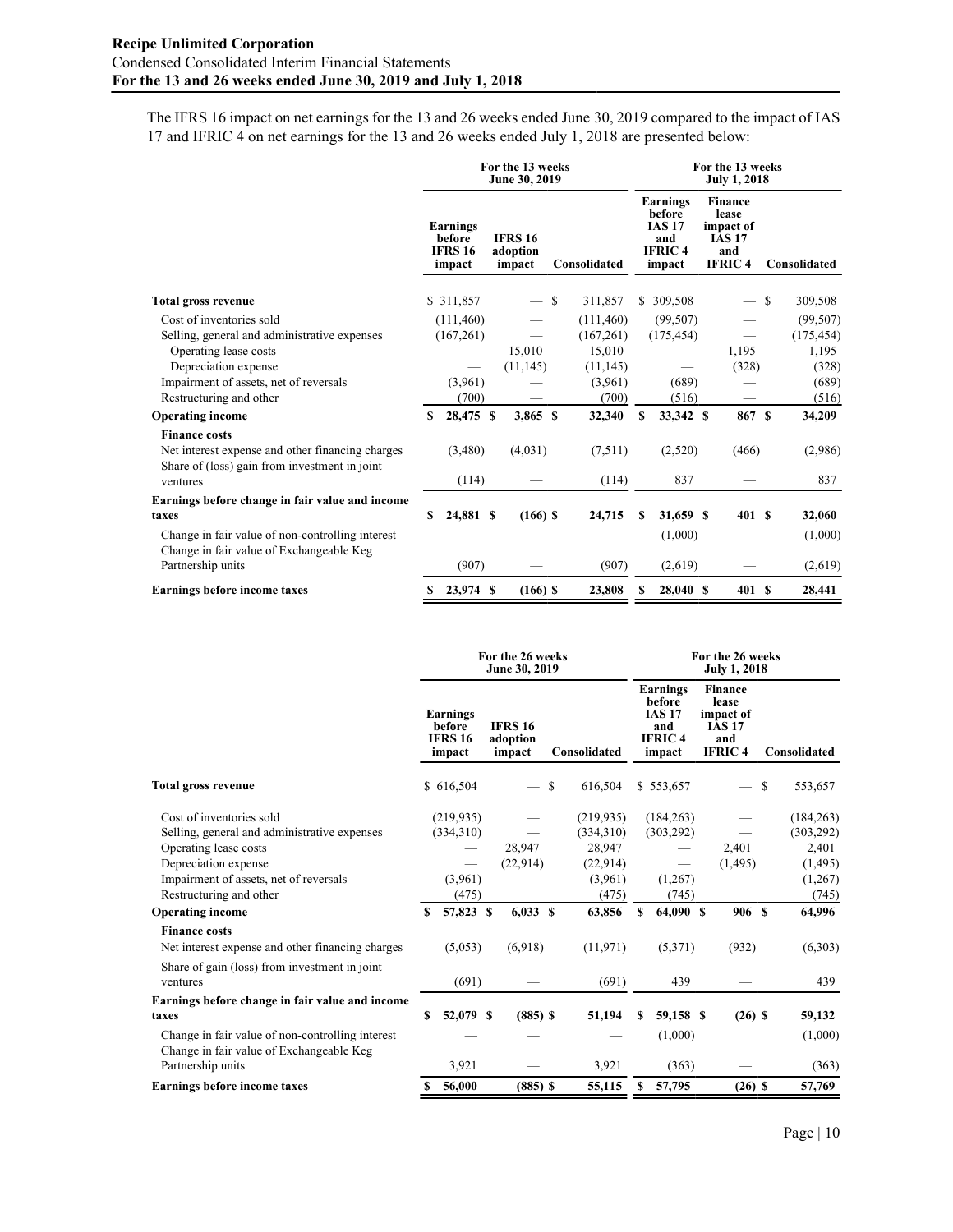The IFRS 16 impact on net earnings for the 13 and 26 weeks ended June 30, 2019 compared to the impact of IAS 17 and IFRIC 4 on net earnings for the 13 and 26 weeks ended July 1, 2018 are presented below:

| | For the 13 weeks June 30, 2019 | | | For the 13 weeks July 1, 2018 | | |
|---|---|---|---|---|---|---|
| | Earnings before IFRS 16 impact | IFRS 16 adoption impact | Consolidated | Earnings before IAS 17 and IFRIC 4 impact | Finance lease impact of IAS 17 and IFRIC 4 | Consolidated |
| **Total gross revenue** | $ 311,857 | — | $ 311,857 | $ 309,508 | — | $ 309,508 |
| Cost of inventories sold | (111,460) | — | (111,460) | (99,507) | — | (99,507) |
| Selling, general and administrative expenses | (167,261) | — | (167,261) | (175,454) | — | (175,454) |
| Operating lease costs | — | 15,010 | 15,010 | — | 1,195 | 1,195 |
| Depreciation expense | — | (11,145) | (11,145) | — | (328) | (328) |
| Impairment of assets, net of reversals | (3,961) | — | (3,961) | (689) | — | (689) |
| Restructuring and other | (700) | — | (700) | (516) | — | (516) |
| **Operating income** | **$ 28,475** | **$ 3,865** | **$ 32,340** | **$ 33,342** | **$ 867** | **$ 34,209** |
| **Finance costs** | | | | | | |
| Net interest expense and other financing charges | (3,480) | (4,031) | (7,511) | (2,520) | (466) | (2,986) |
| Share of (loss) gain from investment in joint ventures | (114) | — | (114) | 837 | — | 837 |
| **Earnings before change in fair value and income taxes** | **$ 24,881** | **$ (166)** | **$ 24,715** | **$ 31,659** | **$ 401** | **$ 32,060** |
| Change in fair value of non-controlling interest | — | — | — | (1,000) | — | (1,000) |
| Change in fair value of Exchangeable Keg Partnership units | (907) | — | (907) | (2,619) | — | (2,619) |
| **Earnings before income taxes** | **$ 23,974** | **$ (166)** | **$ 23,808** | **$ 28,040** | **$ 401** | **$ 28,441** |

| | For the 26 weeks June 30, 2019 | | | For the 26 weeks July 1, 2018 | | |
|---|---|---|---|---|---|---|
| | Earnings before IFRS 16 impact | IFRS 16 adoption impact | Consolidated | Earnings before IAS 17 and IFRIC 4 impact | Finance lease impact of IAS 17 and IFRIC 4 | Consolidated |
| **Total gross revenue** | $ 616,504 | — | $ 616,504 | $ 553,657 | — | $ 553,657 |
| Cost of inventories sold | (219,935) | — | (219,935) | (184,263) | — | (184,263) |
| Selling, general and administrative expenses | (334,310) | — | (334,310) | (303,292) | — | (303,292) |
| Operating lease costs | — | 28,947 | 28,947 | — | 2,401 | 2,401 |
| Depreciation expense | — | (22,914) | (22,914) | — | (1,495) | (1,495) |
| Impairment of assets, net of reversals | (3,961) | — | (3,961) | (1,267) | — | (1,267) |
| Restructuring and other | (475) | | (475) | (745) | | (745) |
| **Operating income** | **$ 57,823** | **$ 6,033** | **$ 63,856** | **$ 64,090** | **$ 906** | **$ 64,996** |
| **Finance costs** | | | | | | |
| Net interest expense and other financing charges | (5,053) | (6,918) | (11,971) | (5,371) | (932) | (6,303) |
| Share of gain (loss) from investment in joint ventures | (691) | — | (691) | 439 | — | 439 |
| **Earnings before change in fair value and income taxes** | **$ 52,079** | **$ (885)** | **$ 51,194** | **$ 59,158** | **$ (26)** | **$ 59,132** |
| Change in fair value of non-controlling interest | — | — | — | (1,000) | — | (1,000) |
| Change in fair value of Exchangeable Keg Partnership units | 3,921 | — | 3,921 | (363) | — | (363) |
| **Earnings before income taxes** | **$ 56,000** | **$ (885)** | **$ 55,115** | **$ 57,795** | **$ (26)** | **$ 57,769** |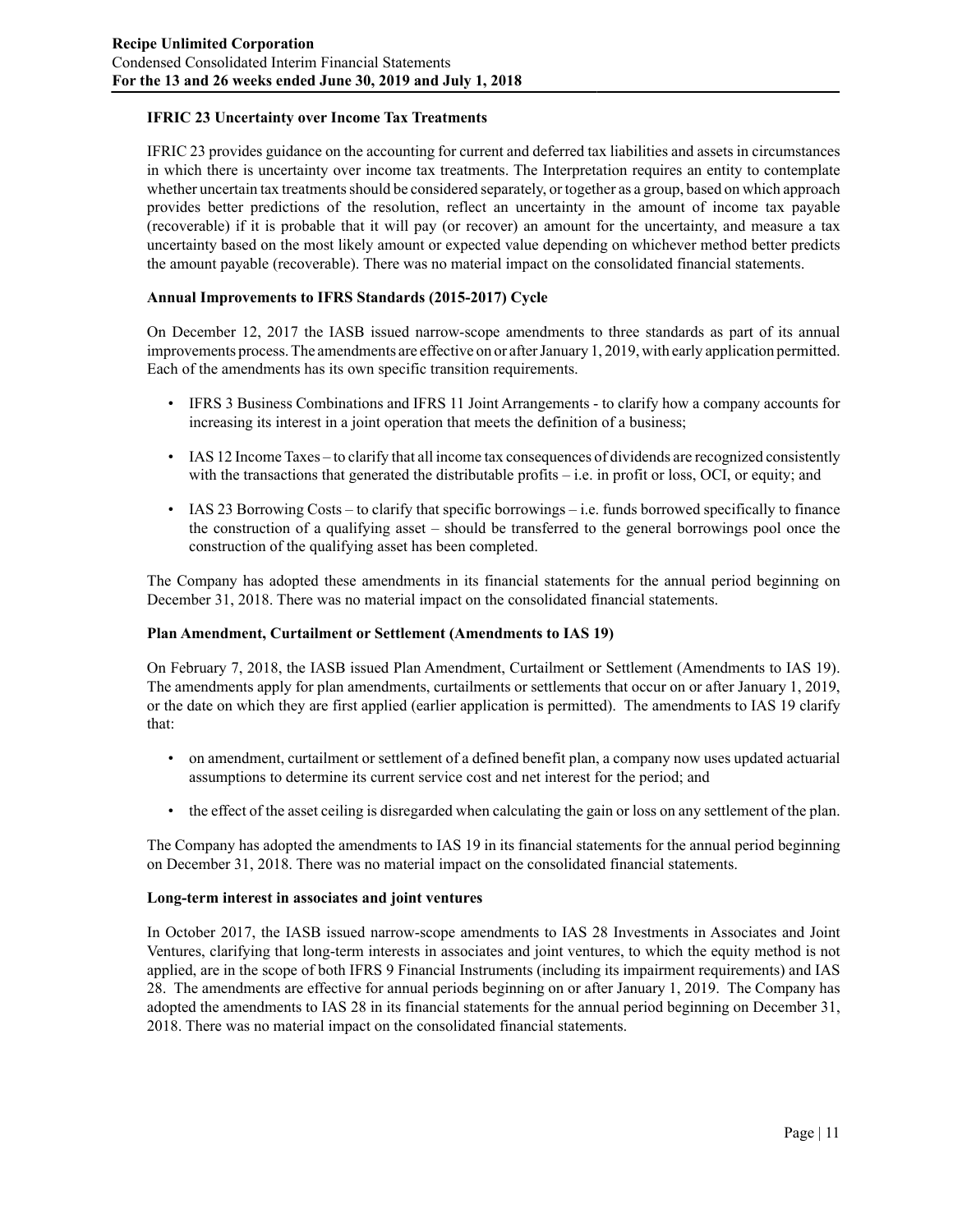#### IFRIC 23 Uncertainty over Income Tax Treatments

IFRIC 23 provides guidance on the accounting for current and deferred tax liabilities and assets in circumstances in which there is uncertainty over income tax treatments. The Interpretation requires an entity to contemplate whether uncertain tax treatments should be considered separately, or together as a group, based on which approach provides better predictions of the resolution, reflect an uncertainty in the amount of income tax payable (recoverable) if it is probable that it will pay (or recover) an amount for the uncertainty, and measure a tax uncertainty based on the most likely amount or expected value depending on whichever method better predicts the amount payable (recoverable). There was no material impact on the consolidated financial statements.

#### Annual Improvements to IFRS Standards (2015-2017) Cycle

On December 12, 2017 the IASB issued narrow-scope amendments to three standards as part of its annual improvements process. The amendments are effective on or after January 1, 2019, with early application permitted. Each of the amendments has its own specific transition requirements.

- IFRS 3 Business Combinations and IFRS 11 Joint Arrangements - to clarify how a company accounts for increasing its interest in a joint operation that meets the definition of a business;
- IAS 12 Income Taxes – to clarify that all income tax consequences of dividends are recognized consistently with the transactions that generated the distributable profits – i.e. in profit or loss, OCI, or equity; and
- IAS 23 Borrowing Costs – to clarify that specific borrowings – i.e. funds borrowed specifically to finance the construction of a qualifying asset – should be transferred to the general borrowings pool once the construction of the qualifying asset has been completed.

The Company has adopted these amendments in its financial statements for the annual period beginning on December 31, 2018. There was no material impact on the consolidated financial statements.

#### Plan Amendment, Curtailment or Settlement (Amendments to IAS 19)

On February 7, 2018, the IASB issued Plan Amendment, Curtailment or Settlement (Amendments to IAS 19). The amendments apply for plan amendments, curtailments or settlements that occur on or after January 1, 2019, or the date on which they are first applied (earlier application is permitted). The amendments to IAS 19 clarify that:

- on amendment, curtailment or settlement of a defined benefit plan, a company now uses updated actuarial assumptions to determine its current service cost and net interest for the period; and
- the effect of the asset ceiling is disregarded when calculating the gain or loss on any settlement of the plan.

The Company has adopted the amendments to IAS 19 in its financial statements for the annual period beginning on December 31, 2018. There was no material impact on the consolidated financial statements.

#### Long-term interest in associates and joint ventures

In October 2017, the IASB issued narrow-scope amendments to IAS 28 Investments in Associates and Joint Ventures, clarifying that long-term interests in associates and joint ventures, to which the equity method is not applied, are in the scope of both IFRS 9 Financial Instruments (including its impairment requirements) and IAS 28. The amendments are effective for annual periods beginning on or after January 1, 2019. The Company has adopted the amendments to IAS 28 in its financial statements for the annual period beginning on December 31, 2018. There was no material impact on the consolidated financial statements.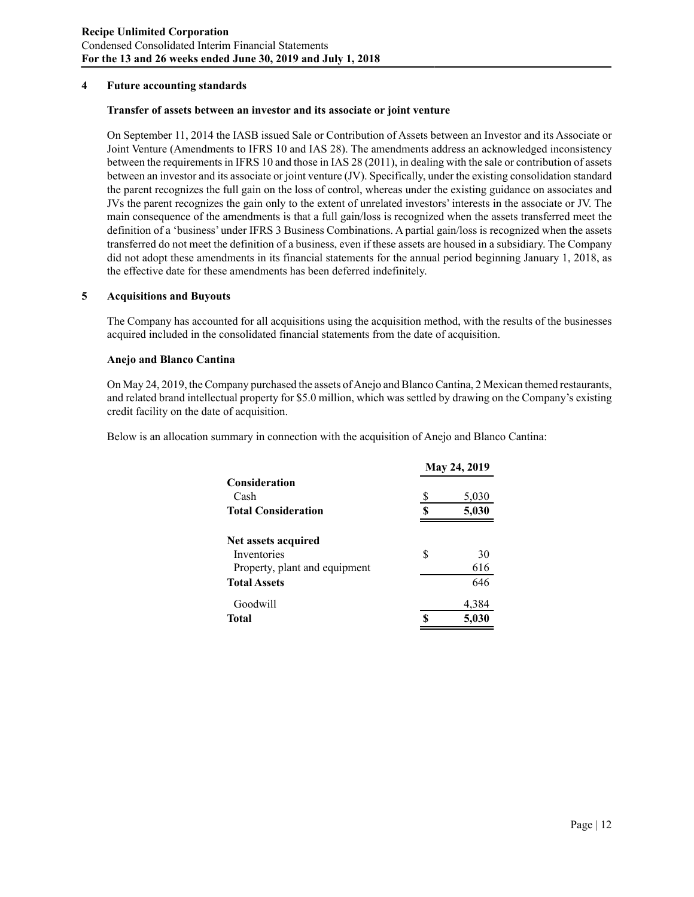## 4 Future accounting standards

### Transfer of assets between an investor and its associate or joint venture

On September 11, 2014 the IASB issued Sale or Contribution of Assets between an Investor and its Associate or Joint Venture (Amendments to IFRS 10 and IAS 28). The amendments address an acknowledged inconsistency between the requirements in IFRS 10 and those in IAS 28 (2011), in dealing with the sale or contribution of assets between an investor and its associate or joint venture (JV). Specifically, under the existing consolidation standard the parent recognizes the full gain on the loss of control, whereas under the existing guidance on associates and JVs the parent recognizes the gain only to the extent of unrelated investors' interests in the associate or JV. The main consequence of the amendments is that a full gain/loss is recognized when the assets transferred meet the definition of a 'business' under IFRS 3 Business Combinations. A partial gain/loss is recognized when the assets transferred do not meet the definition of a business, even if these assets are housed in a subsidiary. The Company did not adopt these amendments in its financial statements for the annual period beginning January 1, 2018, as the effective date for these amendments has been deferred indefinitely.

## 5 Acquisitions and Buyouts

The Company has accounted for all acquisitions using the acquisition method, with the results of the businesses acquired included in the consolidated financial statements from the date of acquisition.

### Anejo and Blanco Cantina

On May 24, 2019, the Company purchased the assets of Anejo and Blanco Cantina, 2 Mexican themed restaurants, and related brand intellectual property for $5.0 million, which was settled by drawing on the Company's existing credit facility on the date of acquisition.

Below is an allocation summary in connection with the acquisition of Anejo and Blanco Cantina:

| | May 24, 2019 |
|---|---|
| **Consideration** | |
| Cash | $ 5,030 |
| **Total Consideration** | **$ 5,030** |
| | |
| **Net assets acquired** | |
| Inventories | $ 30 |
| Property, plant and equipment | 616 |
| **Total Assets** | 646 |
| Goodwill | 4,384 |
| **Total** | **$ 5,030** |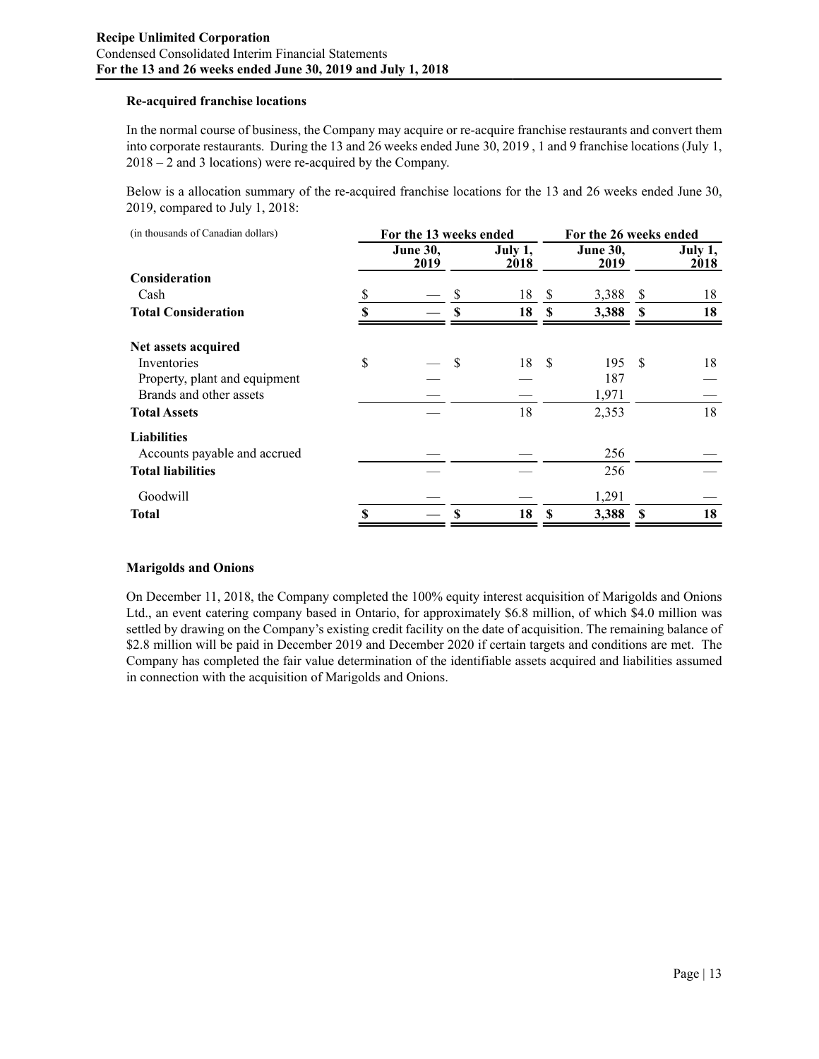### Re-acquired franchise locations

In the normal course of business, the Company may acquire or re-acquire franchise restaurants and convert them into corporate restaurants. During the 13 and 26 weeks ended June 30, 2019 , 1 and 9 franchise locations (July 1, 2018 – 2 and 3 locations) were re-acquired by the Company.

Below is a allocation summary of the re-acquired franchise locations for the 13 and 26 weeks ended June 30, 2019, compared to July 1, 2018:

| (in thousands of Canadian dollars) | For the 13 weeks ended | | For the 26 weeks ended | |
|---|---|---|---|---|
| | June 30, 2019 | July 1, 2018 | June 30, 2019 | July 1, 2018 |
| **Consideration** | | | | |
| Cash | $ — | $ 18 | $ 3,388 | $ 18 |
| **Total Consideration** | **$ —** | **$ 18** | **$ 3,388** | **$ 18** |
| **Net assets acquired** | | | | |
| Inventories | $ — | $ 18 | $ 195 | $ 18 |
| Property, plant and equipment | — | — | 187 | — |
| Brands and other assets | — | — | 1,971 | — |
| **Total Assets** | — | 18 | 2,353 | 18 |
| **Liabilities** | | | | |
| Accounts payable and accrued | — | — | 256 | — |
| **Total liabilities** | — | — | 256 | — |
| Goodwill | — | — | 1,291 | — |
| **Total** | **$ —** | **$ 18** | **$ 3,388** | **$ 18** |

### Marigolds and Onions

On December 11, 2018, the Company completed the 100% equity interest acquisition of Marigolds and Onions Ltd., an event catering company based in Ontario, for approximately $6.8 million, of which $4.0 million was settled by drawing on the Company's existing credit facility on the date of acquisition. The remaining balance of $2.8 million will be paid in December 2019 and December 2020 if certain targets and conditions are met. The Company has completed the fair value determination of the identifiable assets acquired and liabilities assumed in connection with the acquisition of Marigolds and Onions.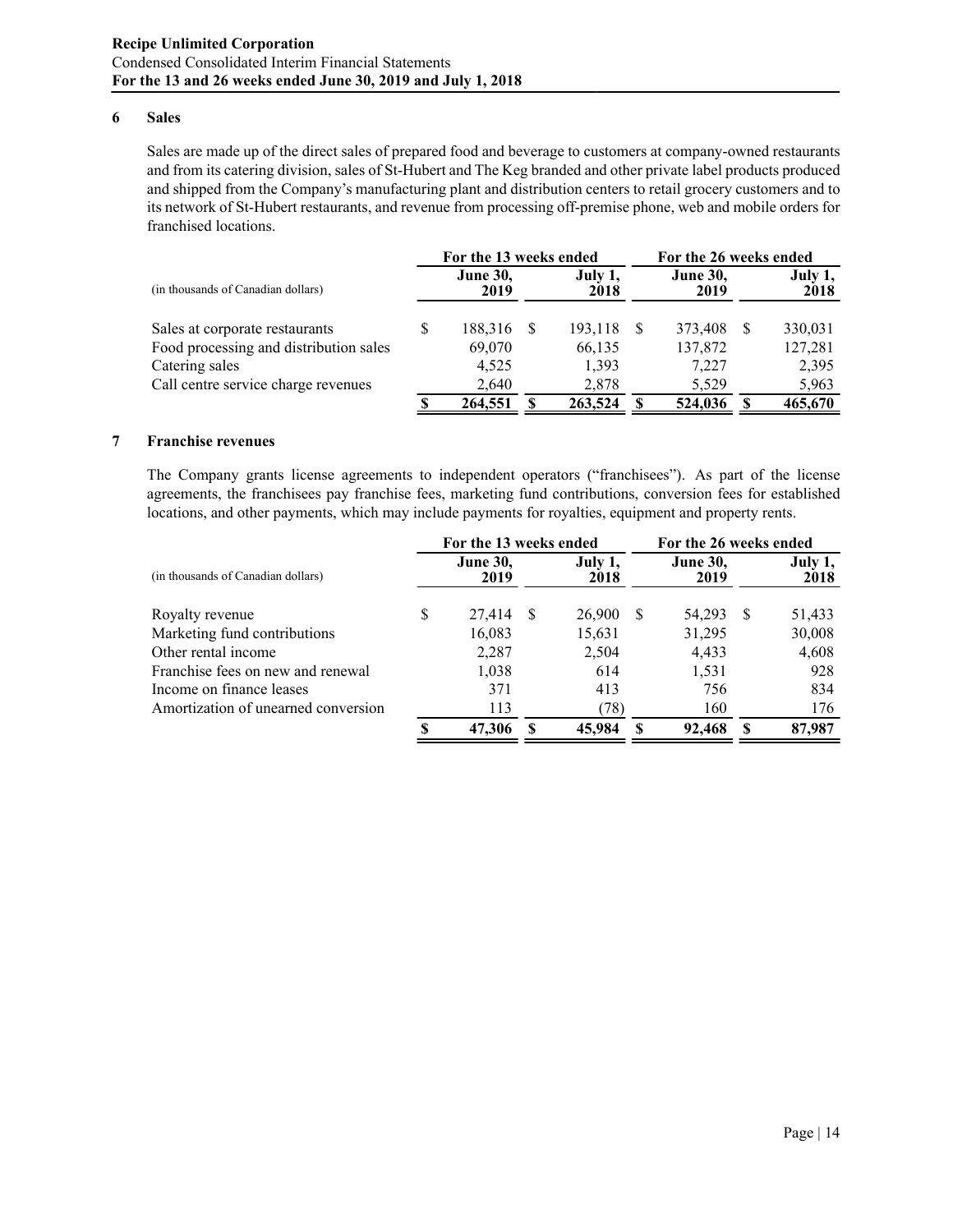## 6 Sales

Sales are made up of the direct sales of prepared food and beverage to customers at company-owned restaurants and from its catering division, sales of St-Hubert and The Keg branded and other private label products produced and shipped from the Company's manufacturing plant and distribution centers to retail grocery customers and to its network of St-Hubert restaurants, and revenue from processing off-premise phone, web and mobile orders for franchised locations.

| (in thousands of Canadian dollars) | For the 13 weeks ended June 30, 2019 | For the 13 weeks ended July 1, 2018 | For the 26 weeks ended June 30, 2019 | For the 26 weeks ended July 1, 2018 |
|---|---|---|---|---|
| Sales at corporate restaurants | $ 188,316 | $ 193,118 | $ 373,408 | $ 330,031 |
| Food processing and distribution sales | 69,070 | 66,135 | 137,872 | 127,281 |
| Catering sales | 4,525 | 1,393 | 7,227 | 2,395 |
| Call centre service charge revenues | 2,640 | 2,878 | 5,529 | 5,963 |
| | **$ 264,551** | **$ 263,524** | **$ 524,036** | **$ 465,670** |

## 7 Franchise revenues

The Company grants license agreements to independent operators ("franchisees"). As part of the license agreements, the franchisees pay franchise fees, marketing fund contributions, conversion fees for established locations, and other payments, which may include payments for royalties, equipment and property rents.

| (in thousands of Canadian dollars) | For the 13 weeks ended June 30, 2019 | For the 13 weeks ended July 1, 2018 | For the 26 weeks ended June 30, 2019 | For the 26 weeks ended July 1, 2018 |
|---|---|---|---|---|
| Royalty revenue | $ 27,414 | $ 26,900 | $ 54,293 | $ 51,433 |
| Marketing fund contributions | 16,083 | 15,631 | 31,295 | 30,008 |
| Other rental income | 2,287 | 2,504 | 4,433 | 4,608 |
| Franchise fees on new and renewal | 1,038 | 614 | 1,531 | 928 |
| Income on finance leases | 371 | 413 | 756 | 834 |
| Amortization of unearned conversion | 113 | (78) | 160 | 176 |
| | **$ 47,306** | **$ 45,984** | **$ 92,468** | **$ 87,987** |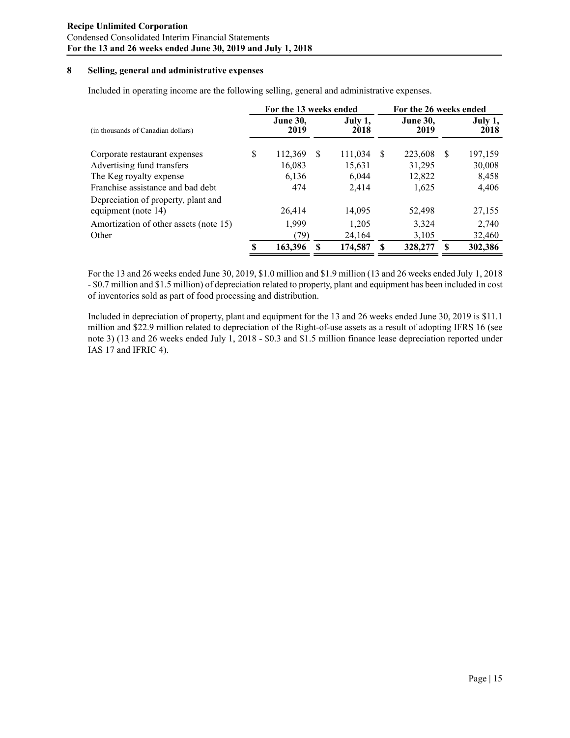## 8 Selling, general and administrative expenses

Included in operating income are the following selling, general and administrative expenses.

| (in thousands of Canadian dollars) | For the 13 weeks ended June 30, 2019 | For the 13 weeks ended July 1, 2018 | For the 26 weeks ended June 30, 2019 | For the 26 weeks ended July 1, 2018 |
|---|---|---|---|---|
| Corporate restaurant expenses | $ 112,369 | $ 111,034 | $ 223,608 | $ 197,159 |
| Advertising fund transfers | 16,083 | 15,631 | 31,295 | 30,008 |
| The Keg royalty expense | 6,136 | 6,044 | 12,822 | 8,458 |
| Franchise assistance and bad debt | 474 | 2,414 | 1,625 | 4,406 |
| Depreciation of property, plant and equipment (note 14) | 26,414 | 14,095 | 52,498 | 27,155 |
| Amortization of other assets (note 15) | 1,999 | 1,205 | 3,324 | 2,740 |
| Other | (79) | 24,164 | 3,105 | 32,460 |
| | **$ 163,396** | **$ 174,587** | **$ 328,277** | **$ 302,386** |

For the 13 and 26 weeks ended June 30, 2019, $1.0 million and $1.9 million (13 and 26 weeks ended July 1, 2018 - $0.7 million and $1.5 million) of depreciation related to property, plant and equipment has been included in cost of inventories sold as part of food processing and distribution.

Included in depreciation of property, plant and equipment for the 13 and 26 weeks ended June 30, 2019 is $11.1 million and $22.9 million related to depreciation of the Right-of-use assets as a result of adopting IFRS 16 (see note 3) (13 and 26 weeks ended July 1, 2018 - $0.3 and $1.5 million finance lease depreciation reported under IAS 17 and IFRIC 4).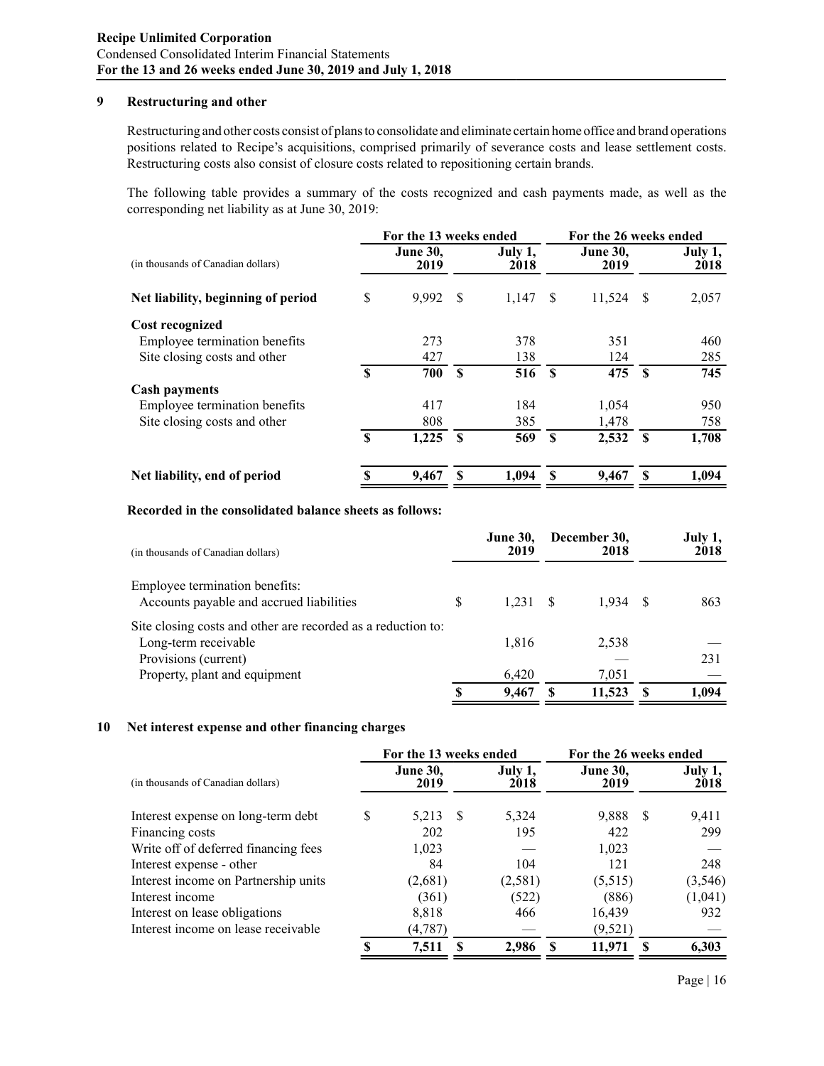## 9 Restructuring and other

Restructuring and other costs consist of plans to consolidate and eliminate certain home office and brand operations positions related to Recipe's acquisitions, comprised primarily of severance costs and lease settlement costs. Restructuring costs also consist of closure costs related to repositioning certain brands.

The following table provides a summary of the costs recognized and cash payments made, as well as the corresponding net liability as at June 30, 2019:

| (in thousands of Canadian dollars) | For the 13 weeks ended June 30, 2019 | For the 13 weeks ended July 1, 2018 | For the 26 weeks ended June 30, 2019 | For the 26 weeks ended July 1, 2018 |
|---|---|---|---|---|
| **Net liability, beginning of period** | $ 9,992 | $ 1,147 | $ 11,524 | $ 2,057 |
| **Cost recognized** | | | | |
| Employee termination benefits | 273 | 378 | 351 | 460 |
| Site closing costs and other | 427 | 138 | 124 | 285 |
| | **$ 700** | **$ 516** | **$ 475** | **$ 745** |
| **Cash payments** | | | | |
| Employee termination benefits | 417 | 184 | 1,054 | 950 |
| Site closing costs and other | 808 | 385 | 1,478 | 758 |
| | **$ 1,225** | **$ 569** | **$ 2,532** | **$ 1,708** |
| **Net liability, end of period** | **$ 9,467** | **$ 1,094** | **$ 9,467** | **$ 1,094** |

**Recorded in the consolidated balance sheets as follows:**

| (in thousands of Canadian dollars) | June 30, 2019 | December 30, 2018 | July 1, 2018 |
|---|---|---|---|
| Employee termination benefits: | | | |
| Accounts payable and accrued liabilities | $ 1,231 | $ 1,934 | $ 863 |
| Site closing costs and other are recorded as a reduction to: | | | |
| Long-term receivable | 1,816 | 2,538 | — |
| Provisions (current) | — | — | 231 |
| Property, plant and equipment | 6,420 | 7,051 | — |
| | **$ 9,467** | **$ 11,523** | **$ 1,094** |

## 10 Net interest expense and other financing charges

| (in thousands of Canadian dollars) | For the 13 weeks ended June 30, 2019 | For the 13 weeks ended July 1, 2018 | For the 26 weeks ended June 30, 2019 | For the 26 weeks ended July 1, 2018 |
|---|---|---|---|---|
| Interest expense on long-term debt | $ 5,213 | $ 5,324 | 9,888 | $ 9,411 |
| Financing costs | 202 | 195 | 422 | 299 |
| Write off of deferred financing fees | 1,023 | — | 1,023 | — |
| Interest expense - other | 84 | 104 | 121 | 248 |
| Interest income on Partnership units | (2,681) | (2,581) | (5,515) | (3,546) |
| Interest income | (361) | (522) | (886) | (1,041) |
| Interest on lease obligations | 8,818 | 466 | 16,439 | 932 |
| Interest income on lease receivable | (4,787) | — | (9,521) | — |
| | **$ 7,511** | **$ 2,986** | **$ 11,971** | **$ 6,303** |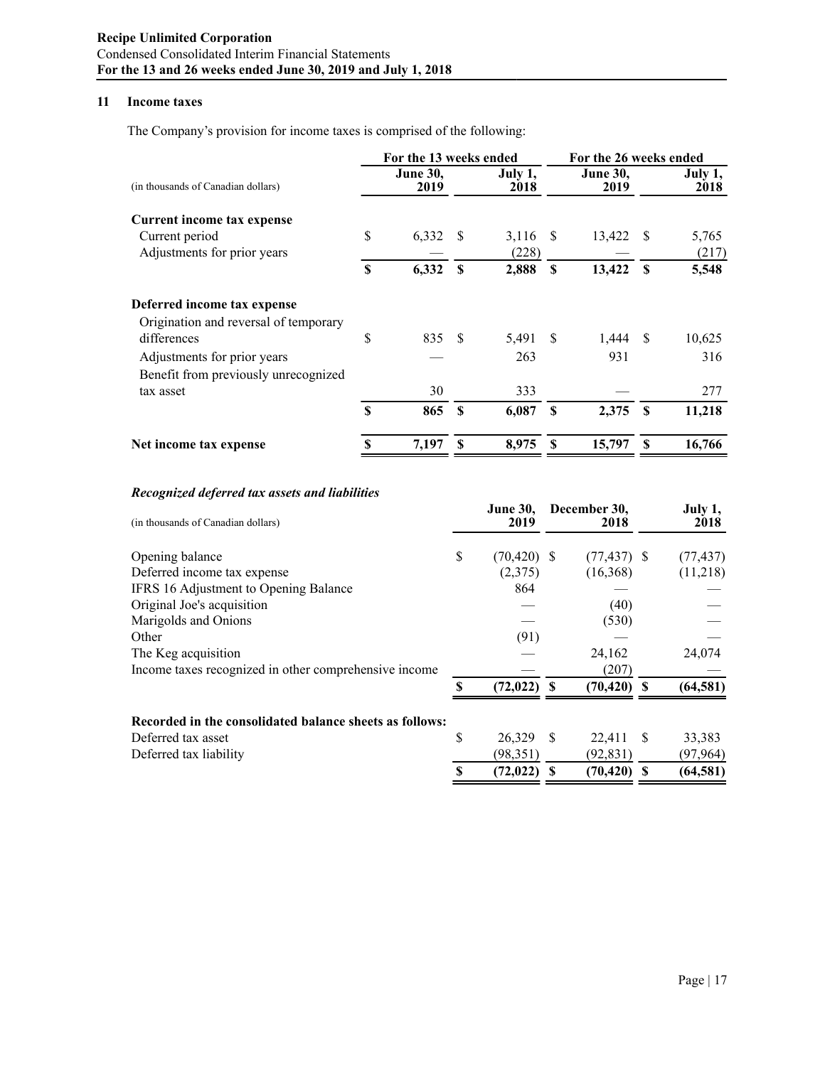## 11 Income taxes

The Company's provision for income taxes is comprised of the following:

| (in thousands of Canadian dollars) | For the 13 weeks ended June 30, 2019 | For the 13 weeks ended July 1, 2018 | For the 26 weeks ended June 30, 2019 | For the 26 weeks ended July 1, 2018 |
|---|---|---|---|---|
| **Current income tax expense** | | | | |
| Current period | $ 6,332 | $ 3,116 | $ 13,422 | $ 5,765 |
| Adjustments for prior years | — | (228) | — | (217) |
| | **$ 6,332** | **$ 2,888** | **$ 13,422** | **$ 5,548** |
| **Deferred income tax expense** | | | | |
| Origination and reversal of temporary differences | $ 835 | $ 5,491 | $ 1,444 | $ 10,625 |
| Adjustments for prior years | — | 263 | 931 | 316 |
| Benefit from previously unrecognized tax asset | 30 | 333 | — | 277 |
| | **$ 865** | **$ 6,087** | **$ 2,375** | **$ 11,218** |
| **Net income tax expense** | **$ 7,197** | **$ 8,975** | **$ 15,797** | **$ 16,766** |

### *Recognized deferred tax assets and liabilities*

| (in thousands of Canadian dollars) | June 30, 2019 | December 30, 2018 | July 1, 2018 |
|---|---|---|---|
| Opening balance | $ (70,420) | $ (77,437) | $ (77,437) |
| Deferred income tax expense | (2,375) | (16,368) | (11,218) |
| IFRS 16 Adjustment to Opening Balance | 864 | — | — |
| Original Joe's acquisition | — | (40) | — |
| Marigolds and Onions | — | (530) | — |
| Other | (91) | — | — |
| The Keg acquisition | — | 24,162 | 24,074 |
| Income taxes recognized in other comprehensive income | — | (207) | — |
| | **$ (72,022)** | **$ (70,420)** | **$ (64,581)** |
| **Recorded in the consolidated balance sheets as follows:** | | | |
| Deferred tax asset | $ 26,329 | $ 22,411 | $ 33,383 |
| Deferred tax liability | (98,351) | (92,831) | (97,964) |
| | **$ (72,022)** | **$ (70,420)** | **$ (64,581)** |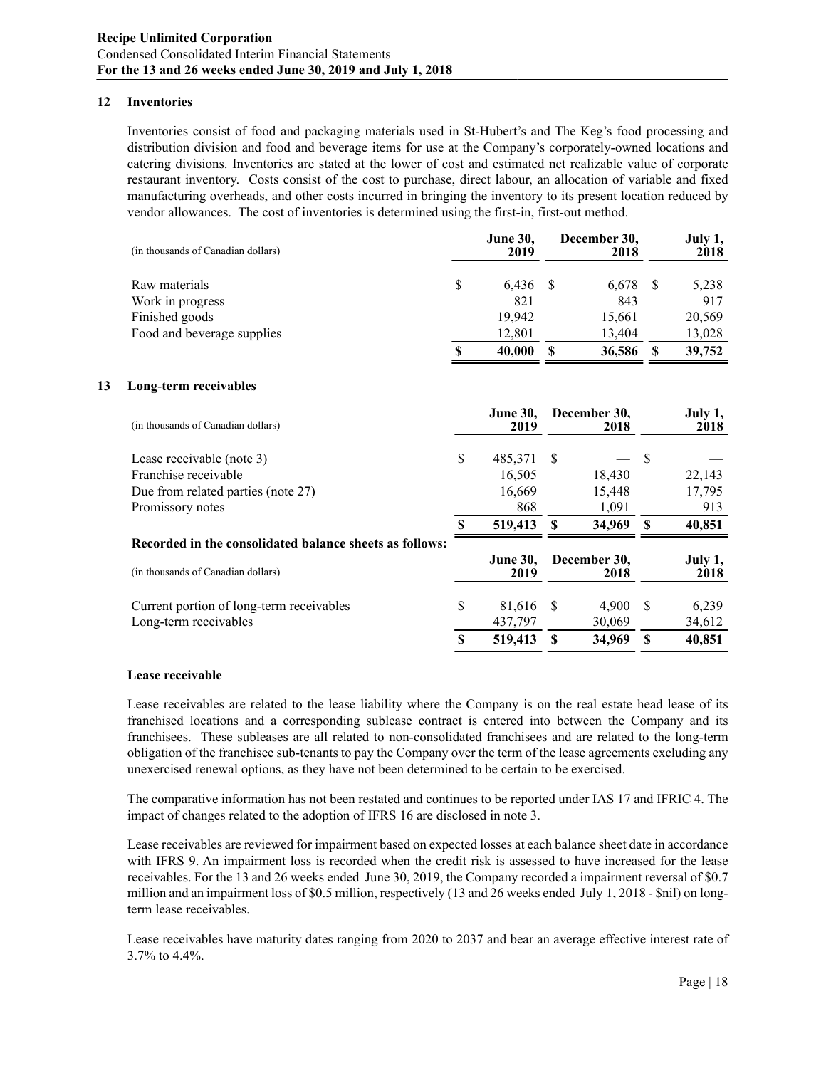## 12 Inventories

Inventories consist of food and packaging materials used in St-Hubert's and The Keg's food processing and distribution division and food and beverage items for use at the Company's corporately-owned locations and catering divisions. Inventories are stated at the lower of cost and estimated net realizable value of corporate restaurant inventory. Costs consist of the cost to purchase, direct labour, an allocation of variable and fixed manufacturing overheads, and other costs incurred in bringing the inventory to its present location reduced by vendor allowances. The cost of inventories is determined using the first-in, first-out method.

| (in thousands of Canadian dollars) | June 30, 2019 | December 30, 2018 | July 1, 2018 |
|---|---|---|---|
| Raw materials | $ 6,436 | $ 6,678 | $ 5,238 |
| Work in progress | 821 | 843 | 917 |
| Finished goods | 19,942 | 15,661 | 20,569 |
| Food and beverage supplies | 12,801 | 13,404 | 13,028 |
| | **$ 40,000** | **$ 36,586** | **$ 39,752** |

## 13 Long-term receivables

| (in thousands of Canadian dollars) | June 30, 2019 | December 30, 2018 | July 1, 2018 |
|---|---|---|---|
| Lease receivable (note 3) | $ 485,371 | $ — | $ — |
| Franchise receivable | 16,505 | 18,430 | 22,143 |
| Due from related parties (note 27) | 16,669 | 15,448 | 17,795 |
| Promissory notes | 868 | 1,091 | 913 |
| | **$ 519,413** | **$ 34,969** | **$ 40,851** |

**Recorded in the consolidated balance sheets as follows:**

| (in thousands of Canadian dollars) | June 30, 2019 | December 30, 2018 | July 1, 2018 |
|---|---|---|---|
| Current portion of long-term receivables | $ 81,616 | $ 4,900 | $ 6,239 |
| Long-term receivables | 437,797 | 30,069 | 34,612 |
| | **$ 519,413** | **$ 34,969** | **$ 40,851** |

### Lease receivable

Lease receivables are related to the lease liability where the Company is on the real estate head lease of its franchised locations and a corresponding sublease contract is entered into between the Company and its franchisees. These subleases are all related to non-consolidated franchisees and are related to the long-term obligation of the franchisee sub-tenants to pay the Company over the term of the lease agreements excluding any unexercised renewal options, as they have not been determined to be certain to be exercised.

The comparative information has not been restated and continues to be reported under IAS 17 and IFRIC 4. The impact of changes related to the adoption of IFRS 16 are disclosed in note 3.

Lease receivables are reviewed for impairment based on expected losses at each balance sheet date in accordance with IFRS 9. An impairment loss is recorded when the credit risk is assessed to have increased for the lease receivables. For the 13 and 26 weeks ended June 30, 2019, the Company recorded a impairment reversal of $0.7 million and an impairment loss of $0.5 million, respectively (13 and 26 weeks ended July 1, 2018 - $nil) on long-term lease receivables.

Lease receivables have maturity dates ranging from 2020 to 2037 and bear an average effective interest rate of 3.7% to 4.4%.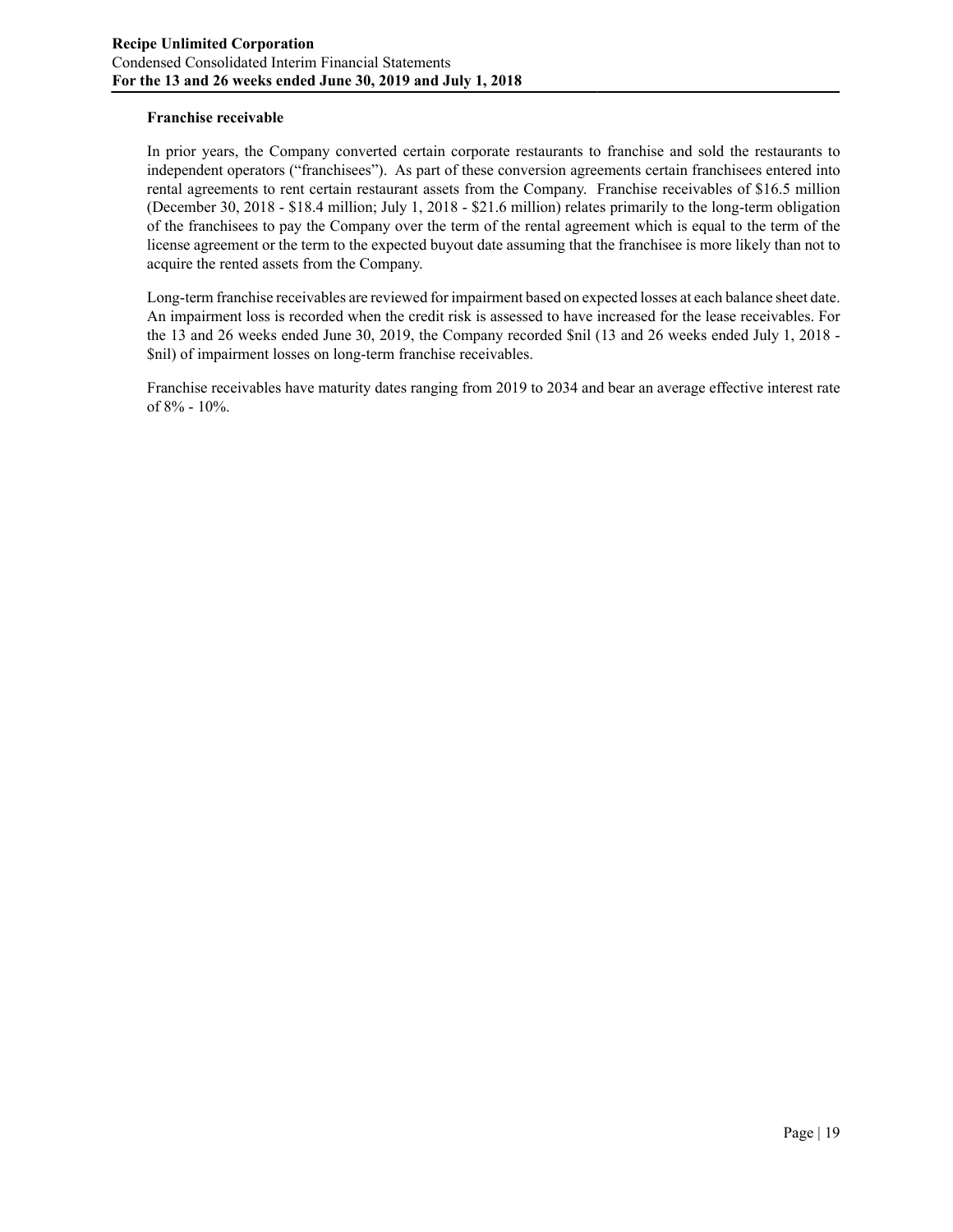### Franchise receivable

In prior years, the Company converted certain corporate restaurants to franchise and sold the restaurants to independent operators ("franchisees"). As part of these conversion agreements certain franchisees entered into rental agreements to rent certain restaurant assets from the Company. Franchise receivables of $16.5 million (December 30, 2018 - $18.4 million; July 1, 2018 - $21.6 million) relates primarily to the long-term obligation of the franchisees to pay the Company over the term of the rental agreement which is equal to the term of the license agreement or the term to the expected buyout date assuming that the franchisee is more likely than not to acquire the rented assets from the Company.

Long-term franchise receivables are reviewed for impairment based on expected losses at each balance sheet date. An impairment loss is recorded when the credit risk is assessed to have increased for the lease receivables. For the 13 and 26 weeks ended June 30, 2019, the Company recorded $nil (13 and 26 weeks ended July 1, 2018 - $nil) of impairment losses on long-term franchise receivables.

Franchise receivables have maturity dates ranging from 2019 to 2034 and bear an average effective interest rate of 8% - 10%.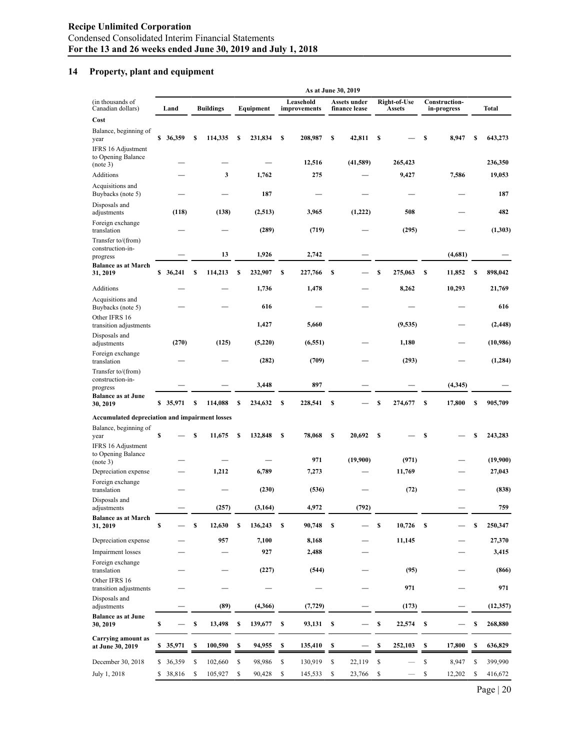## 14 Property, plant and equipment

| (in thousands of Canadian dollars) | Land | Buildings | Equipment | Leasehold improvements | Assets under finance lease | Right-of-Use Assets | Construction-in-progress | Total |
|---|---|---|---|---|---|---|---|---|
| | As at June 30, 2019 | | | | | | | |
| **Cost** | | | | | | | | |
| Balance, beginning of year | **$ 36,359** | **$ 114,335** | **$ 231,834** | **$ 208,987** | **$ 42,811** | **$ —** | **$ 8,947** | **$ 643,273** |
| IFRS 16 Adjustment to Opening Balance (note 3) | **—** | **—** | **—** | **12,516** | **(41,589)** | **265,423** | | **236,350** |
| Additions | **—** | **3** | **1,762** | **275** | **—** | **9,427** | **7,586** | **19,053** |
| Acquisitions and Buybacks (note 5) | **—** | **—** | **187** | **—** | **—** | **—** | **—** | **187** |
| Disposals and adjustments | **(118)** | **(138)** | **(2,513)** | **3,965** | **(1,222)** | **508** | **—** | **482** |
| Foreign exchange translation | **—** | **—** | **(289)** | **(719)** | **—** | **(295)** | **—** | **(1,303)** |
| Transfer to/(from) construction-in-progress | **—** | **13** | **1,926** | **2,742** | **—** | | **(4,681)** | **—** |
| **Balance as at March 31, 2019** | **$ 36,241** | **$ 114,213** | **$ 232,907** | **$ 227,766** | **$ —** | **$ 275,063** | **$ 11,852** | **$ 898,042** |
| Additions | **—** | **—** | **1,736** | **1,478** | **—** | **8,262** | **10,293** | **21,769** |
| Acquisitions and Buybacks (note 5) | **—** | **—** | **616** | **—** | **—** | **—** | **—** | **616** |
| Other IFRS 16 transition adjustments | | | **1,427** | **5,660** | | **(9,535)** | **—** | **(2,448)** |
| Disposals and adjustments | **(270)** | **(125)** | **(5,220)** | **(6,551)** | **—** | **1,180** | **—** | **(10,986)** |
| Foreign exchange translation | **—** | **—** | **(282)** | **(709)** | **—** | **(293)** | **—** | **(1,284)** |
| Transfer to/(from) construction-in-progress | **—** | **—** | **3,448** | **897** | **—** | **—** | **(4,345)** | **—** |
| **Balance as at June 30, 2019** | **$ 35,971** | **$ 114,088** | **$ 234,632** | **$ 228,541** | **$ —** | **$ 274,677** | **$ 17,800** | **$ 905,709** |
| **Accumulated depreciation and impairment losses** | | | | | | | | |
| Balance, beginning of year | **$ —** | **$ 11,675** | **$ 132,848** | **$ 78,068** | **$ 20,692** | **$ —** | **$ —** | **$ 243,283** |
| IFRS 16 Adjustment to Opening Balance (note 3) | **—** | **—** | **—** | **971** | **(19,900)** | **(971)** | **—** | **(19,900)** |
| Depreciation expense | **—** | **1,212** | **6,789** | **7,273** | **—** | **11,769** | **—** | **27,043** |
| Foreign exchange translation | **—** | **—** | **(230)** | **(536)** | **—** | **(72)** | **—** | **(838)** |
| Disposals and adjustments | **—** | **(257)** | **(3,164)** | **4,972** | **(792)** | | **—** | **759** |
| **Balance as at March 31, 2019** | **$ —** | **$ 12,630** | **$ 136,243** | **$ 90,748** | **$ —** | **$ 10,726** | **$ —** | **$ 250,347** |
| Depreciation expense | **—** | **957** | **7,100** | **8,168** | **—** | **11,145** | **—** | **27,370** |
| Impairment losses | **—** | **—** | **927** | **2,488** | **—** | | **—** | **3,415** |
| Foreign exchange translation | **—** | **—** | **(227)** | **(544)** | **—** | **(95)** | **—** | **(866)** |
| Other IFRS 16 transition adjustments | **—** | **—** | **—** | **—** | **—** | **971** | **—** | **971** |
| Disposals and adjustments | **—** | **(89)** | **(4,366)** | **(7,729)** | **—** | **(173)** | **—** | **(12,357)** |
| **Balance as at June 30, 2019** | **$ —** | **$ 13,498** | **$ 139,677** | **$ 93,131** | **$ —** | **$ 22,574** | **$ —** | **$ 268,880** |
| **Carrying amount as at June 30, 2019** | **$ 35,971** | **$ 100,590** | **$ 94,955** | **$ 135,410** | **$ —** | **$ 252,103** | **$ 17,800** | **$ 636,829** |
| December 30, 2018 | $ 36,359 | $ 102,660 | $ 98,986 | $ 130,919 | $ 22,119 | $ — | $ 8,947 | $ 399,990 |
| July 1, 2018 | $ 38,816 | $ 105,927 | $ 90,428 | $ 145,533 | $ 23,766 | $ — | $ 12,202 | $ 416,672 |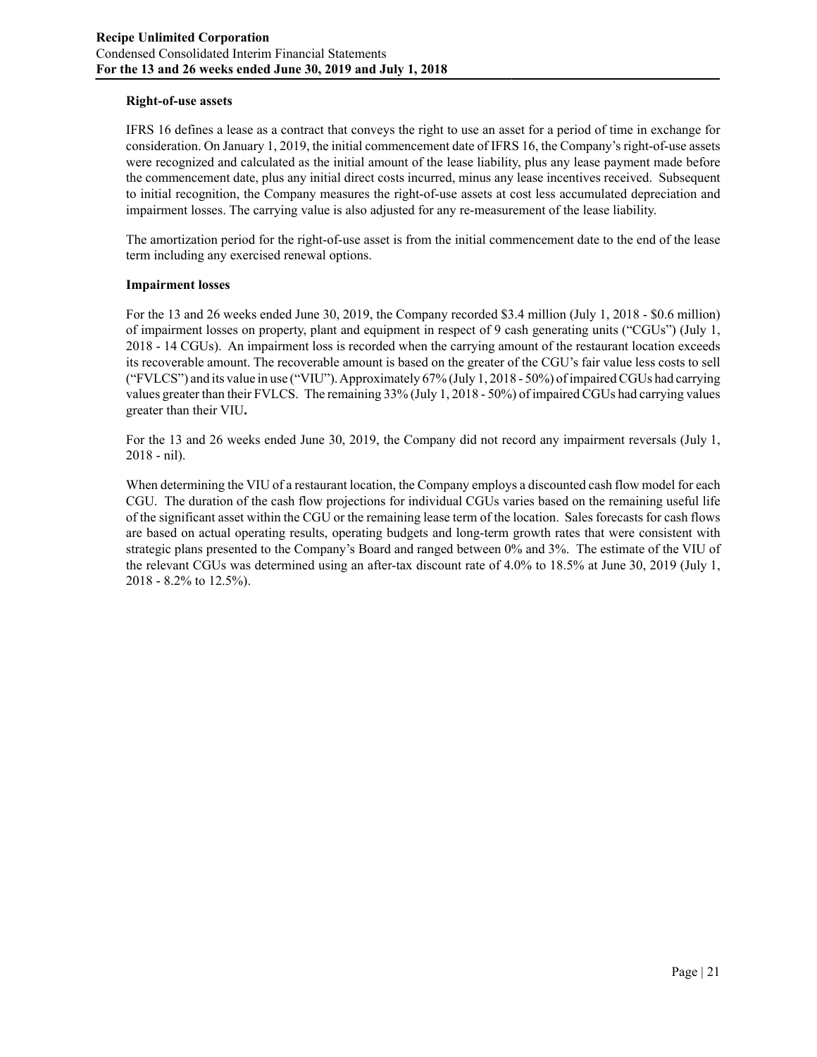**Right-of-use assets**

IFRS 16 defines a lease as a contract that conveys the right to use an asset for a period of time in exchange for consideration. On January 1, 2019, the initial commencement date of IFRS 16, the Company's right-of-use assets were recognized and calculated as the initial amount of the lease liability, plus any lease payment made before the commencement date, plus any initial direct costs incurred, minus any lease incentives received. Subsequent to initial recognition, the Company measures the right-of-use assets at cost less accumulated depreciation and impairment losses. The carrying value is also adjusted for any re-measurement of the lease liability.

The amortization period for the right-of-use asset is from the initial commencement date to the end of the lease term including any exercised renewal options.

**Impairment losses**

For the 13 and 26 weeks ended June 30, 2019, the Company recorded \$3.4 million (July 1, 2018 - \$0.6 million) of impairment losses on property, plant and equipment in respect of 9 cash generating units ("CGUs") (July 1, 2018 - 14 CGUs). An impairment loss is recorded when the carrying amount of the restaurant location exceeds its recoverable amount. The recoverable amount is based on the greater of the CGU's fair value less costs to sell ("FVLCS") and its value in use ("VIU"). Approximately 67% (July 1, 2018 - 50%) of impaired CGUs had carrying values greater than their FVLCS. The remaining 33% (July 1, 2018 - 50%) of impaired CGUs had carrying values greater than their VIU**.**

For the 13 and 26 weeks ended June 30, 2019, the Company did not record any impairment reversals (July 1, 2018 - nil).

When determining the VIU of a restaurant location, the Company employs a discounted cash flow model for each CGU. The duration of the cash flow projections for individual CGUs varies based on the remaining useful life of the significant asset within the CGU or the remaining lease term of the location. Sales forecasts for cash flows are based on actual operating results, operating budgets and long-term growth rates that were consistent with strategic plans presented to the Company's Board and ranged between 0% and 3%. The estimate of the VIU of the relevant CGUs was determined using an after-tax discount rate of 4.0% to 18.5% at June 30, 2019 (July 1, 2018 - 8.2% to 12.5%).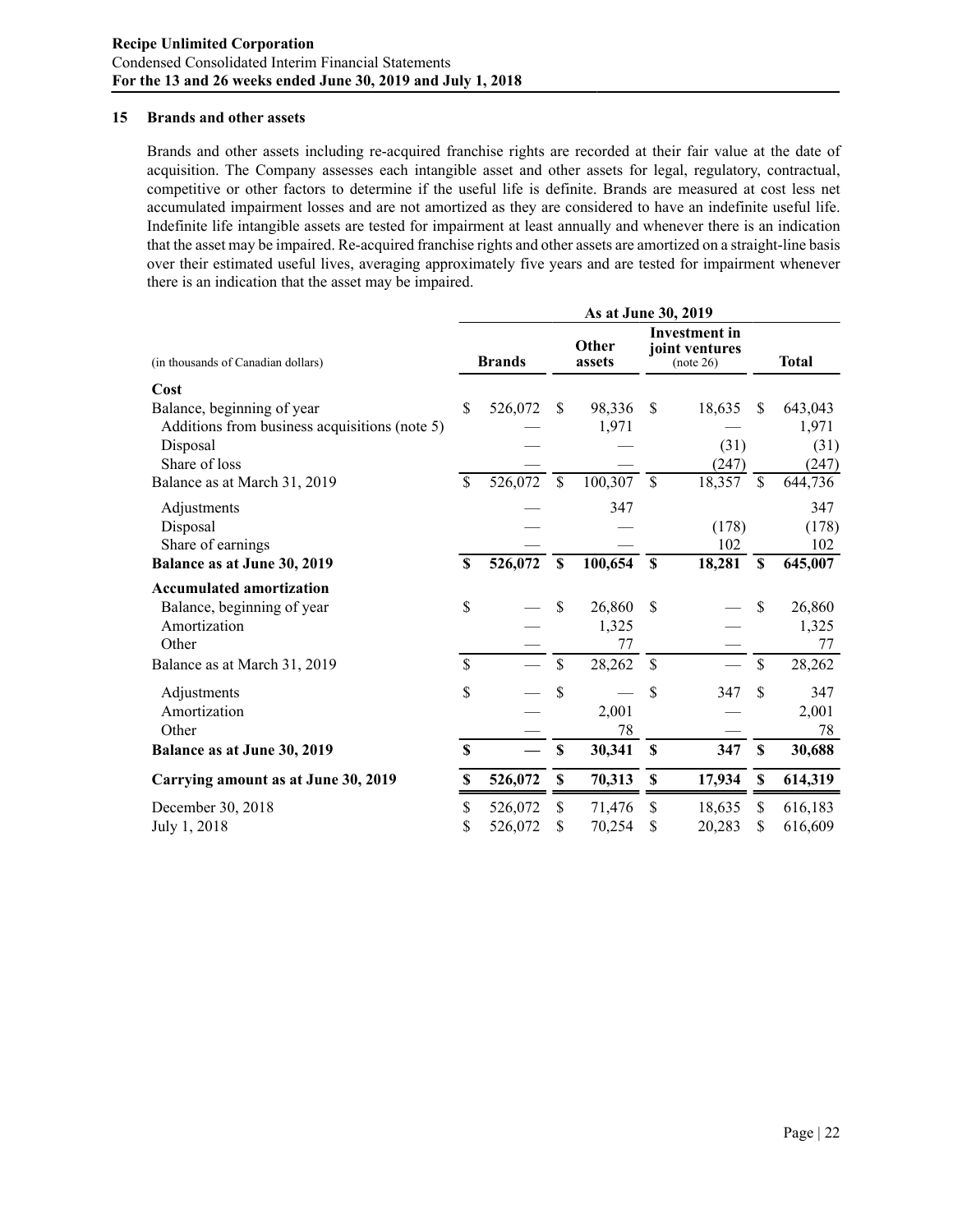## 15 Brands and other assets

Brands and other assets including re-acquired franchise rights are recorded at their fair value at the date of acquisition. The Company assesses each intangible asset and other assets for legal, regulatory, contractual, competitive or other factors to determine if the useful life is definite. Brands are measured at cost less net accumulated impairment losses and are not amortized as they are considered to have an indefinite useful life. Indefinite life intangible assets are tested for impairment at least annually and whenever there is an indication that the asset may be impaired. Re-acquired franchise rights and other assets are amortized on a straight-line basis over their estimated useful lives, averaging approximately five years and are tested for impairment whenever there is an indication that the asset may be impaired.

| | As at June 30, 2019 | | | |
|---|---|---|---|---|
| (in thousands of Canadian dollars) | **Brands** | **Other assets** | **Investment in joint ventures** (note 26) | **Total** |
| **Cost** | | | | |
| Balance, beginning of year | $ 526,072 | $ 98,336 | $ 18,635 | $ 643,043 |
| Additions from business acquisitions (note 5) | — | 1,971 | — | 1,971 |
| Disposal | — | — | (31) | (31) |
| Share of loss | — | — | (247) | (247) |
| Balance as at March 31, 2019 | $ 526,072 | $ 100,307 | $ 18,357 | $ 644,736 |
| Adjustments | — | 347 | | 347 |
| Disposal | — | — | (178) | (178) |
| Share of earnings | — | — | 102 | 102 |
| **Balance as at June 30, 2019** | **$ 526,072** | **$ 100,654** | **$ 18,281** | **$ 645,007** |
| **Accumulated amortization** | | | | |
| Balance, beginning of year | $ — | $ 26,860 | $ — | $ 26,860 |
| Amortization | — | 1,325 | — | 1,325 |
| Other | — | 77 | — | 77 |
| Balance as at March 31, 2019 | $ — | $ 28,262 | $ — | $ 28,262 |
| Adjustments | $ — | $ — | $ 347 | $ 347 |
| Amortization | — | 2,001 | — | 2,001 |
| Other | — | 78 | — | 78 |
| **Balance as at June 30, 2019** | **$ —** | **$ 30,341** | **$ 347** | **$ 30,688** |
| **Carrying amount as at June 30, 2019** | **$ 526,072** | **$ 70,313** | **$ 17,934** | **$ 614,319** |
| December 30, 2018 | $ 526,072 | $ 71,476 | $ 18,635 | $ 616,183 |
| July 1, 2018 | $ 526,072 | $ 70,254 | $ 20,283 | $ 616,609 |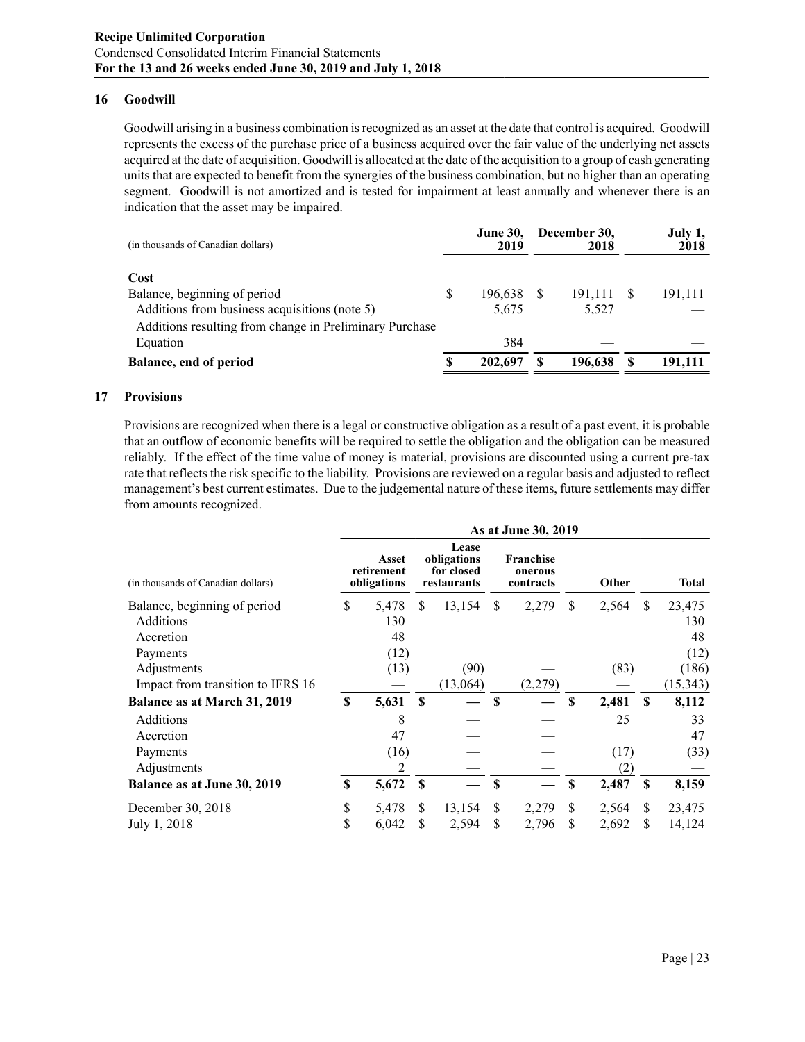## 16 Goodwill

Goodwill arising in a business combination is recognized as an asset at the date that control is acquired. Goodwill represents the excess of the purchase price of a business acquired over the fair value of the underlying net assets acquired at the date of acquisition. Goodwill is allocated at the date of the acquisition to a group of cash generating units that are expected to benefit from the synergies of the business combination, but no higher than an operating segment. Goodwill is not amortized and is tested for impairment at least annually and whenever there is an indication that the asset may be impaired.

| (in thousands of Canadian dollars) | June 30, 2019 | December 30, 2018 | July 1, 2018 |
|---|---|---|---|
| **Cost** | | | |
| Balance, beginning of period | $ 196,638 | $ 191,111 | $ 191,111 |
| Additions from business acquisitions (note 5) | 5,675 | 5,527 | — |
| Additions resulting from change in Preliminary Purchase Equation | 384 | — | — |
| **Balance, end of period** | **$ 202,697** | **$ 196,638** | **$ 191,111** |

## 17 Provisions

Provisions are recognized when there is a legal or constructive obligation as a result of a past event, it is probable that an outflow of economic benefits will be required to settle the obligation and the obligation can be measured reliably. If the effect of the time value of money is material, provisions are discounted using a current pre-tax rate that reflects the risk specific to the liability. Provisions are reviewed on a regular basis and adjusted to reflect management's best current estimates. Due to the judgemental nature of these items, future settlements may differ from amounts recognized.

| | As at June 30, 2019 | | | | |
|---|---|---|---|---|---|
| (in thousands of Canadian dollars) | Asset retirement obligations | Lease obligations for closed restaurants | Franchise onerous contracts | Other | Total |
| Balance, beginning of period | $ 5,478 | $ 13,154 | $ 2,279 | $ 2,564 | $ 23,475 |
| Additions | 130 | — | — | — | 130 |
| Accretion | 48 | — | — | — | 48 |
| Payments | (12) | — | — | — | (12) |
| Adjustments | (13) | (90) | — | (83) | (186) |
| Impact from transition to IFRS 16 | — | (13,064) | (2,279) | — | (15,343) |
| **Balance as at March 31, 2019** | **$ 5,631** | **$ —** | **$ —** | **$ 2,481** | **$ 8,112** |
| Additions | 8 | — | — | 25 | 33 |
| Accretion | 47 | — | — | | 47 |
| Payments | (16) | — | — | (17) | (33) |
| Adjustments | 2 | — | — | (2) | — |
| **Balance as at June 30, 2019** | **$ 5,672** | **$ —** | **$ —** | **$ 2,487** | **$ 8,159** |
| December 30, 2018 | $ 5,478 | $ 13,154 | $ 2,279 | $ 2,564 | $ 23,475 |
| July 1, 2018 | $ 6,042 | $ 2,594 | $ 2,796 | $ 2,692 | $ 14,124 |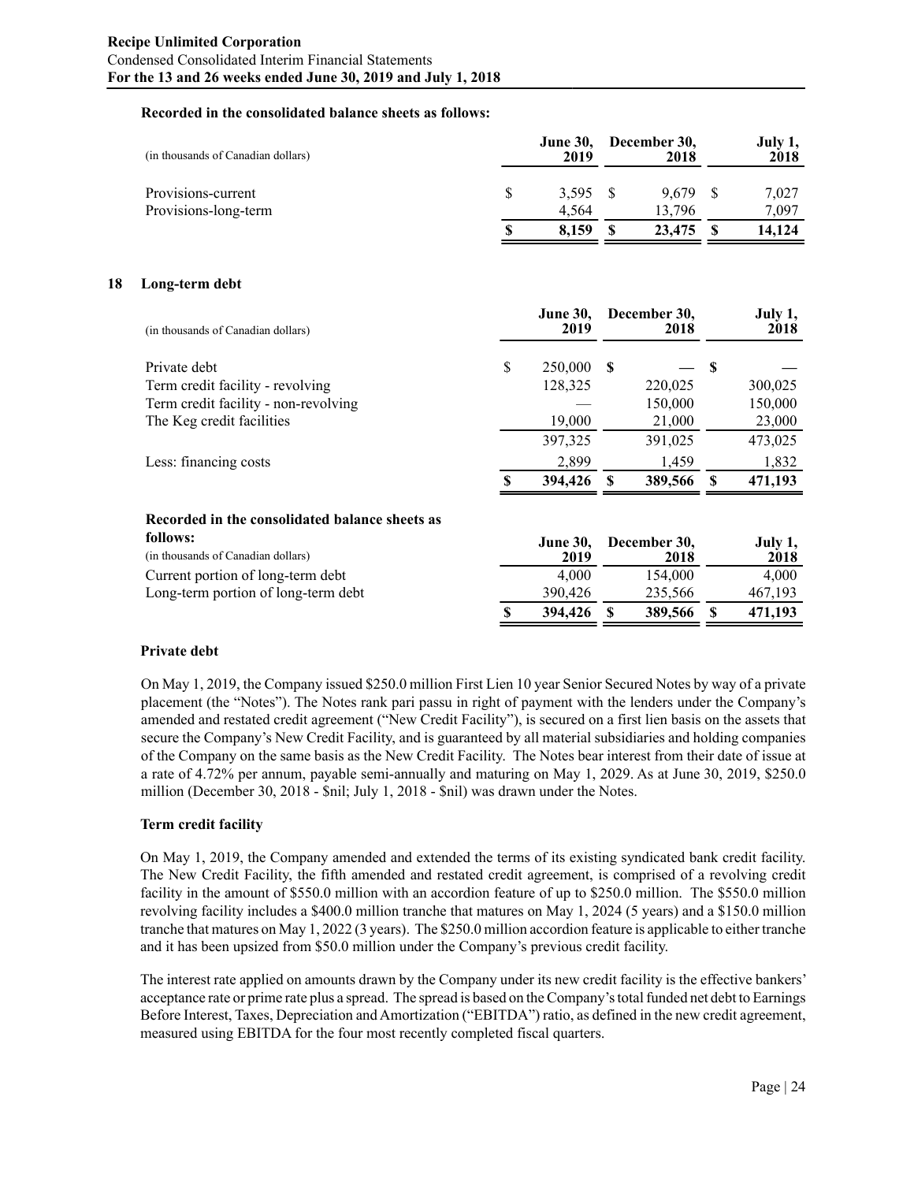**Recorded in the consolidated balance sheets as follows:**

| (in thousands of Canadian dollars) | June 30, 2019 | December 30, 2018 | July 1, 2018 |
|---|---|---|---|
| Provisions-current | $ 3,595 | $ 9,679 | $ 7,027 |
| Provisions-long-term | 4,564 | 13,796 | 7,097 |
| | **$ 8,159** | **$ 23,475** | **$ 14,124** |

## 18 Long-term debt

| (in thousands of Canadian dollars) | June 30, 2019 | December 30, 2018 | July 1, 2018 |
|---|---|---|---|
| Private debt | $ 250,000 | $ — | $ — |
| Term credit facility - revolving | 128,325 | 220,025 | 300,025 |
| Term credit facility - non-revolving | — | 150,000 | 150,000 |
| The Keg credit facilities | 19,000 | 21,000 | 23,000 |
| | 397,325 | 391,025 | 473,025 |
| Less: financing costs | 2,899 | 1,459 | 1,832 |
| | **$ 394,426** | **$ 389,566** | **$ 471,193** |

**Recorded in the consolidated balance sheets as follows:**

| (in thousands of Canadian dollars) | June 30, 2019 | December 30, 2018 | July 1, 2018 |
|---|---|---|---|
| Current portion of long-term debt | 4,000 | 154,000 | 4,000 |
| Long-term portion of long-term debt | 390,426 | 235,566 | 467,193 |
| | **$ 394,426** | **$ 389,566** | **$ 471,193** |

**Private debt**

On May 1, 2019, the Company issued $250.0 million First Lien 10 year Senior Secured Notes by way of a private placement (the "Notes"). The Notes rank pari passu in right of payment with the lenders under the Company's amended and restated credit agreement ("New Credit Facility"), is secured on a first lien basis on the assets that secure the Company's New Credit Facility, and is guaranteed by all material subsidiaries and holding companies of the Company on the same basis as the New Credit Facility. The Notes bear interest from their date of issue at a rate of 4.72% per annum, payable semi-annually and maturing on May 1, 2029. As at June 30, 2019, $250.0 million (December 30, 2018 - $nil; July 1, 2018 - $nil) was drawn under the Notes.

**Term credit facility**

On May 1, 2019, the Company amended and extended the terms of its existing syndicated bank credit facility. The New Credit Facility, the fifth amended and restated credit agreement, is comprised of a revolving credit facility in the amount of $550.0 million with an accordion feature of up to $250.0 million. The $550.0 million revolving facility includes a $400.0 million tranche that matures on May 1, 2024 (5 years) and a $150.0 million tranche that matures on May 1, 2022 (3 years). The $250.0 million accordion feature is applicable to either tranche and it has been upsized from $50.0 million under the Company's previous credit facility.

The interest rate applied on amounts drawn by the Company under its new credit facility is the effective bankers' acceptance rate or prime rate plus a spread. The spread is based on the Company's total funded net debt to Earnings Before Interest, Taxes, Depreciation and Amortization ("EBITDA") ratio, as defined in the new credit agreement, measured using EBITDA for the four most recently completed fiscal quarters.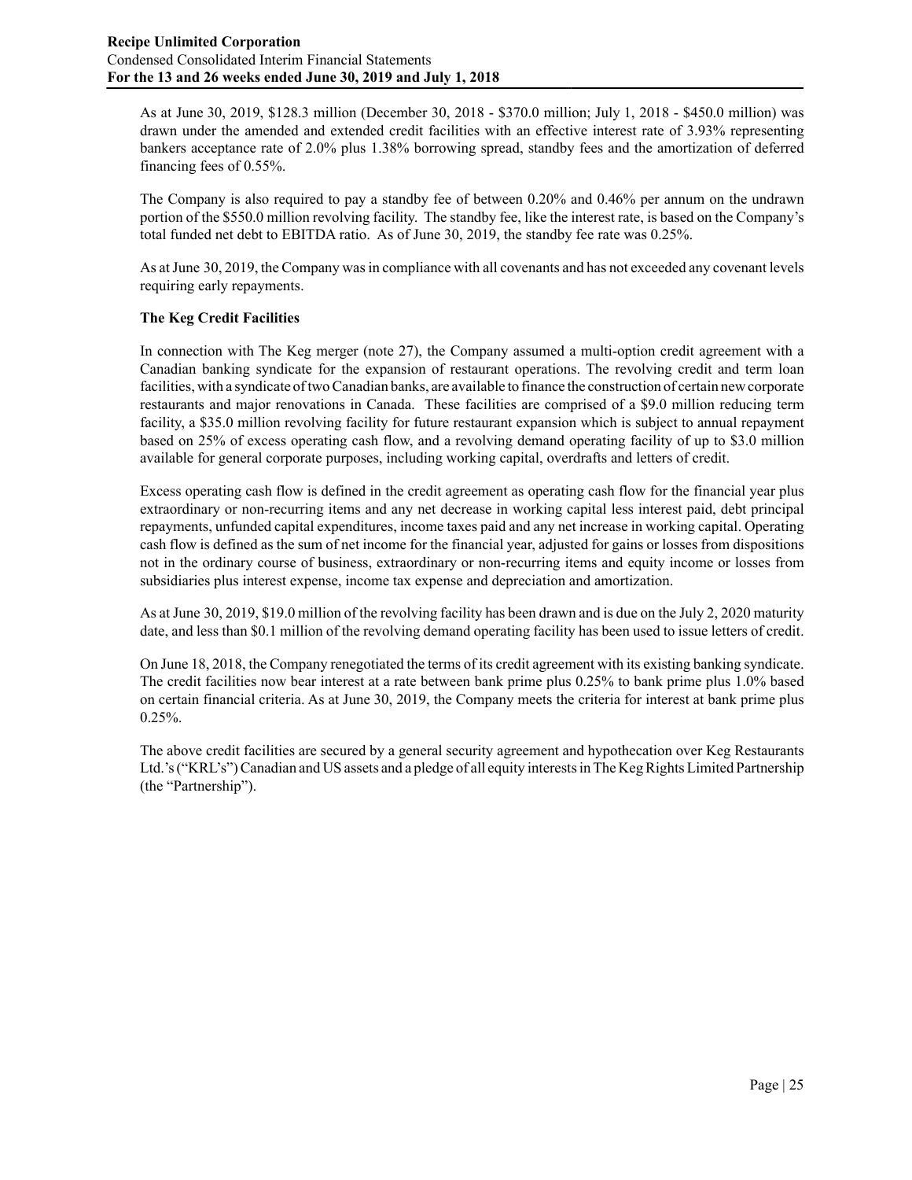As at June 30, 2019, $128.3 million (December 30, 2018 - $370.0 million; July 1, 2018 - $450.0 million) was drawn under the amended and extended credit facilities with an effective interest rate of 3.93% representing bankers acceptance rate of 2.0% plus 1.38% borrowing spread, standby fees and the amortization of deferred financing fees of 0.55%.

The Company is also required to pay a standby fee of between 0.20% and 0.46% per annum on the undrawn portion of the $550.0 million revolving facility. The standby fee, like the interest rate, is based on the Company's total funded net debt to EBITDA ratio. As of June 30, 2019, the standby fee rate was 0.25%.

As at June 30, 2019, the Company was in compliance with all covenants and has not exceeded any covenant levels requiring early repayments.

**The Keg Credit Facilities**

In connection with The Keg merger (note 27), the Company assumed a multi-option credit agreement with a Canadian banking syndicate for the expansion of restaurant operations. The revolving credit and term loan facilities, with a syndicate of two Canadian banks, are available to finance the construction of certain new corporate restaurants and major renovations in Canada. These facilities are comprised of a $9.0 million reducing term facility, a $35.0 million revolving facility for future restaurant expansion which is subject to annual repayment based on 25% of excess operating cash flow, and a revolving demand operating facility of up to $3.0 million available for general corporate purposes, including working capital, overdrafts and letters of credit.

Excess operating cash flow is defined in the credit agreement as operating cash flow for the financial year plus extraordinary or non-recurring items and any net decrease in working capital less interest paid, debt principal repayments, unfunded capital expenditures, income taxes paid and any net increase in working capital. Operating cash flow is defined as the sum of net income for the financial year, adjusted for gains or losses from dispositions not in the ordinary course of business, extraordinary or non-recurring items and equity income or losses from subsidiaries plus interest expense, income tax expense and depreciation and amortization.

As at June 30, 2019, $19.0 million of the revolving facility has been drawn and is due on the July 2, 2020 maturity date, and less than $0.1 million of the revolving demand operating facility has been used to issue letters of credit.

On June 18, 2018, the Company renegotiated the terms of its credit agreement with its existing banking syndicate. The credit facilities now bear interest at a rate between bank prime plus 0.25% to bank prime plus 1.0% based on certain financial criteria. As at June 30, 2019, the Company meets the criteria for interest at bank prime plus 0.25%.

The above credit facilities are secured by a general security agreement and hypothecation over Keg Restaurants Ltd.'s ("KRL's") Canadian and US assets and a pledge of all equity interests in The Keg Rights Limited Partnership (the "Partnership").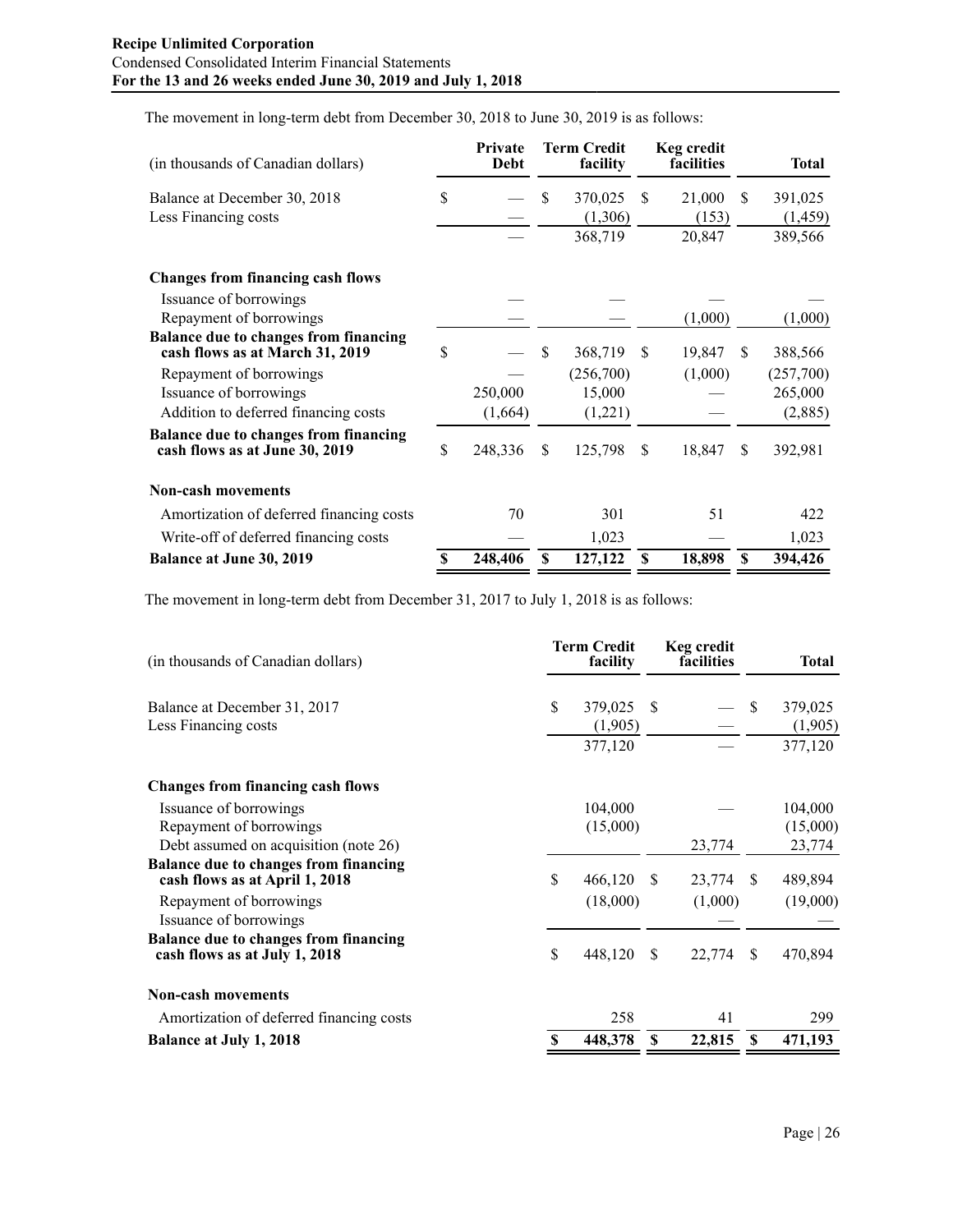The movement in long-term debt from December 30, 2018 to June 30, 2019 is as follows:

| (in thousands of Canadian dollars) | Private Debt | Term Credit facility | Keg credit facilities | Total |
|---|---|---|---|---|
| Balance at December 30, 2018 | $ — | $ 370,025 | $ 21,000 | $ 391,025 |
| Less Financing costs | — | (1,306) | (153) | (1,459) |
| | — | 368,719 | 20,847 | 389,566 |
| **Changes from financing cash flows** | | | | |
| Issuance of borrowings | — | — | — | — |
| Repayment of borrowings | — | — | (1,000) | (1,000) |
| **Balance due to changes from financing cash flows as at March 31, 2019** | $ — | $ 368,719 | $ 19,847 | $ 388,566 |
| Repayment of borrowings | — | (256,700) | (1,000) | (257,700) |
| Issuance of borrowings | 250,000 | 15,000 | — | 265,000 |
| Addition to deferred financing costs | (1,664) | (1,221) | — | (2,885) |
| **Balance due to changes from financing cash flows as at June 30, 2019** | $ 248,336 | $ 125,798 | $ 18,847 | $ 392,981 |
| **Non-cash movements** | | | | |
| Amortization of deferred financing costs | 70 | 301 | 51 | 422 |
| Write-off of deferred financing costs | — | 1,023 | — | 1,023 |
| **Balance at June 30, 2019** | **$ 248,406** | **$ 127,122** | **$ 18,898** | **$ 394,426** |

The movement in long-term debt from December 31, 2017 to July 1, 2018 is as follows:

| (in thousands of Canadian dollars) | Term Credit facility | Keg credit facilities | Total |
|---|---|---|---|
| Balance at December 31, 2017 | $ 379,025 | $ — | $ 379,025 |
| Less Financing costs | (1,905) | — | (1,905) |
| | 377,120 | — | 377,120 |
| **Changes from financing cash flows** | | | |
| Issuance of borrowings | 104,000 | — | 104,000 |
| Repayment of borrowings | (15,000) | | (15,000) |
| Debt assumed on acquisition (note 26) | | 23,774 | 23,774 |
| **Balance due to changes from financing cash flows as at April 1, 2018** | $ 466,120 | $ 23,774 | $ 489,894 |
| Repayment of borrowings | (18,000) | (1,000) | (19,000) |
| Issuance of borrowings | | — | — |
| **Balance due to changes from financing cash flows as at July 1, 2018** | $ 448,120 | $ 22,774 | $ 470,894 |
| **Non-cash movements** | | | |
| Amortization of deferred financing costs | 258 | 41 | 299 |
| **Balance at July 1, 2018** | **$ 448,378** | **$ 22,815** | **$ 471,193** |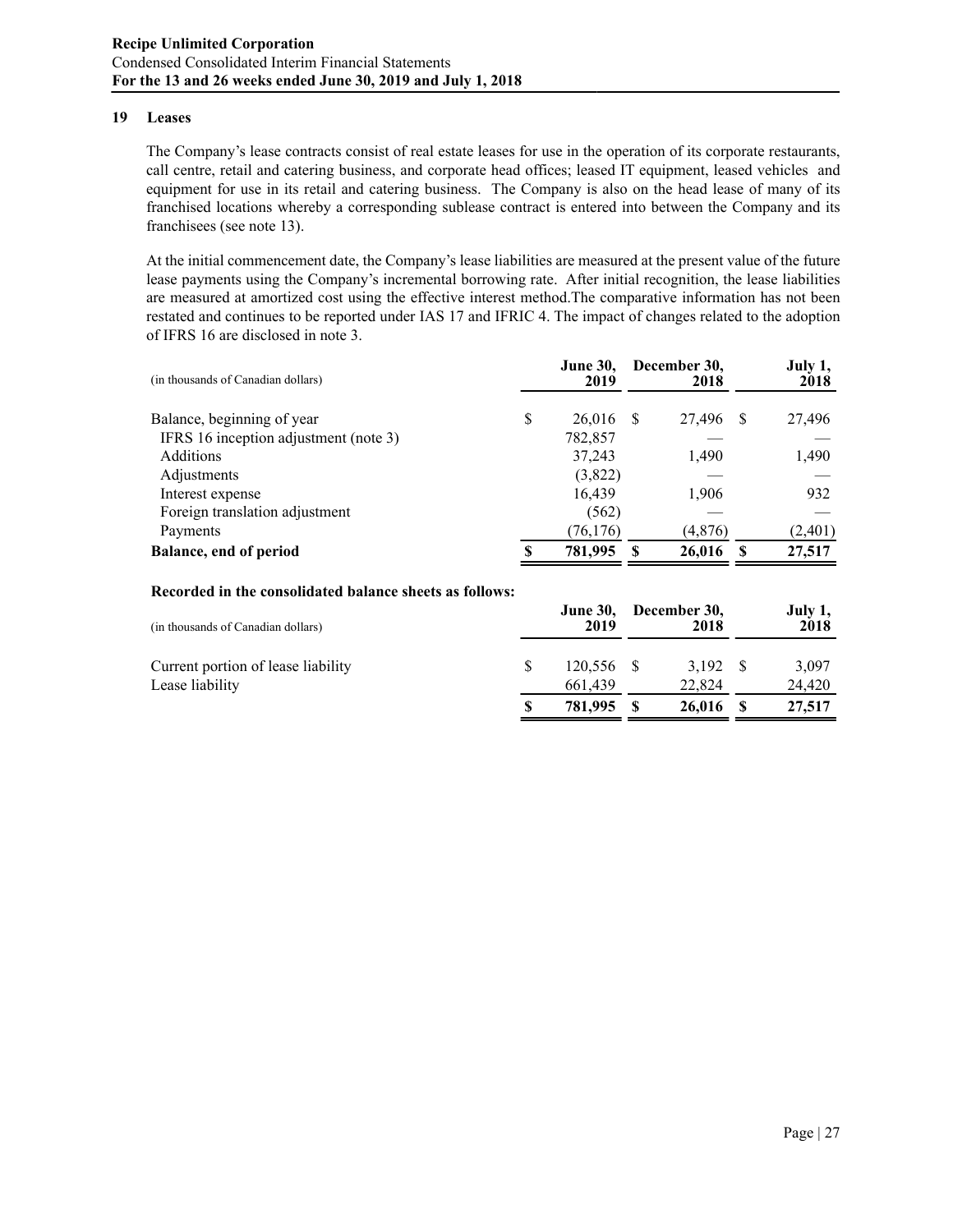## 19 Leases

The Company's lease contracts consist of real estate leases for use in the operation of its corporate restaurants, call centre, retail and catering business, and corporate head offices; leased IT equipment, leased vehicles and equipment for use in its retail and catering business. The Company is also on the head lease of many of its franchised locations whereby a corresponding sublease contract is entered into between the Company and its franchisees (see note 13).

At the initial commencement date, the Company's lease liabilities are measured at the present value of the future lease payments using the Company's incremental borrowing rate. After initial recognition, the lease liabilities are measured at amortized cost using the effective interest method.The comparative information has not been restated and continues to be reported under IAS 17 and IFRIC 4. The impact of changes related to the adoption of IFRS 16 are disclosed in note 3.

| (in thousands of Canadian dollars) | June 30, 2019 | December 30, 2018 | July 1, 2018 |
|---|---|---|---|
| Balance, beginning of year | $ 26,016 | $ 27,496 | $ 27,496 |
| IFRS 16 inception adjustment (note 3) | 782,857 | — | — |
| Additions | 37,243 | 1,490 | 1,490 |
| Adjustments | (3,822) | — | — |
| Interest expense | 16,439 | 1,906 | 932 |
| Foreign translation adjustment | (562) | — | — |
| Payments | (76,176) | (4,876) | (2,401) |
| **Balance, end of period** | **$ 781,995** | **$ 26,016** | **$ 27,517** |

**Recorded in the consolidated balance sheets as follows:**

| (in thousands of Canadian dollars) | June 30, 2019 | December 30, 2018 | July 1, 2018 |
|---|---|---|---|
| Current portion of lease liability | $ 120,556 | $ 3,192 | $ 3,097 |
| Lease liability | 661,439 | 22,824 | 24,420 |
| | **$ 781,995** | **$ 26,016** | **$ 27,517** |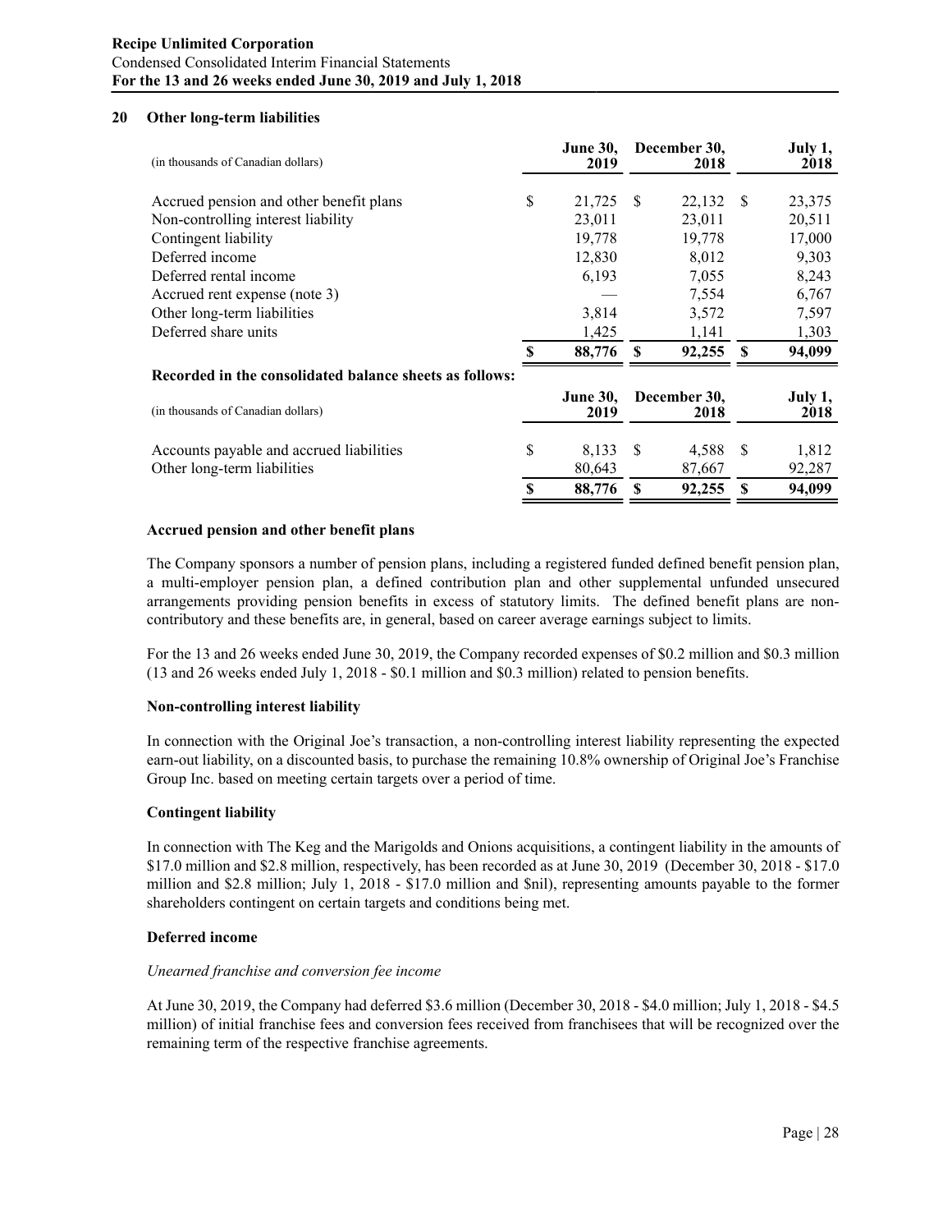## 20 Other long-term liabilities

| (in thousands of Canadian dollars) | June 30, 2019 | December 30, 2018 | July 1, 2018 |
|---|---|---|---|
| Accrued pension and other benefit plans | $ 21,725 | $ 22,132 | $ 23,375 |
| Non-controlling interest liability | 23,011 | 23,011 | 20,511 |
| Contingent liability | 19,778 | 19,778 | 17,000 |
| Deferred income | 12,830 | 8,012 | 9,303 |
| Deferred rental income | 6,193 | 7,055 | 8,243 |
| Accrued rent expense (note 3) | — | 7,554 | 6,767 |
| Other long-term liabilities | 3,814 | 3,572 | 7,597 |
| Deferred share units | 1,425 | 1,141 | 1,303 |
| | $ 88,776 | $ 92,255 | $ 94,099 |

**Recorded in the consolidated balance sheets as follows:**

| (in thousands of Canadian dollars) | June 30, 2019 | December 30, 2018 | July 1, 2018 |
|---|---|---|---|
| Accounts payable and accrued liabilities | $ 8,133 | $ 4,588 | $ 1,812 |
| Other long-term liabilities | 80,643 | 87,667 | 92,287 |
| | $ 88,776 | $ 92,255 | $ 94,099 |

### Accrued pension and other benefit plans

The Company sponsors a number of pension plans, including a registered funded defined benefit pension plan, a multi-employer pension plan, a defined contribution plan and other supplemental unfunded unsecured arrangements providing pension benefits in excess of statutory limits. The defined benefit plans are non-contributory and these benefits are, in general, based on career average earnings subject to limits.

For the 13 and 26 weeks ended June 30, 2019, the Company recorded expenses of $0.2 million and $0.3 million (13 and 26 weeks ended July 1, 2018 - $0.1 million and $0.3 million) related to pension benefits.

### Non-controlling interest liability

In connection with the Original Joe's transaction, a non-controlling interest liability representing the expected earn-out liability, on a discounted basis, to purchase the remaining 10.8% ownership of Original Joe's Franchise Group Inc. based on meeting certain targets over a period of time.

### Contingent liability

In connection with The Keg and the Marigolds and Onions acquisitions, a contingent liability in the amounts of $17.0 million and $2.8 million, respectively, has been recorded as at June 30, 2019 (December 30, 2018 - $17.0 million and $2.8 million; July 1, 2018 - $17.0 million and $nil), representing amounts payable to the former shareholders contingent on certain targets and conditions being met.

### Deferred income

*Unearned franchise and conversion fee income*

At June 30, 2019, the Company had deferred $3.6 million (December 30, 2018 - $4.0 million; July 1, 2018 - $4.5 million) of initial franchise fees and conversion fees received from franchisees that will be recognized over the remaining term of the respective franchise agreements.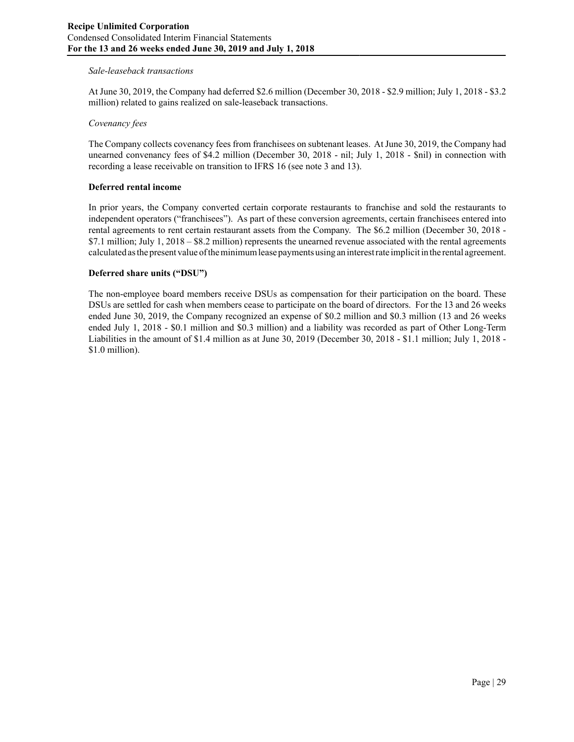*Sale-leaseback transactions*

At June 30, 2019, the Company had deferred $2.6 million (December 30, 2018 - $2.9 million; July 1, 2018 - $3.2 million) related to gains realized on sale-leaseback transactions.

*Covenancy fees*

The Company collects covenancy fees from franchisees on subtenant leases. At June 30, 2019, the Company had unearned convenancy fees of $4.2 million (December 30, 2018 - nil; July 1, 2018 - $nil) in connection with recording a lease receivable on transition to IFRS 16 (see note 3 and 13).

**Deferred rental income**

In prior years, the Company converted certain corporate restaurants to franchise and sold the restaurants to independent operators ("franchisees"). As part of these conversion agreements, certain franchisees entered into rental agreements to rent certain restaurant assets from the Company. The $6.2 million (December 30, 2018 - $7.1 million; July 1, 2018 – $8.2 million) represents the unearned revenue associated with the rental agreements calculated as the present value of the minimum lease payments using an interest rate implicit in the rental agreement.

**Deferred share units ("DSU")**

The non-employee board members receive DSUs as compensation for their participation on the board. These DSUs are settled for cash when members cease to participate on the board of directors. For the 13 and 26 weeks ended June 30, 2019, the Company recognized an expense of $0.2 million and $0.3 million (13 and 26 weeks ended July 1, 2018 - $0.1 million and $0.3 million) and a liability was recorded as part of Other Long-Term Liabilities in the amount of $1.4 million as at June 30, 2019 (December 30, 2018 - $1.1 million; July 1, 2018 - $1.0 million).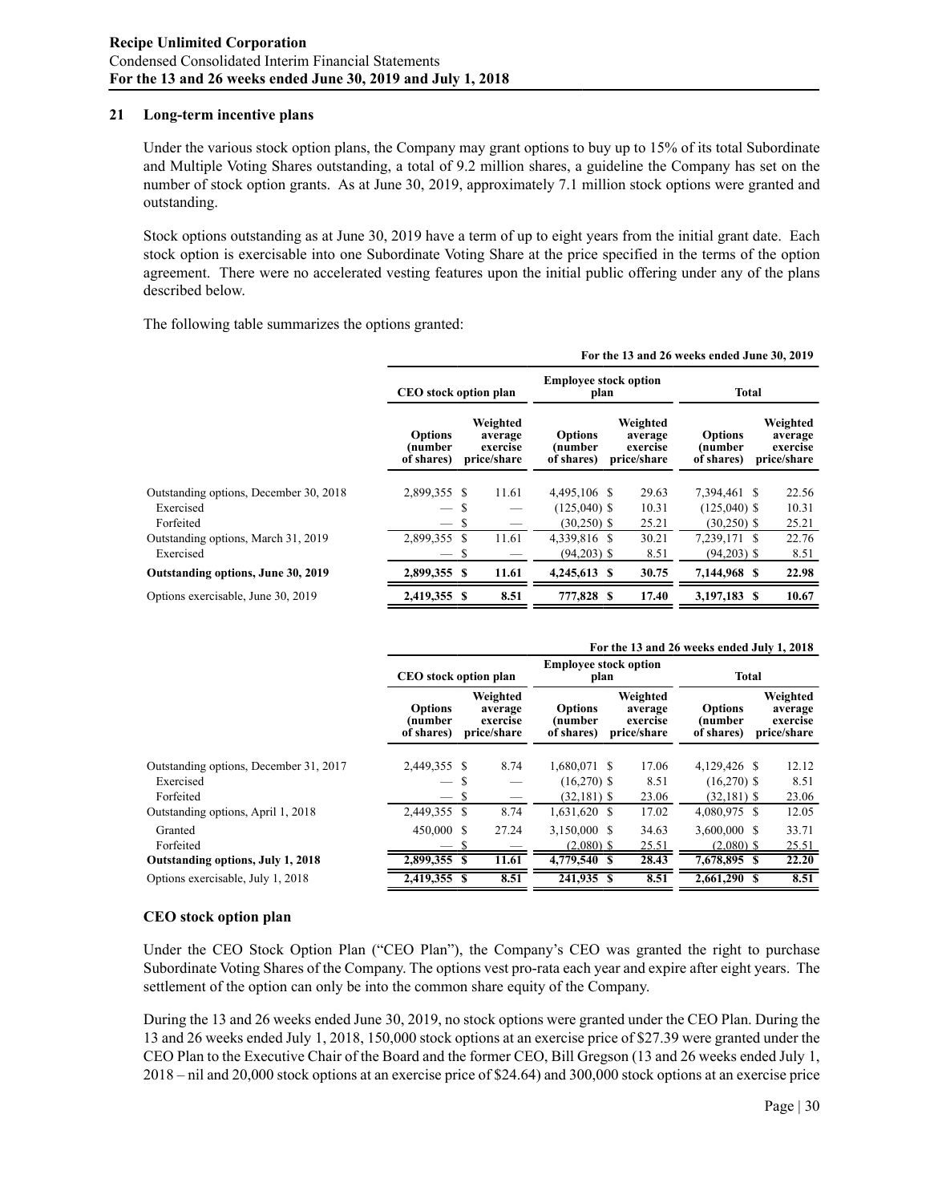## 21 Long-term incentive plans

Under the various stock option plans, the Company may grant options to buy up to 15% of its total Subordinate and Multiple Voting Shares outstanding, a total of 9.2 million shares, a guideline the Company has set on the number of stock option grants. As at June 30, 2019, approximately 7.1 million stock options were granted and outstanding.

Stock options outstanding as at June 30, 2019 have a term of up to eight years from the initial grant date. Each stock option is exercisable into one Subordinate Voting Share at the price specified in the terms of the option agreement. There were no accelerated vesting features upon the initial public offering under any of the plans described below.

The following table summarizes the options granted:

| For the 13 and 26 weeks ended June 30, 2019 | CEO stock option plan | | Employee stock option plan | | Total | |
|---|---|---|---|---|---|---|
| | Options (number of shares) | Weighted average exercise price/share | Options (number of shares) | Weighted average exercise price/share | Options (number of shares) | Weighted average exercise price/share |
| Outstanding options, December 30, 2018 | 2,899,355 | $ 11.61 | 4,495,106 | $ 29.63 | 7,394,461 | $ 22.56 |
| Exercised | — | $ — | (125,040) | $ 10.31 | (125,040) | $ 10.31 |
| Forfeited | — | $ — | (30,250) | $ 25.21 | (30,250) | $ 25.21 |
| Outstanding options, March 31, 2019 | 2,899,355 | $ 11.61 | 4,339,816 | $ 30.21 | 7,239,171 | $ 22.76 |
| Exercised | — | $ — | (94,203) | $ 8.51 | (94,203) | $ 8.51 |
| **Outstanding options, June 30, 2019** | **2,899,355** | **$ 11.61** | **4,245,613** | **$ 30.75** | **7,144,968** | **$ 22.98** |
| Options exercisable, June 30, 2019 | **2,419,355** | **$ 8.51** | **777,828** | **$ 17.40** | **3,197,183** | **$ 10.67** |

| For the 13 and 26 weeks ended July 1, 2018 | CEO stock option plan | | Employee stock option plan | | Total | |
|---|---|---|---|---|---|---|
| | Options (number of shares) | Weighted average exercise price/share | Options (number of shares) | Weighted average exercise price/share | Options (number of shares) | Weighted average exercise price/share |
| Outstanding options, December 31, 2017 | 2,449,355 | $ 8.74 | 1,680,071 | $ 17.06 | 4,129,426 | $ 12.12 |
| Exercised | — | $ — | (16,270) | $ 8.51 | (16,270) | $ 8.51 |
| Forfeited | — | $ — | (32,181) | $ 23.06 | (32,181) | $ 23.06 |
| Outstanding options, April 1, 2018 | 2,449,355 | $ 8.74 | 1,631,620 | $ 17.02 | 4,080,975 | $ 12.05 |
| Granted | 450,000 | $ 27.24 | 3,150,000 | $ 34.63 | 3,600,000 | $ 33.71 |
| Forfeited | — | $ — | (2,080) | $ 25.51 | (2,080) | $ 25.51 |
| **Outstanding options, July 1, 2018** | **2,899,355** | **$ 11.61** | **4,779,540** | **$ 28.43** | **7,678,895** | **$ 22.20** |
| Options exercisable, July 1, 2018 | **2,419,355** | **$ 8.51** | **241,935** | **$ 8.51** | **2,661,290** | **$ 8.51** |

### CEO stock option plan

Under the CEO Stock Option Plan ("CEO Plan"), the Company's CEO was granted the right to purchase Subordinate Voting Shares of the Company. The options vest pro-rata each year and expire after eight years. The settlement of the option can only be into the common share equity of the Company.

During the 13 and 26 weeks ended June 30, 2019, no stock options were granted under the CEO Plan. During the 13 and 26 weeks ended July 1, 2018, 150,000 stock options at an exercise price of $27.39 were granted under the CEO Plan to the Executive Chair of the Board and the former CEO, Bill Gregson (13 and 26 weeks ended July 1, 2018 – nil and 20,000 stock options at an exercise price of $24.64) and 300,000 stock options at an exercise price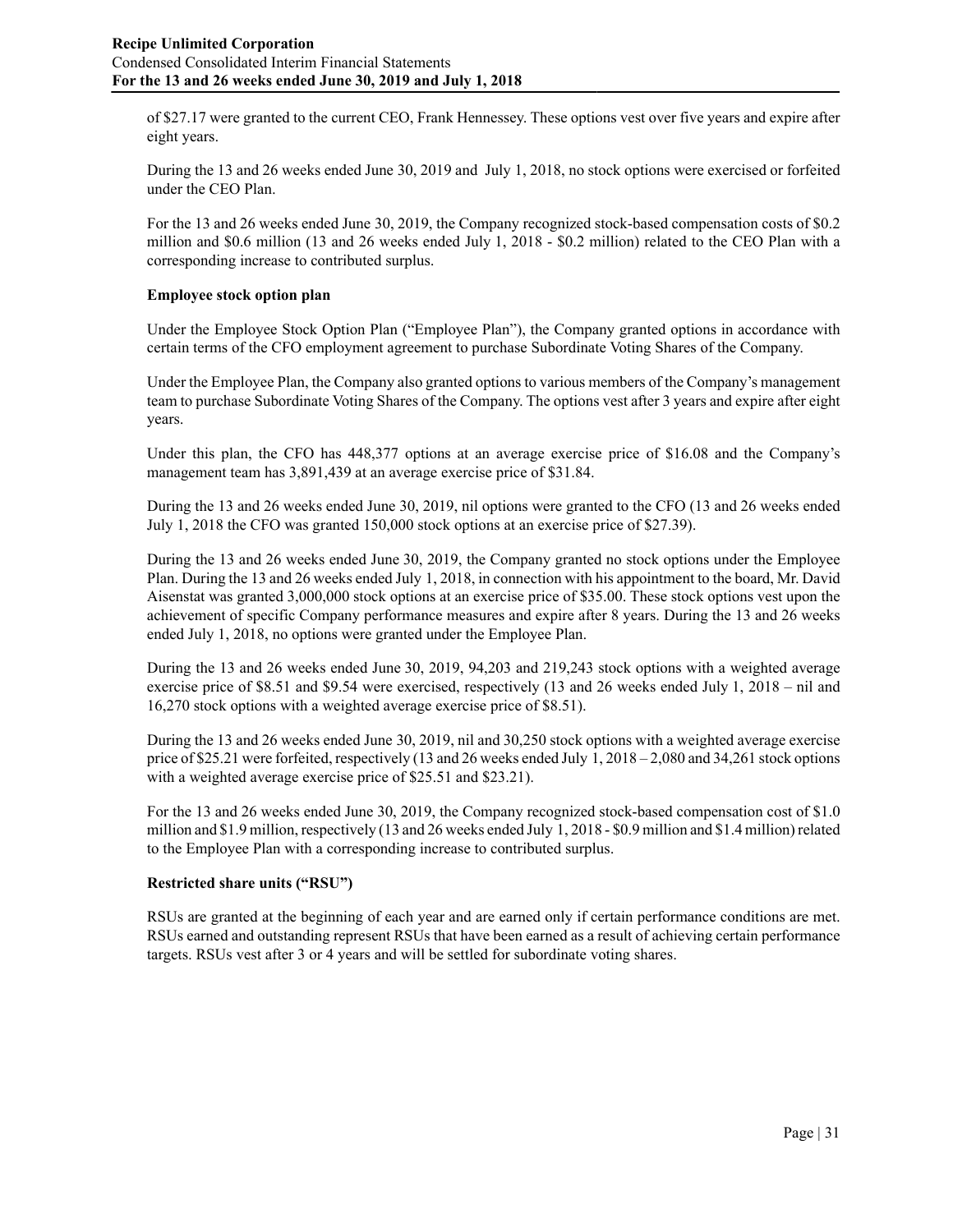of $27.17 were granted to the current CEO, Frank Hennessey. These options vest over five years and expire after eight years.

During the 13 and 26 weeks ended June 30, 2019 and July 1, 2018, no stock options were exercised or forfeited under the CEO Plan.

For the 13 and 26 weeks ended June 30, 2019, the Company recognized stock-based compensation costs of $0.2 million and $0.6 million (13 and 26 weeks ended July 1, 2018 - $0.2 million) related to the CEO Plan with a corresponding increase to contributed surplus.

**Employee stock option plan**

Under the Employee Stock Option Plan ("Employee Plan"), the Company granted options in accordance with certain terms of the CFO employment agreement to purchase Subordinate Voting Shares of the Company.

Under the Employee Plan, the Company also granted options to various members of the Company's management team to purchase Subordinate Voting Shares of the Company. The options vest after 3 years and expire after eight years.

Under this plan, the CFO has 448,377 options at an average exercise price of $16.08 and the Company's management team has 3,891,439 at an average exercise price of $31.84.

During the 13 and 26 weeks ended June 30, 2019, nil options were granted to the CFO (13 and 26 weeks ended July 1, 2018 the CFO was granted 150,000 stock options at an exercise price of $27.39).

During the 13 and 26 weeks ended June 30, 2019, the Company granted no stock options under the Employee Plan. During the 13 and 26 weeks ended July 1, 2018, in connection with his appointment to the board, Mr. David Aisenstat was granted 3,000,000 stock options at an exercise price of $35.00. These stock options vest upon the achievement of specific Company performance measures and expire after 8 years. During the 13 and 26 weeks ended July 1, 2018, no options were granted under the Employee Plan.

During the 13 and 26 weeks ended June 30, 2019, 94,203 and 219,243 stock options with a weighted average exercise price of $8.51 and $9.54 were exercised, respectively (13 and 26 weeks ended July 1, 2018 – nil and 16,270 stock options with a weighted average exercise price of $8.51).

During the 13 and 26 weeks ended June 30, 2019, nil and 30,250 stock options with a weighted average exercise price of $25.21 were forfeited, respectively (13 and 26 weeks ended July 1, 2018 – 2,080 and 34,261 stock options with a weighted average exercise price of $25.51 and $23.21).

For the 13 and 26 weeks ended June 30, 2019, the Company recognized stock-based compensation cost of $1.0 million and $1.9 million, respectively (13 and 26 weeks ended July 1, 2018 - $0.9 million and $1.4 million) related to the Employee Plan with a corresponding increase to contributed surplus.

**Restricted share units ("RSU")**

RSUs are granted at the beginning of each year and are earned only if certain performance conditions are met. RSUs earned and outstanding represent RSUs that have been earned as a result of achieving certain performance targets. RSUs vest after 3 or 4 years and will be settled for subordinate voting shares.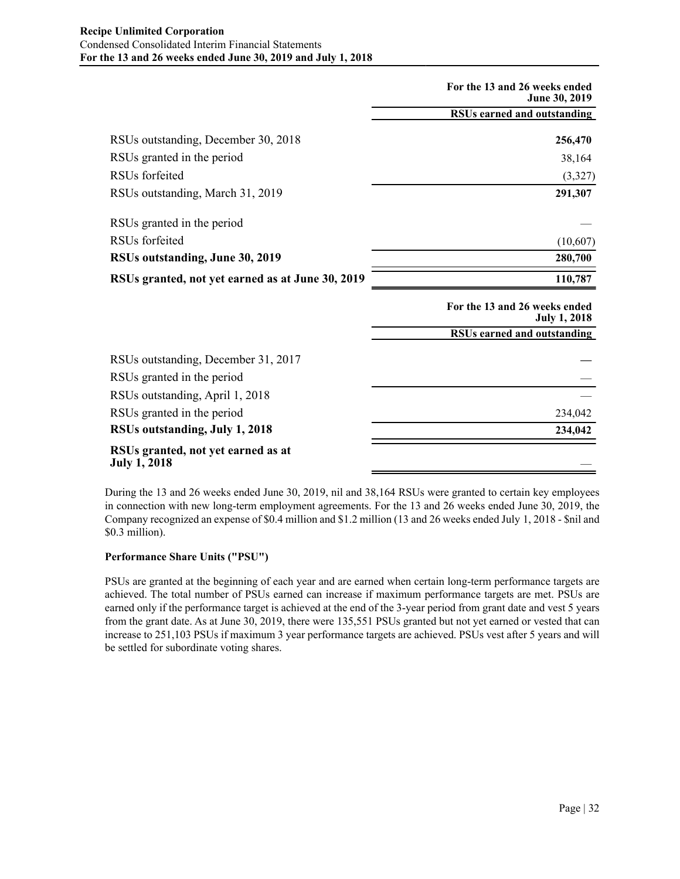| | For the 13 and 26 weeks ended June 30, 2019 |
|---|---|
| | RSUs earned and outstanding |
| RSUs outstanding, December 30, 2018 | **256,470** |
| RSUs granted in the period | 38,164 |
| RSUs forfeited | (3,327) |
| RSUs outstanding, March 31, 2019 | **291,307** |
| RSUs granted in the period | — |
| RSUs forfeited | (10,607) |
| **RSUs outstanding, June 30, 2019** | **280,700** |
| **RSUs granted, not yet earned as at June 30, 2019** | **110,787** |

| | For the 13 and 26 weeks ended July 1, 2018 |
|---|---|
| | RSUs earned and outstanding |
| RSUs outstanding, December 31, 2017 | **—** |
| RSUs granted in the period | — |
| RSUs outstanding, April 1, 2018 | — |
| RSUs granted in the period | 234,042 |
| **RSUs outstanding, July 1, 2018** | **234,042** |
| **RSUs granted, not yet earned as at July 1, 2018** | — |

During the 13 and 26 weeks ended June 30, 2019, nil and 38,164 RSUs were granted to certain key employees in connection with new long-term employment agreements. For the 13 and 26 weeks ended June 30, 2019, the Company recognized an expense of $0.4 million and $1.2 million (13 and 26 weeks ended July 1, 2018 - $nil and $0.3 million).

**Performance Share Units ("PSU")**

PSUs are granted at the beginning of each year and are earned when certain long-term performance targets are achieved. The total number of PSUs earned can increase if maximum performance targets are met. PSUs are earned only if the performance target is achieved at the end of the 3-year period from grant date and vest 5 years from the grant date. As at June 30, 2019, there were 135,551 PSUs granted but not yet earned or vested that can increase to 251,103 PSUs if maximum 3 year performance targets are achieved. PSUs vest after 5 years and will be settled for subordinate voting shares.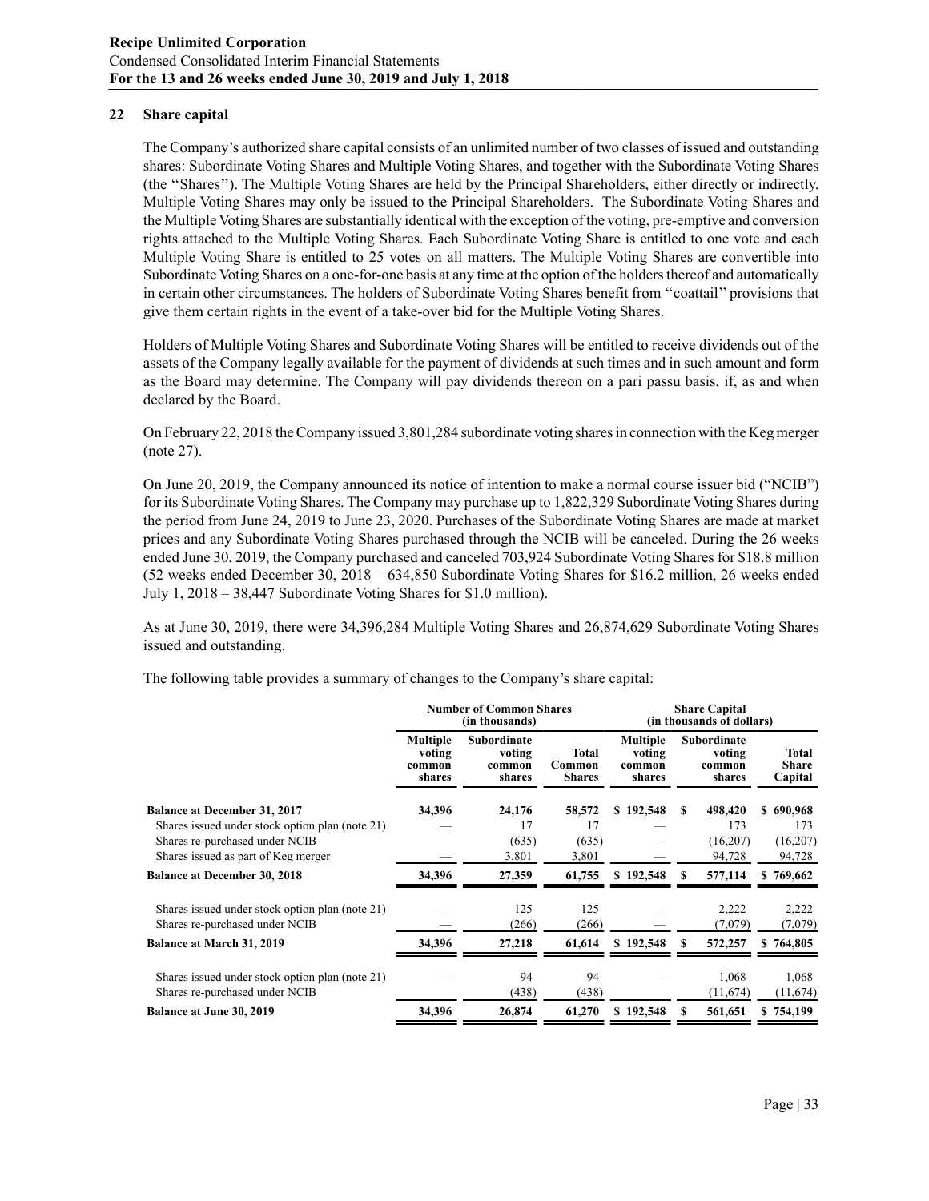## 22 Share capital

The Company's authorized share capital consists of an unlimited number of two classes of issued and outstanding shares: Subordinate Voting Shares and Multiple Voting Shares, and together with the Subordinate Voting Shares (the ''Shares''). The Multiple Voting Shares are held by the Principal Shareholders, either directly or indirectly. Multiple Voting Shares may only be issued to the Principal Shareholders. The Subordinate Voting Shares and the Multiple Voting Shares are substantially identical with the exception of the voting, pre-emptive and conversion rights attached to the Multiple Voting Shares. Each Subordinate Voting Share is entitled to one vote and each Multiple Voting Share is entitled to 25 votes on all matters. The Multiple Voting Shares are convertible into Subordinate Voting Shares on a one-for-one basis at any time at the option of the holders thereof and automatically in certain other circumstances. The holders of Subordinate Voting Shares benefit from ''coattail'' provisions that give them certain rights in the event of a take-over bid for the Multiple Voting Shares.

Holders of Multiple Voting Shares and Subordinate Voting Shares will be entitled to receive dividends out of the assets of the Company legally available for the payment of dividends at such times and in such amount and form as the Board may determine. The Company will pay dividends thereon on a pari passu basis, if, as and when declared by the Board.

On February 22, 2018 the Company issued 3,801,284 subordinate voting shares in connection with the Keg merger (note 27).

On June 20, 2019, the Company announced its notice of intention to make a normal course issuer bid ("NCIB") for its Subordinate Voting Shares. The Company may purchase up to 1,822,329 Subordinate Voting Shares during the period from June 24, 2019 to June 23, 2020. Purchases of the Subordinate Voting Shares are made at market prices and any Subordinate Voting Shares purchased through the NCIB will be canceled. During the 26 weeks ended June 30, 2019, the Company purchased and canceled 703,924 Subordinate Voting Shares for $18.8 million (52 weeks ended December 30, 2018 – 634,850 Subordinate Voting Shares for $16.2 million, 26 weeks ended July 1, 2018 – 38,447 Subordinate Voting Shares for $1.0 million).

As at June 30, 2019, there were 34,396,284 Multiple Voting Shares and 26,874,629 Subordinate Voting Shares issued and outstanding.

The following table provides a summary of changes to the Company's share capital:

| | Number of Common Shares (in thousands) | | | Share Capital (in thousands of dollars) | | |
|---|---|---|---|---|---|---|
| | Multiple voting common shares | Subordinate voting common shares | Total Common Shares | Multiple voting common shares | Subordinate voting common shares | Total Share Capital |
| **Balance at December 31, 2017** | **34,396** | **24,176** | **58,572** | **$ 192,548** | **$ 498,420** | **$ 690,968** |
| Shares issued under stock option plan (note 21) | — | 17 | 17 | — | 173 | 173 |
| Shares re-purchased under NCIB | | (635) | (635) | — | (16,207) | (16,207) |
| Shares issued as part of Keg merger | — | 3,801 | 3,801 | — | 94,728 | 94,728 |
| **Balance at December 30, 2018** | **34,396** | **27,359** | **61,755** | **$ 192,548** | **$ 577,114** | **$ 769,662** |
| Shares issued under stock option plan (note 21) | — | 125 | 125 | — | 2,222 | 2,222 |
| Shares re-purchased under NCIB | — | (266) | (266) | — | (7,079) | (7,079) |
| **Balance at March 31, 2019** | **34,396** | **27,218** | **61,614** | **$ 192,548** | **$ 572,257** | **$ 764,805** |
| Shares issued under stock option plan (note 21) | — | 94 | 94 | — | 1,068 | 1,068 |
| Shares re-purchased under NCIB | | (438) | (438) | | (11,674) | (11,674) |
| **Balance at June 30, 2019** | **34,396** | **26,874** | **61,270** | **$ 192,548** | **$ 561,651** | **$ 754,199** |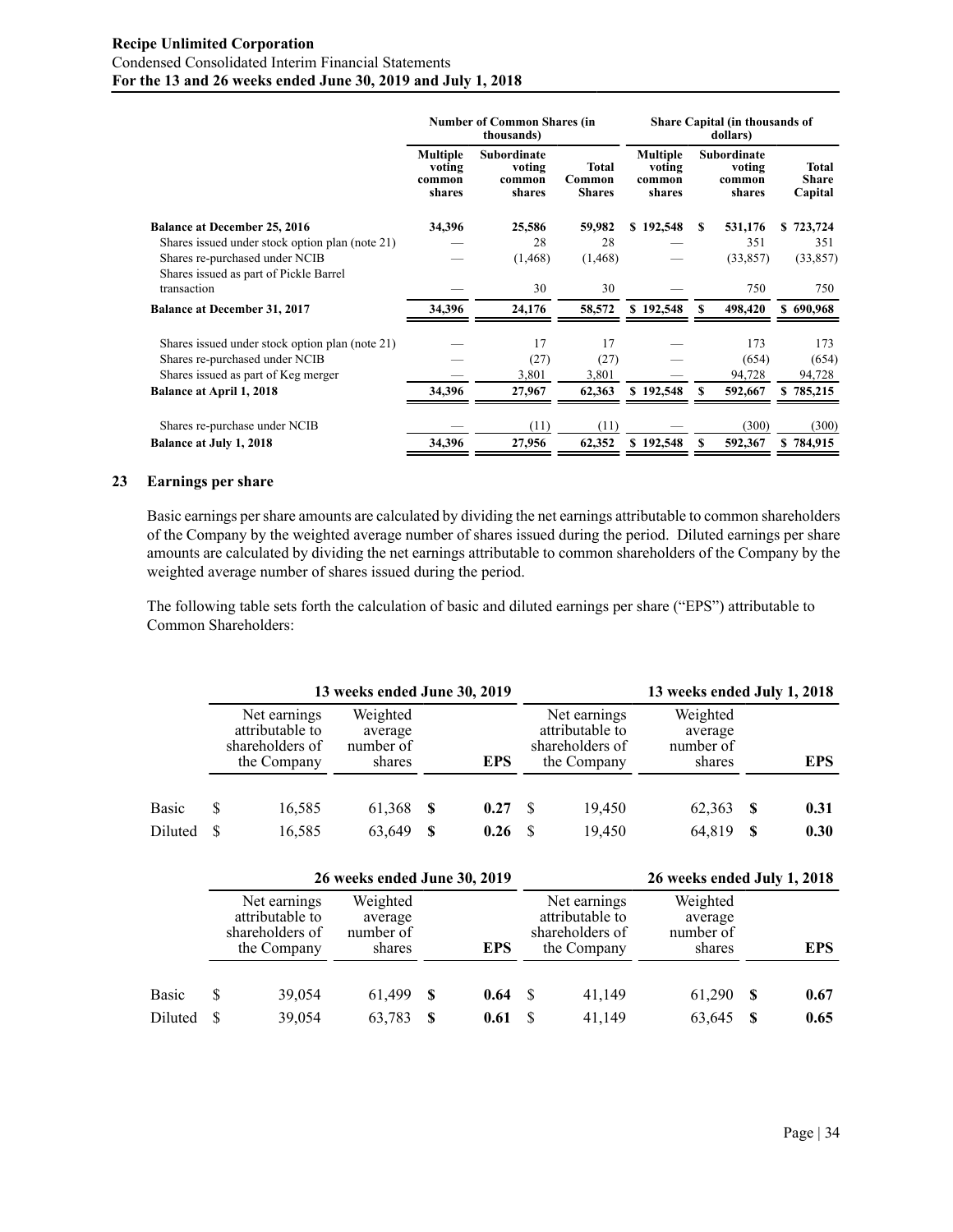| | Number of Common Shares (in thousands) | | | Share Capital (in thousands of dollars) | | |
|---|---|---|---|---|---|---|
| | Multiple voting common shares | Subordinate voting common shares | Total Common Shares | Multiple voting common shares | Subordinate voting common shares | Total Share Capital |
| **Balance at December 25, 2016** | **34,396** | **25,586** | **59,982** | **$ 192,548** | **$ 531,176** | **$ 723,724** |
| Shares issued under stock option plan (note 21) | — | 28 | 28 | — | 351 | 351 |
| Shares re-purchased under NCIB | — | (1,468) | (1,468) | — | (33,857) | (33,857) |
| Shares issued as part of Pickle Barrel transaction | — | 30 | 30 | — | 750 | 750 |
| **Balance at December 31, 2017** | **34,396** | **24,176** | **58,572** | **$ 192,548** | **$ 498,420** | **$ 690,968** |
| Shares issued under stock option plan (note 21) | — | 17 | 17 | — | 173 | 173 |
| Shares re-purchased under NCIB | — | (27) | (27) | — | (654) | (654) |
| Shares issued as part of Keg merger | — | 3,801 | 3,801 | — | 94,728 | 94,728 |
| **Balance at April 1, 2018** | **34,396** | **27,967** | **62,363** | **$ 192,548** | **$ 592,667** | **$ 785,215** |
| Shares re-purchase under NCIB | — | (11) | (11) | — | (300) | (300) |
| **Balance at July 1, 2018** | **34,396** | **27,956** | **62,352** | **$ 192,548** | **$ 592,367** | **$ 784,915** |

## 23 Earnings per share

Basic earnings per share amounts are calculated by dividing the net earnings attributable to common shareholders of the Company by the weighted average number of shares issued during the period. Diluted earnings per share amounts are calculated by dividing the net earnings attributable to common shareholders of the Company by the weighted average number of shares issued during the period.

The following table sets forth the calculation of basic and diluted earnings per share ("EPS") attributable to Common Shareholders:

| | 13 weeks ended June 30, 2019 | | | 13 weeks ended July 1, 2018 | | |
|---|---|---|---|---|---|---|
| | Net earnings attributable to shareholders of the Company | Weighted average number of shares | **EPS** | Net earnings attributable to shareholders of the Company | Weighted average number of shares | **EPS** |
| Basic | $ 16,585 | 61,368 | **$ 0.27** | $ 19,450 | 62,363 | **$ 0.31** |
| Diluted | $ 16,585 | 63,649 | **$ 0.26** | $ 19,450 | 64,819 | **$ 0.30** |

| | 26 weeks ended June 30, 2019 | | | 26 weeks ended July 1, 2018 | | |
|---|---|---|---|---|---|---|
| | Net earnings attributable to shareholders of the Company | Weighted average number of shares | **EPS** | Net earnings attributable to shareholders of the Company | Weighted average number of shares | **EPS** |
| Basic | $ 39,054 | 61,499 | **$ 0.64** | $ 41,149 | 61,290 | **$ 0.67** |
| Diluted | $ 39,054 | 63,783 | **$ 0.61** | $ 41,149 | 63,645 | **$ 0.65** |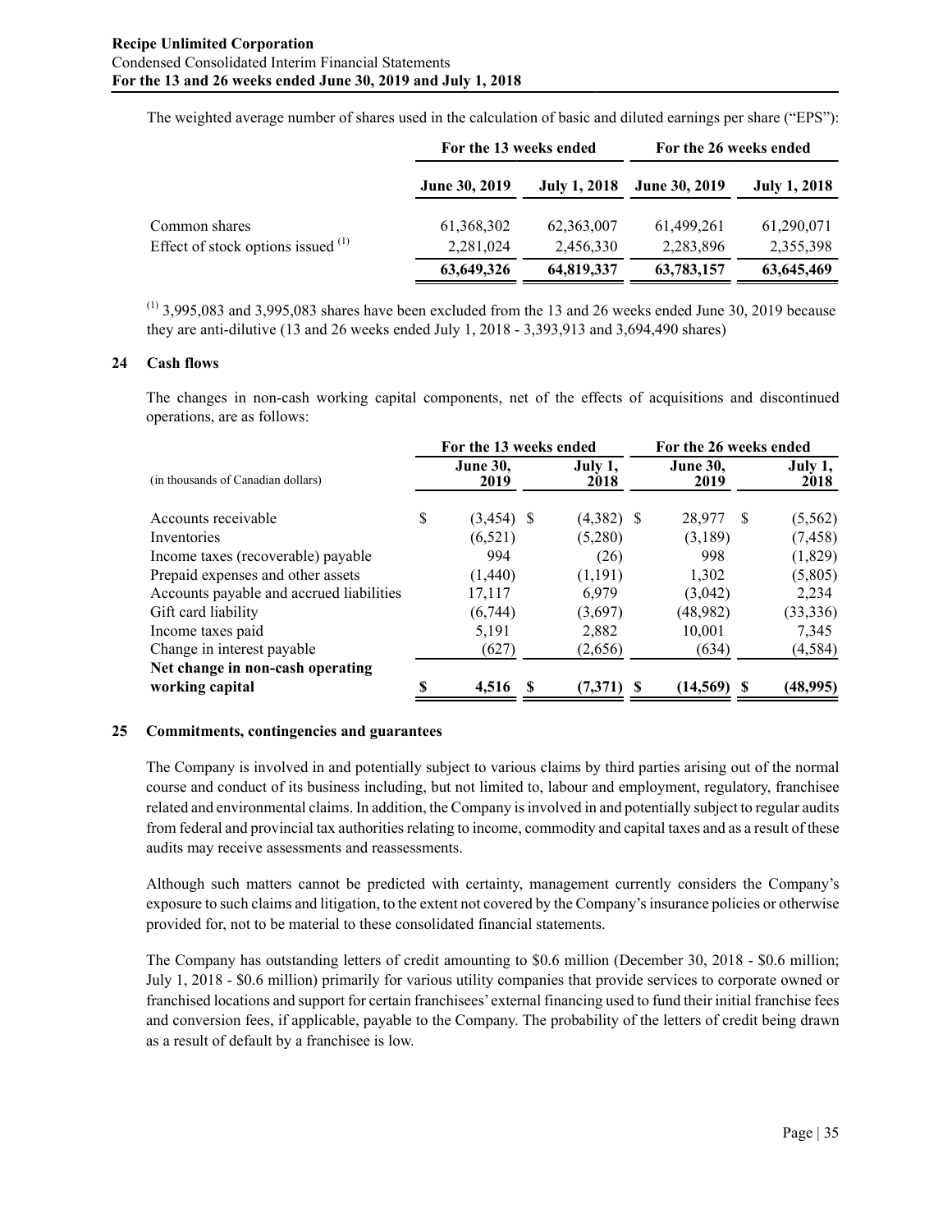The weighted average number of shares used in the calculation of basic and diluted earnings per share ("EPS"):

| | For the 13 weeks ended | | For the 26 weeks ended | |
|---|---|---|---|---|
| | June 30, 2019 | July 1, 2018 | June 30, 2019 | July 1, 2018 |
| Common shares | 61,368,302 | 62,363,007 | 61,499,261 | 61,290,071 |
| Effect of stock options issued [(1)] | 2,281,024 | 2,456,330 | 2,283,896 | 2,355,398 |
| | **63,649,326** | **64,819,337** | **63,783,157** | **63,645,469** |

[(1)] 3,995,083 and 3,995,083 shares have been excluded from the 13 and 26 weeks ended June 30, 2019 because they are anti-dilutive (13 and 26 weeks ended July 1, 2018 - 3,393,913 and 3,694,490 shares)

## 24 Cash flows

The changes in non-cash working capital components, net of the effects of acquisitions and discontinued operations, are as follows:

| (in thousands of Canadian dollars) | For the 13 weeks ended | | For the 26 weeks ended | |
|---|---|---|---|---|
| | June 30, 2019 | July 1, 2018 | June 30, 2019 | July 1, 2018 |
| Accounts receivable | $ (3,454) | $ (4,382) | $ 28,977 | $ (5,562) |
| Inventories | (6,521) | (5,280) | (3,189) | (7,458) |
| Income taxes (recoverable) payable | 994 | (26) | 998 | (1,829) |
| Prepaid expenses and other assets | (1,440) | (1,191) | 1,302 | (5,805) |
| Accounts payable and accrued liabilities | 17,117 | 6,979 | (3,042) | 2,234 |
| Gift card liability | (6,744) | (3,697) | (48,982) | (33,336) |
| Income taxes paid | 5,191 | 2,882 | 10,001 | 7,345 |
| Change in interest payable | (627) | (2,656) | (634) | (4,584) |
| **Net change in non-cash operating working capital** | **$ 4,516** | **$ (7,371)** | **$ (14,569)** | **$ (48,995)** |

## 25 Commitments, contingencies and guarantees

The Company is involved in and potentially subject to various claims by third parties arising out of the normal course and conduct of its business including, but not limited to, labour and employment, regulatory, franchisee related and environmental claims. In addition, the Company is involved in and potentially subject to regular audits from federal and provincial tax authorities relating to income, commodity and capital taxes and as a result of these audits may receive assessments and reassessments.

Although such matters cannot be predicted with certainty, management currently considers the Company's exposure to such claims and litigation, to the extent not covered by the Company's insurance policies or otherwise provided for, not to be material to these consolidated financial statements.

The Company has outstanding letters of credit amounting to $0.6 million (December 30, 2018 - $0.6 million; July 1, 2018 - $0.6 million) primarily for various utility companies that provide services to corporate owned or franchised locations and support for certain franchisees' external financing used to fund their initial franchise fees and conversion fees, if applicable, payable to the Company. The probability of the letters of credit being drawn as a result of default by a franchisee is low.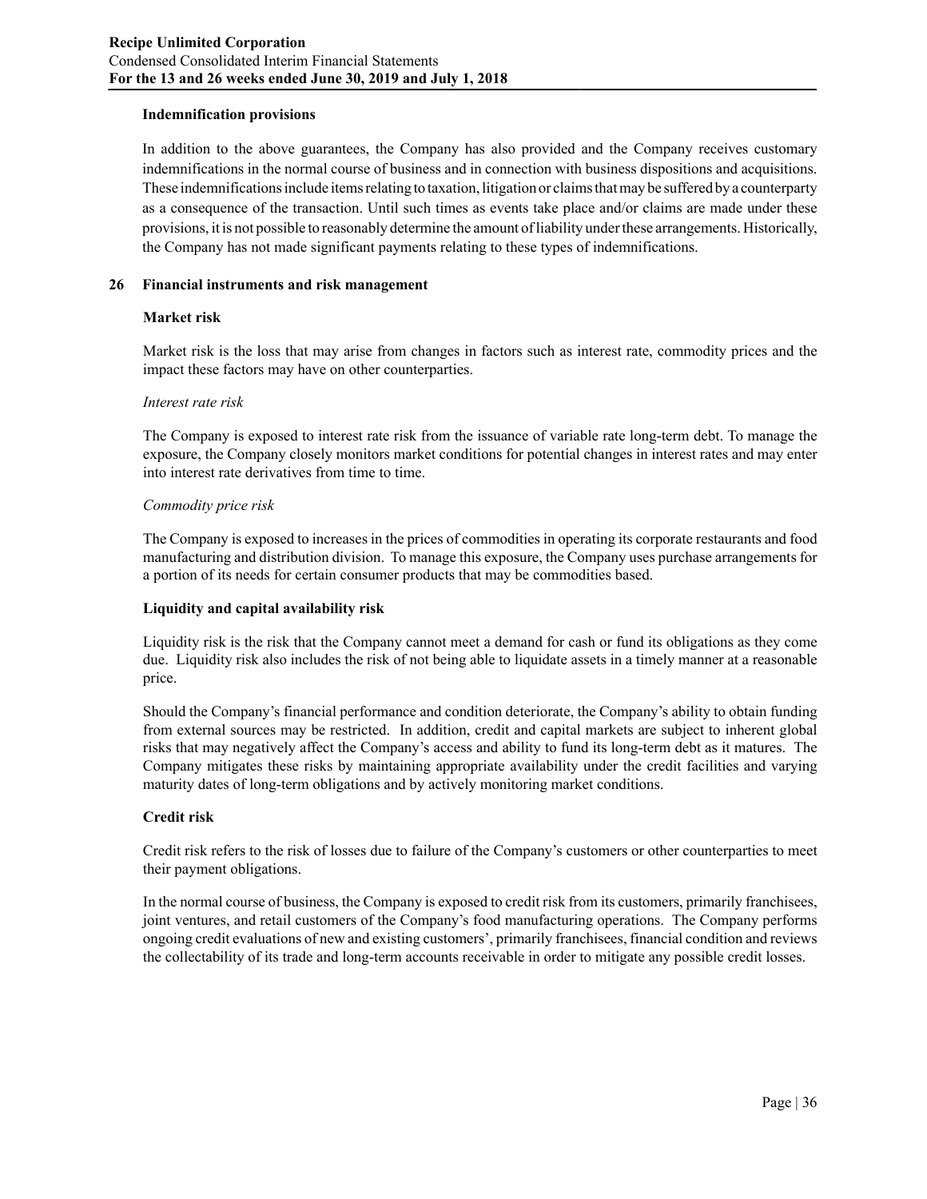### Indemnification provisions

In addition to the above guarantees, the Company has also provided and the Company receives customary indemnifications in the normal course of business and in connection with business dispositions and acquisitions. These indemnifications include items relating to taxation, litigation or claims that may be suffered by a counterparty as a consequence of the transaction. Until such times as events take place and/or claims are made under these provisions, it is not possible to reasonably determine the amount of liability under these arrangements. Historically, the Company has not made significant payments relating to these types of indemnifications.

## 26 Financial instruments and risk management

### Market risk

Market risk is the loss that may arise from changes in factors such as interest rate, commodity prices and the impact these factors may have on other counterparties.

*Interest rate risk*

The Company is exposed to interest rate risk from the issuance of variable rate long-term debt. To manage the exposure, the Company closely monitors market conditions for potential changes in interest rates and may enter into interest rate derivatives from time to time.

*Commodity price risk*

The Company is exposed to increases in the prices of commodities in operating its corporate restaurants and food manufacturing and distribution division. To manage this exposure, the Company uses purchase arrangements for a portion of its needs for certain consumer products that may be commodities based.

### Liquidity and capital availability risk

Liquidity risk is the risk that the Company cannot meet a demand for cash or fund its obligations as they come due. Liquidity risk also includes the risk of not being able to liquidate assets in a timely manner at a reasonable price.

Should the Company's financial performance and condition deteriorate, the Company's ability to obtain funding from external sources may be restricted. In addition, credit and capital markets are subject to inherent global risks that may negatively affect the Company's access and ability to fund its long-term debt as it matures. The Company mitigates these risks by maintaining appropriate availability under the credit facilities and varying maturity dates of long-term obligations and by actively monitoring market conditions.

### Credit risk

Credit risk refers to the risk of losses due to failure of the Company's customers or other counterparties to meet their payment obligations.

In the normal course of business, the Company is exposed to credit risk from its customers, primarily franchisees, joint ventures, and retail customers of the Company's food manufacturing operations. The Company performs ongoing credit evaluations of new and existing customers', primarily franchisees, financial condition and reviews the collectability of its trade and long-term accounts receivable in order to mitigate any possible credit losses.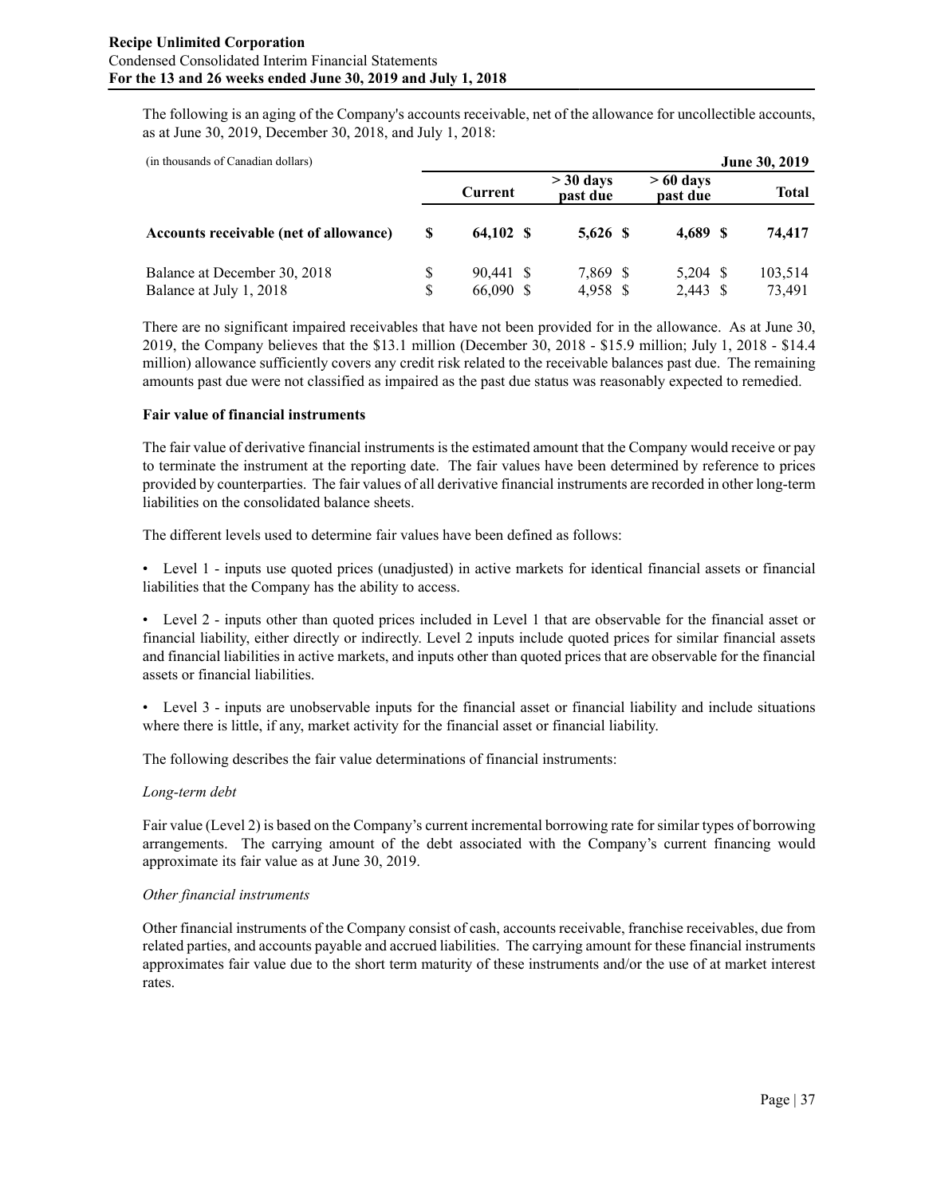The following is an aging of the Company's accounts receivable, net of the allowance for uncollectible accounts, as at June 30, 2019, December 30, 2018, and July 1, 2018:

| (in thousands of Canadian dollars) | | | | June 30, 2019 |
|---|---|---|---|---|
| | Current | > 30 days past due | > 60 days past due | Total |
| **Accounts receivable (net of allowance)** | **$ 64,102** | **$ 5,626** | **$ 4,689** | **$ 74,417** |
| Balance at December 30, 2018 | $ 90,441 | $ 7,869 | $ 5,204 | $ 103,514 |
| Balance at July 1, 2018 | $ 66,090 | $ 4,958 | $ 2,443 | $ 73,491 |

There are no significant impaired receivables that have not been provided for in the allowance. As at June 30, 2019, the Company believes that the $13.1 million (December 30, 2018 - $15.9 million; July 1, 2018 - $14.4 million) allowance sufficiently covers any credit risk related to the receivable balances past due. The remaining amounts past due were not classified as impaired as the past due status was reasonably expected to remedied.

**Fair value of financial instruments**

The fair value of derivative financial instruments is the estimated amount that the Company would receive or pay to terminate the instrument at the reporting date. The fair values have been determined by reference to prices provided by counterparties. The fair values of all derivative financial instruments are recorded in other long-term liabilities on the consolidated balance sheets.

The different levels used to determine fair values have been defined as follows:

- Level 1 - inputs use quoted prices (unadjusted) in active markets for identical financial assets or financial liabilities that the Company has the ability to access.

- Level 2 - inputs other than quoted prices included in Level 1 that are observable for the financial asset or financial liability, either directly or indirectly. Level 2 inputs include quoted prices for similar financial assets and financial liabilities in active markets, and inputs other than quoted prices that are observable for the financial assets or financial liabilities.

- Level 3 - inputs are unobservable inputs for the financial asset or financial liability and include situations where there is little, if any, market activity for the financial asset or financial liability.

The following describes the fair value determinations of financial instruments:

*Long-term debt*

Fair value (Level 2) is based on the Company's current incremental borrowing rate for similar types of borrowing arrangements. The carrying amount of the debt associated with the Company's current financing would approximate its fair value as at June 30, 2019.

*Other financial instruments*

Other financial instruments of the Company consist of cash, accounts receivable, franchise receivables, due from related parties, and accounts payable and accrued liabilities. The carrying amount for these financial instruments approximates fair value due to the short term maturity of these instruments and/or the use of at market interest rates.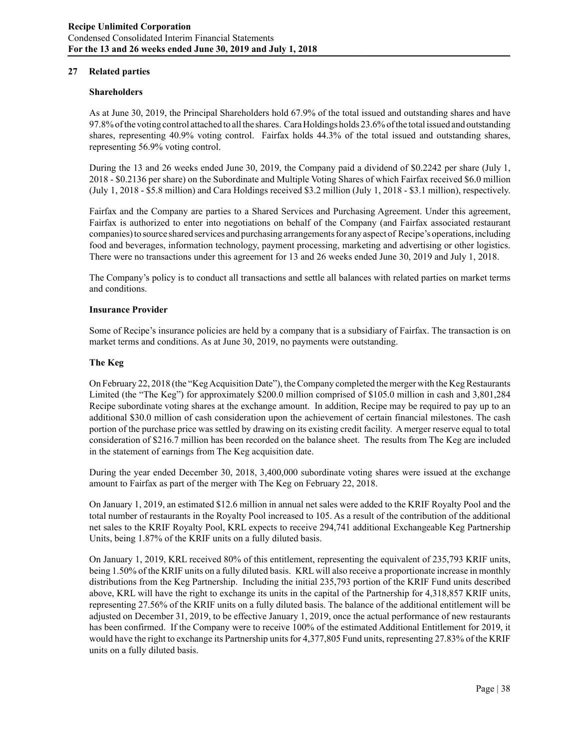## 27 Related parties

### Shareholders

As at June 30, 2019, the Principal Shareholders hold 67.9% of the total issued and outstanding shares and have 97.8% of the voting control attached to all the shares. Cara Holdings holds 23.6% of the total issued and outstanding shares, representing 40.9% voting control. Fairfax holds 44.3% of the total issued and outstanding shares, representing 56.9% voting control.

During the 13 and 26 weeks ended June 30, 2019, the Company paid a dividend of $0.2242 per share (July 1, 2018 - $0.2136 per share) on the Subordinate and Multiple Voting Shares of which Fairfax received $6.0 million (July 1, 2018 - $5.8 million) and Cara Holdings received $3.2 million (July 1, 2018 - $3.1 million), respectively.

Fairfax and the Company are parties to a Shared Services and Purchasing Agreement. Under this agreement, Fairfax is authorized to enter into negotiations on behalf of the Company (and Fairfax associated restaurant companies) to source shared services and purchasing arrangements for any aspect of Recipe's operations, including food and beverages, information technology, payment processing, marketing and advertising or other logistics. There were no transactions under this agreement for 13 and 26 weeks ended June 30, 2019 and July 1, 2018.

The Company's policy is to conduct all transactions and settle all balances with related parties on market terms and conditions.

### Insurance Provider

Some of Recipe's insurance policies are held by a company that is a subsidiary of Fairfax. The transaction is on market terms and conditions. As at June 30, 2019, no payments were outstanding.

### The Keg

On February 22, 2018 (the "Keg Acquisition Date"), the Company completed the merger with the Keg Restaurants Limited (the "The Keg") for approximately $200.0 million comprised of $105.0 million in cash and 3,801,284 Recipe subordinate voting shares at the exchange amount. In addition, Recipe may be required to pay up to an additional $30.0 million of cash consideration upon the achievement of certain financial milestones. The cash portion of the purchase price was settled by drawing on its existing credit facility. A merger reserve equal to total consideration of $216.7 million has been recorded on the balance sheet. The results from The Keg are included in the statement of earnings from The Keg acquisition date.

During the year ended December 30, 2018, 3,400,000 subordinate voting shares were issued at the exchange amount to Fairfax as part of the merger with The Keg on February 22, 2018.

On January 1, 2019, an estimated $12.6 million in annual net sales were added to the KRIF Royalty Pool and the total number of restaurants in the Royalty Pool increased to 105. As a result of the contribution of the additional net sales to the KRIF Royalty Pool, KRL expects to receive 294,741 additional Exchangeable Keg Partnership Units, being 1.87% of the KRIF units on a fully diluted basis.

On January 1, 2019, KRL received 80% of this entitlement, representing the equivalent of 235,793 KRIF units, being 1.50% of the KRIF units on a fully diluted basis. KRL will also receive a proportionate increase in monthly distributions from the Keg Partnership. Including the initial 235,793 portion of the KRIF Fund units described above, KRL will have the right to exchange its units in the capital of the Partnership for 4,318,857 KRIF units, representing 27.56% of the KRIF units on a fully diluted basis. The balance of the additional entitlement will be adjusted on December 31, 2019, to be effective January 1, 2019, once the actual performance of new restaurants has been confirmed. If the Company were to receive 100% of the estimated Additional Entitlement for 2019, it would have the right to exchange its Partnership units for 4,377,805 Fund units, representing 27.83% of the KRIF units on a fully diluted basis.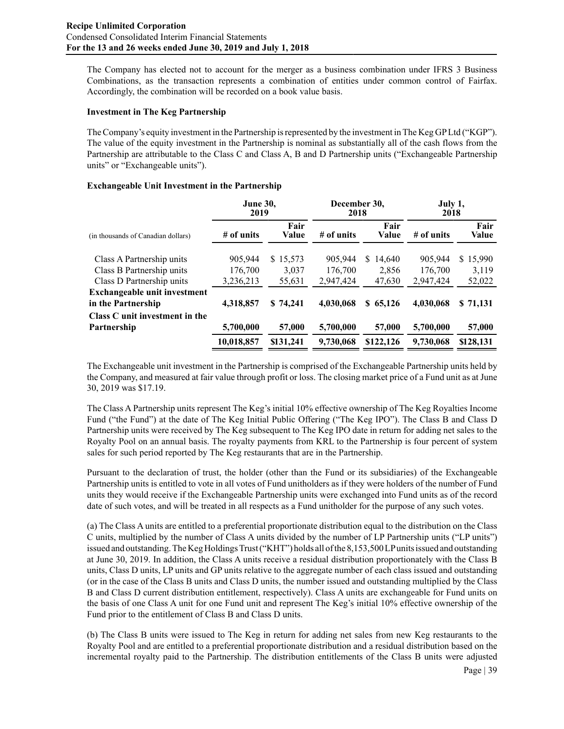The Company has elected not to account for the merger as a business combination under IFRS 3 Business Combinations, as the transaction represents a combination of entities under common control of Fairfax. Accordingly, the combination will be recorded on a book value basis.

**Investment in The Keg Partnership**

The Company's equity investment in the Partnership is represented by the investment in The Keg GP Ltd ("KGP"). The value of the equity investment in the Partnership is nominal as substantially all of the cash flows from the Partnership are attributable to the Class C and Class A, B and D Partnership units ("Exchangeable Partnership units" or "Exchangeable units").

**Exchangeable Unit Investment in the Partnership**

| | June 30, 2019 | | December 30, 2018 | | July 1, 2018 | |
|---|---|---|---|---|---|---|
| (in thousands of Canadian dollars) | # of units | Fair Value | # of units | Fair Value | # of units | Fair Value |
| Class A Partnership units | 905,944 | $ 15,573 | 905,944 | $ 14,640 | 905,944 | $ 15,990 |
| Class B Partnership units | 176,700 | 3,037 | 176,700 | 2,856 | 176,700 | 3,119 |
| Class D Partnership units | 3,236,213 | 55,631 | 2,947,424 | 47,630 | 2,947,424 | 52,022 |
| **Exchangeable unit investment in the Partnership** | **4,318,857** | **$ 74,241** | **4,030,068** | **$ 65,126** | **4,030,068** | **$ 71,131** |
| **Class C unit investment in the Partnership** | **5,700,000** | **57,000** | **5,700,000** | **57,000** | **5,700,000** | **57,000** |
| | **10,018,857** | **$131,241** | **9,730,068** | **$122,126** | **9,730,068** | **$128,131** |

The Exchangeable unit investment in the Partnership is comprised of the Exchangeable Partnership units held by the Company, and measured at fair value through profit or loss. The closing market price of a Fund unit as at June 30, 2019 was $17.19.

The Class A Partnership units represent The Keg's initial 10% effective ownership of The Keg Royalties Income Fund ("the Fund") at the date of The Keg Initial Public Offering ("The Keg IPO"). The Class B and Class D Partnership units were received by The Keg subsequent to The Keg IPO date in return for adding net sales to the Royalty Pool on an annual basis. The royalty payments from KRL to the Partnership is four percent of system sales for such period reported by The Keg restaurants that are in the Partnership.

Pursuant to the declaration of trust, the holder (other than the Fund or its subsidiaries) of the Exchangeable Partnership units is entitled to vote in all votes of Fund unitholders as if they were holders of the number of Fund units they would receive if the Exchangeable Partnership units were exchanged into Fund units as of the record date of such votes, and will be treated in all respects as a Fund unitholder for the purpose of any such votes.

(a) The Class A units are entitled to a preferential proportionate distribution equal to the distribution on the Class C units, multiplied by the number of Class A units divided by the number of LP Partnership units ("LP units") issued and outstanding. The Keg Holdings Trust ("KHT") holds all of the 8,153,500 LP units issued and outstanding at June 30, 2019. In addition, the Class A units receive a residual distribution proportionately with the Class B units, Class D units, LP units and GP units relative to the aggregate number of each class issued and outstanding (or in the case of the Class B units and Class D units, the number issued and outstanding multiplied by the Class B and Class D current distribution entitlement, respectively). Class A units are exchangeable for Fund units on the basis of one Class A unit for one Fund unit and represent The Keg's initial 10% effective ownership of the Fund prior to the entitlement of Class B and Class D units.

(b) The Class B units were issued to The Keg in return for adding net sales from new Keg restaurants to the Royalty Pool and are entitled to a preferential proportionate distribution and a residual distribution based on the incremental royalty paid to the Partnership. The distribution entitlements of the Class B units were adjusted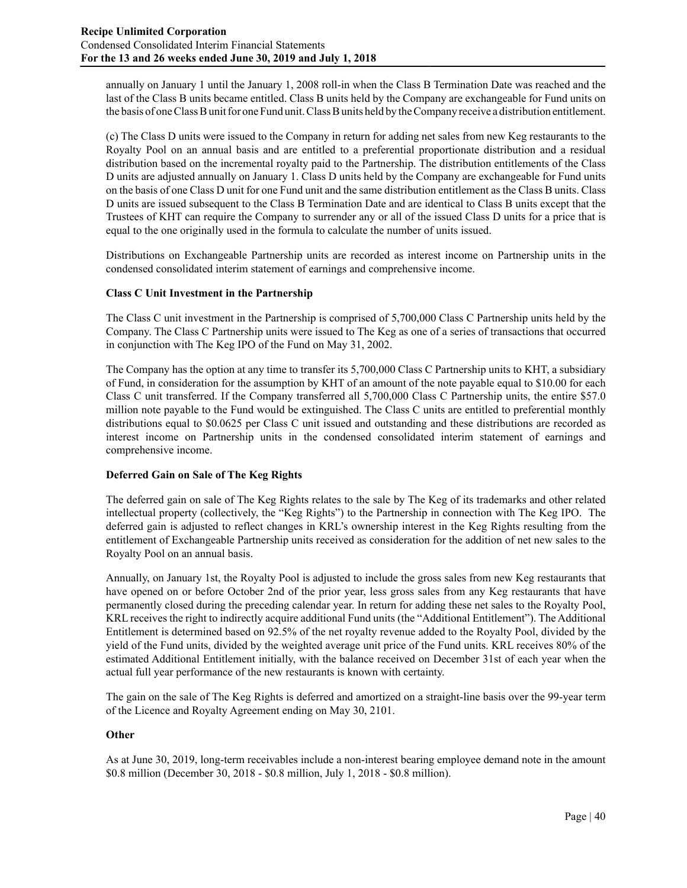annually on January 1 until the January 1, 2008 roll-in when the Class B Termination Date was reached and the last of the Class B units became entitled. Class B units held by the Company are exchangeable for Fund units on the basis of one Class B unit for one Fund unit. Class B units held by the Company receive a distribution entitlement.

(c) The Class D units were issued to the Company in return for adding net sales from new Keg restaurants to the Royalty Pool on an annual basis and are entitled to a preferential proportionate distribution and a residual distribution based on the incremental royalty paid to the Partnership. The distribution entitlements of the Class D units are adjusted annually on January 1. Class D units held by the Company are exchangeable for Fund units on the basis of one Class D unit for one Fund unit and the same distribution entitlement as the Class B units. Class D units are issued subsequent to the Class B Termination Date and are identical to Class B units except that the Trustees of KHT can require the Company to surrender any or all of the issued Class D units for a price that is equal to the one originally used in the formula to calculate the number of units issued.

Distributions on Exchangeable Partnership units are recorded as interest income on Partnership units in the condensed consolidated interim statement of earnings and comprehensive income.

**Class C Unit Investment in the Partnership**

The Class C unit investment in the Partnership is comprised of 5,700,000 Class C Partnership units held by the Company. The Class C Partnership units were issued to The Keg as one of a series of transactions that occurred in conjunction with The Keg IPO of the Fund on May 31, 2002.

The Company has the option at any time to transfer its 5,700,000 Class C Partnership units to KHT, a subsidiary of Fund, in consideration for the assumption by KHT of an amount of the note payable equal to $10.00 for each Class C unit transferred. If the Company transferred all 5,700,000 Class C Partnership units, the entire $57.0 million note payable to the Fund would be extinguished. The Class C units are entitled to preferential monthly distributions equal to $0.0625 per Class C unit issued and outstanding and these distributions are recorded as interest income on Partnership units in the condensed consolidated interim statement of earnings and comprehensive income.

**Deferred Gain on Sale of The Keg Rights**

The deferred gain on sale of The Keg Rights relates to the sale by The Keg of its trademarks and other related intellectual property (collectively, the "Keg Rights") to the Partnership in connection with The Keg IPO. The deferred gain is adjusted to reflect changes in KRL's ownership interest in the Keg Rights resulting from the entitlement of Exchangeable Partnership units received as consideration for the addition of net new sales to the Royalty Pool on an annual basis.

Annually, on January 1st, the Royalty Pool is adjusted to include the gross sales from new Keg restaurants that have opened on or before October 2nd of the prior year, less gross sales from any Keg restaurants that have permanently closed during the preceding calendar year. In return for adding these net sales to the Royalty Pool, KRL receives the right to indirectly acquire additional Fund units (the "Additional Entitlement"). The Additional Entitlement is determined based on 92.5% of the net royalty revenue added to the Royalty Pool, divided by the yield of the Fund units, divided by the weighted average unit price of the Fund units. KRL receives 80% of the estimated Additional Entitlement initially, with the balance received on December 31st of each year when the actual full year performance of the new restaurants is known with certainty.

The gain on the sale of The Keg Rights is deferred and amortized on a straight-line basis over the 99-year term of the Licence and Royalty Agreement ending on May 30, 2101.

**Other**

As at June 30, 2019, long-term receivables include a non-interest bearing employee demand note in the amount $0.8 million (December 30, 2018 - $0.8 million, July 1, 2018 - $0.8 million).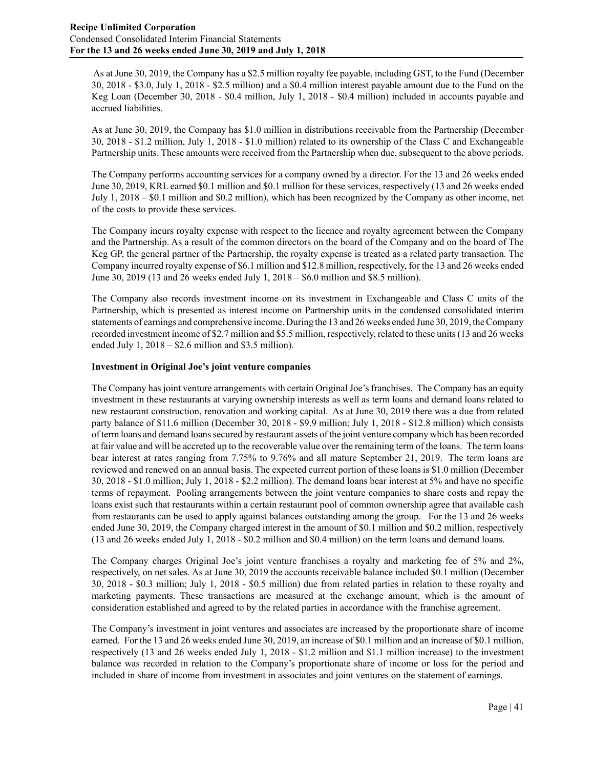As at June 30, 2019, the Company has a $2.5 million royalty fee payable, including GST, to the Fund (December 30, 2018 - $3.0, July 1, 2018 - $2.5 million) and a $0.4 million interest payable amount due to the Fund on the Keg Loan (December 30, 2018 - $0.4 million, July 1, 2018 - $0.4 million) included in accounts payable and accrued liabilities.

As at June 30, 2019, the Company has $1.0 million in distributions receivable from the Partnership (December 30, 2018 - $1.2 million, July 1, 2018 - $1.0 million) related to its ownership of the Class C and Exchangeable Partnership units. These amounts were received from the Partnership when due, subsequent to the above periods.

The Company performs accounting services for a company owned by a director. For the 13 and 26 weeks ended June 30, 2019, KRL earned $0.1 million and $0.1 million for these services, respectively (13 and 26 weeks ended July 1, 2018 – $0.1 million and $0.2 million), which has been recognized by the Company as other income, net of the costs to provide these services.

The Company incurs royalty expense with respect to the licence and royalty agreement between the Company and the Partnership. As a result of the common directors on the board of the Company and on the board of The Keg GP, the general partner of the Partnership, the royalty expense is treated as a related party transaction. The Company incurred royalty expense of $6.1 million and $12.8 million, respectively, for the 13 and 26 weeks ended June 30, 2019 (13 and 26 weeks ended July 1, 2018 – $6.0 million and $8.5 million).

The Company also records investment income on its investment in Exchangeable and Class C units of the Partnership, which is presented as interest income on Partnership units in the condensed consolidated interim statements of earnings and comprehensive income. During the 13 and 26 weeks ended June 30, 2019, the Company recorded investment income of $2.7 million and $5.5 million, respectively, related to these units (13 and 26 weeks ended July 1, 2018 – $2.6 million and $3.5 million).

**Investment in Original Joe's joint venture companies**

The Company has joint venture arrangements with certain Original Joe's franchises. The Company has an equity investment in these restaurants at varying ownership interests as well as term loans and demand loans related to new restaurant construction, renovation and working capital. As at June 30, 2019 there was a due from related party balance of $11.6 million (December 30, 2018 - $9.9 million; July 1, 2018 - $12.8 million) which consists of term loans and demand loans secured by restaurant assets of the joint venture company which has been recorded at fair value and will be accreted up to the recoverable value over the remaining term of the loans. The term loans bear interest at rates ranging from 7.75% to 9.76% and all mature September 21, 2019. The term loans are reviewed and renewed on an annual basis. The expected current portion of these loans is $1.0 million (December 30, 2018 - $1.0 million; July 1, 2018 - $2.2 million). The demand loans bear interest at 5% and have no specific terms of repayment. Pooling arrangements between the joint venture companies to share costs and repay the loans exist such that restaurants within a certain restaurant pool of common ownership agree that available cash from restaurants can be used to apply against balances outstanding among the group. For the 13 and 26 weeks ended June 30, 2019, the Company charged interest in the amount of $0.1 million and $0.2 million, respectively (13 and 26 weeks ended July 1, 2018 - $0.2 million and $0.4 million) on the term loans and demand loans.

The Company charges Original Joe's joint venture franchises a royalty and marketing fee of 5% and 2%, respectively, on net sales. As at June 30, 2019 the accounts receivable balance included $0.1 million (December 30, 2018 - $0.3 million; July 1, 2018 - $0.5 million) due from related parties in relation to these royalty and marketing payments. These transactions are measured at the exchange amount, which is the amount of consideration established and agreed to by the related parties in accordance with the franchise agreement.

The Company's investment in joint ventures and associates are increased by the proportionate share of income earned. For the 13 and 26 weeks ended June 30, 2019, an increase of $0.1 million and an increase of $0.1 million, respectively (13 and 26 weeks ended July 1, 2018 - $1.2 million and $1.1 million increase) to the investment balance was recorded in relation to the Company's proportionate share of income or loss for the period and included in share of income from investment in associates and joint ventures on the statement of earnings.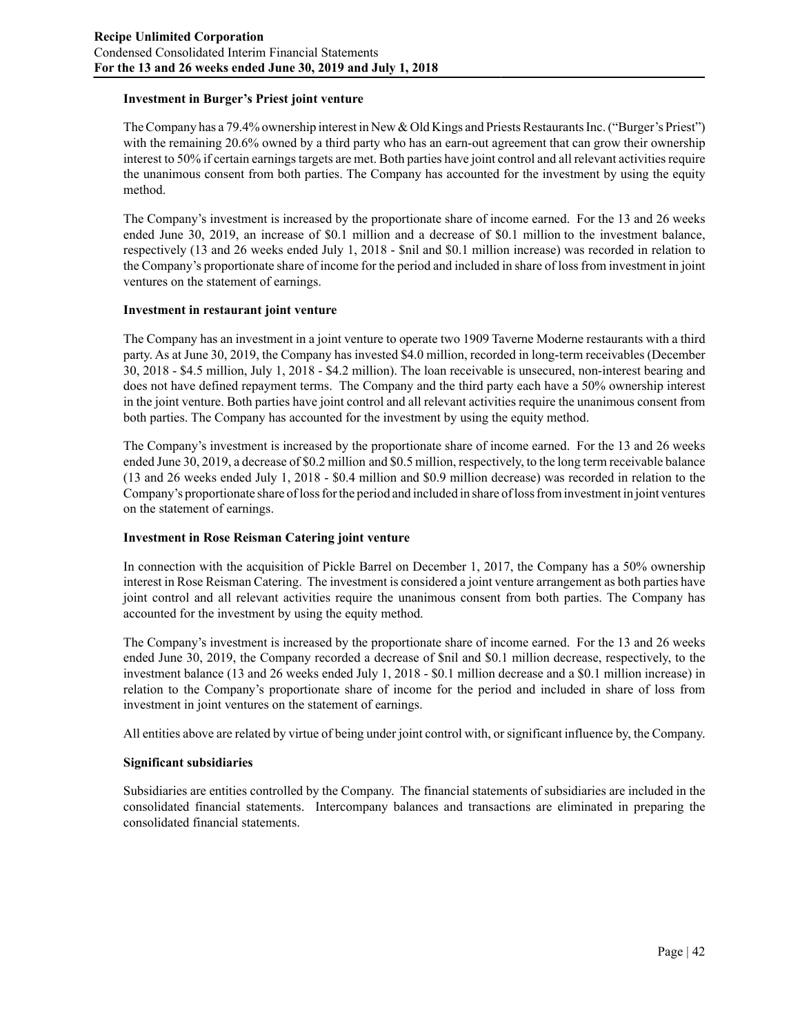**Investment in Burger's Priest joint venture**

The Company has a 79.4% ownership interest in New & Old Kings and Priests Restaurants Inc. ("Burger's Priest") with the remaining 20.6% owned by a third party who has an earn-out agreement that can grow their ownership interest to 50% if certain earnings targets are met. Both parties have joint control and all relevant activities require the unanimous consent from both parties. The Company has accounted for the investment by using the equity method.

The Company's investment is increased by the proportionate share of income earned. For the 13 and 26 weeks ended June 30, 2019, an increase of $0.1 million and a decrease of $0.1 million to the investment balance, respectively (13 and 26 weeks ended July 1, 2018 - $nil and $0.1 million increase) was recorded in relation to the Company's proportionate share of income for the period and included in share of loss from investment in joint ventures on the statement of earnings.

**Investment in restaurant joint venture**

The Company has an investment in a joint venture to operate two 1909 Taverne Moderne restaurants with a third party. As at June 30, 2019, the Company has invested $4.0 million, recorded in long-term receivables (December 30, 2018 - $4.5 million, July 1, 2018 - $4.2 million). The loan receivable is unsecured, non-interest bearing and does not have defined repayment terms. The Company and the third party each have a 50% ownership interest in the joint venture. Both parties have joint control and all relevant activities require the unanimous consent from both parties. The Company has accounted for the investment by using the equity method.

The Company's investment is increased by the proportionate share of income earned. For the 13 and 26 weeks ended June 30, 2019, a decrease of $0.2 million and $0.5 million, respectively, to the long term receivable balance (13 and 26 weeks ended July 1, 2018 - $0.4 million and $0.9 million decrease) was recorded in relation to the Company's proportionate share of loss for the period and included in share of loss from investment in joint ventures on the statement of earnings.

**Investment in Rose Reisman Catering joint venture**

In connection with the acquisition of Pickle Barrel on December 1, 2017, the Company has a 50% ownership interest in Rose Reisman Catering. The investment is considered a joint venture arrangement as both parties have joint control and all relevant activities require the unanimous consent from both parties. The Company has accounted for the investment by using the equity method.

The Company's investment is increased by the proportionate share of income earned. For the 13 and 26 weeks ended June 30, 2019, the Company recorded a decrease of $nil and $0.1 million decrease, respectively, to the investment balance (13 and 26 weeks ended July 1, 2018 - $0.1 million decrease and a $0.1 million increase) in relation to the Company's proportionate share of income for the period and included in share of loss from investment in joint ventures on the statement of earnings.

All entities above are related by virtue of being under joint control with, or significant influence by, the Company.

**Significant subsidiaries**

Subsidiaries are entities controlled by the Company. The financial statements of subsidiaries are included in the consolidated financial statements. Intercompany balances and transactions are eliminated in preparing the consolidated financial statements.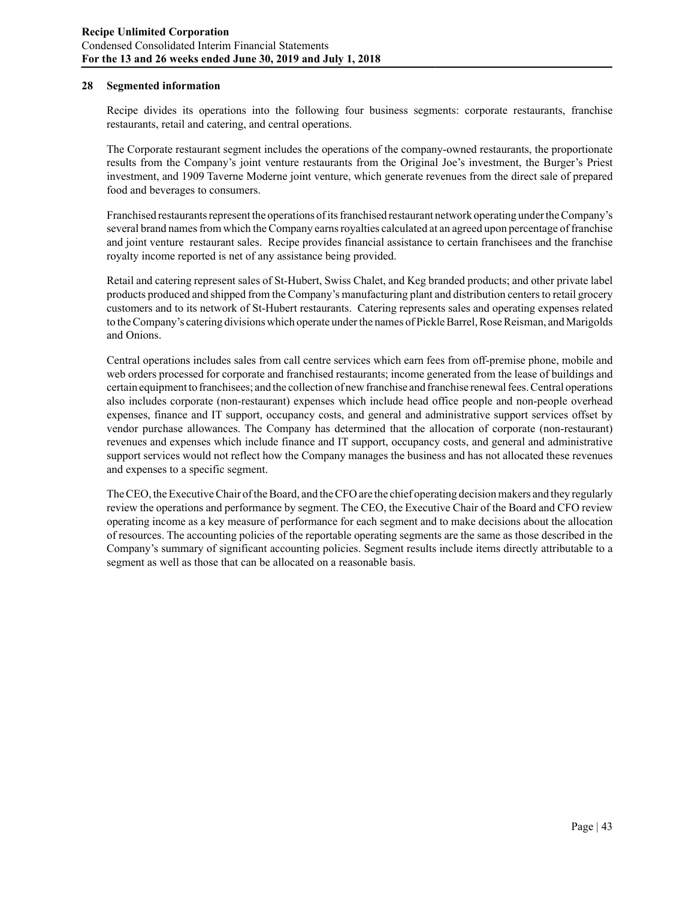## 28 Segmented information

Recipe divides its operations into the following four business segments: corporate restaurants, franchise restaurants, retail and catering, and central operations.

The Corporate restaurant segment includes the operations of the company-owned restaurants, the proportionate results from the Company's joint venture restaurants from the Original Joe's investment, the Burger's Priest investment, and 1909 Taverne Moderne joint venture, which generate revenues from the direct sale of prepared food and beverages to consumers.

Franchised restaurants represent the operations of its franchised restaurant network operating under the Company's several brand names from which the Company earns royalties calculated at an agreed upon percentage of franchise and joint venture restaurant sales. Recipe provides financial assistance to certain franchisees and the franchise royalty income reported is net of any assistance being provided.

Retail and catering represent sales of St-Hubert, Swiss Chalet, and Keg branded products; and other private label products produced and shipped from the Company's manufacturing plant and distribution centers to retail grocery customers and to its network of St-Hubert restaurants. Catering represents sales and operating expenses related to the Company's catering divisions which operate under the names of Pickle Barrel, Rose Reisman, and Marigolds and Onions.

Central operations includes sales from call centre services which earn fees from off-premise phone, mobile and web orders processed for corporate and franchised restaurants; income generated from the lease of buildings and certain equipment to franchisees; and the collection of new franchise and franchise renewal fees. Central operations also includes corporate (non-restaurant) expenses which include head office people and non-people overhead expenses, finance and IT support, occupancy costs, and general and administrative support services offset by vendor purchase allowances. The Company has determined that the allocation of corporate (non-restaurant) revenues and expenses which include finance and IT support, occupancy costs, and general and administrative support services would not reflect how the Company manages the business and has not allocated these revenues and expenses to a specific segment.

The CEO, the Executive Chair of the Board, and the CFO are the chief operating decision makers and they regularly review the operations and performance by segment. The CEO, the Executive Chair of the Board and CFO review operating income as a key measure of performance for each segment and to make decisions about the allocation of resources. The accounting policies of the reportable operating segments are the same as those described in the Company's summary of significant accounting policies. Segment results include items directly attributable to a segment as well as those that can be allocated on a reasonable basis.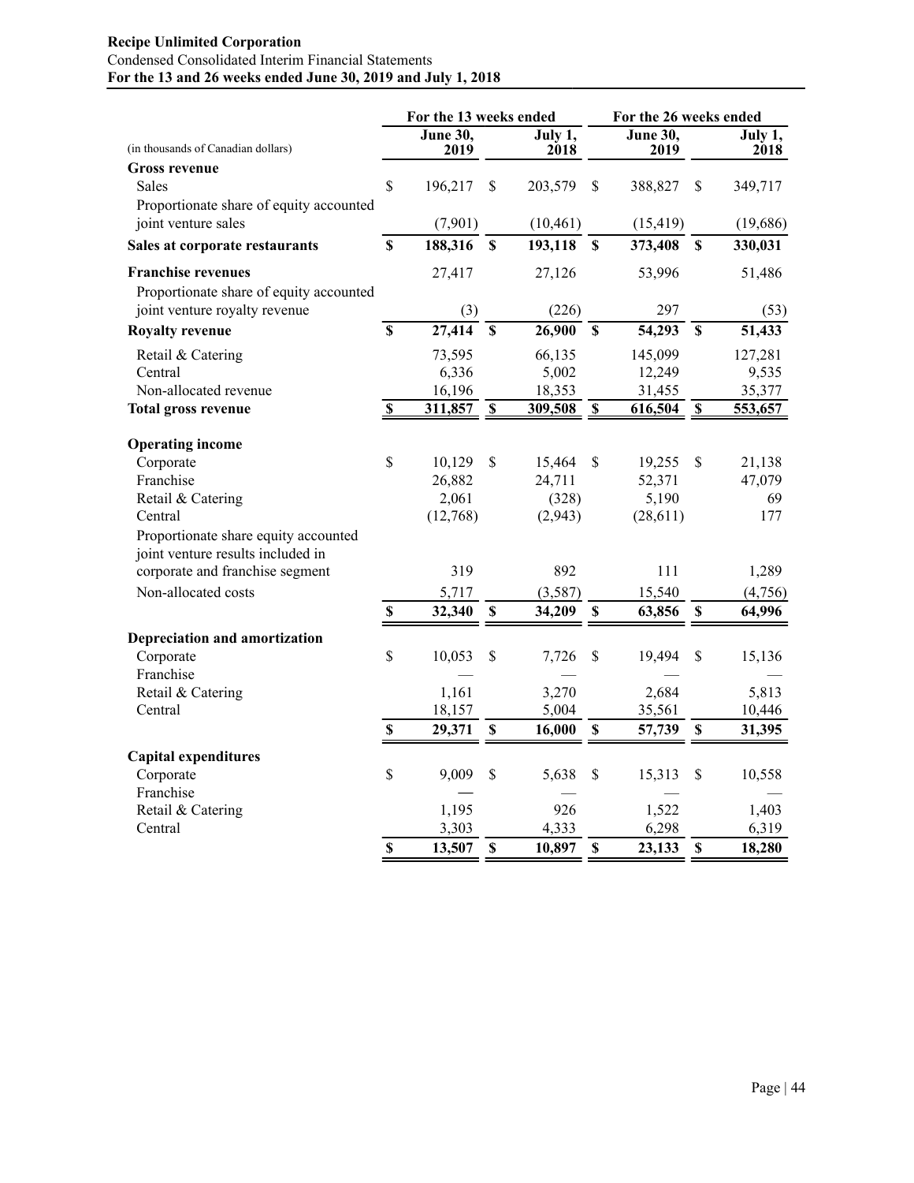**Recipe Unlimited Corporation**
Condensed Consolidated Interim Financial Statements
**For the 13 and 26 weeks ended June 30, 2019 and July 1, 2018**

| (in thousands of Canadian dollars) | For the 13 weeks ended June 30, 2019 | For the 13 weeks ended July 1, 2018 | For the 26 weeks ended June 30, 2019 | For the 26 weeks ended July 1, 2018 |
|---|---|---|---|---|
| **Gross revenue** | | | | |
| Sales | $ 196,217 | $ 203,579 | $ 388,827 | $ 349,717 |
| Proportionate share of equity accounted joint venture sales | (7,901) | (10,461) | (15,419) | (19,686) |
| **Sales at corporate restaurants** | **$ 188,316** | **$ 193,118** | **$ 373,408** | **$ 330,031** |
| **Franchise revenues** | 27,417 | 27,126 | 53,996 | 51,486 |
| Proportionate share of equity accounted joint venture royalty revenue | (3) | (226) | 297 | (53) |
| **Royalty revenue** | **$ 27,414** | **$ 26,900** | **$ 54,293** | **$ 51,433** |
| Retail & Catering | 73,595 | 66,135 | 145,099 | 127,281 |
| Central | 6,336 | 5,002 | 12,249 | 9,535 |
| Non-allocated revenue | 16,196 | 18,353 | 31,455 | 35,377 |
| **Total gross revenue** | **$ 311,857** | **$ 309,508** | **$ 616,504** | **$ 553,657** |
| | | | | |
| **Operating income** | | | | |
| Corporate | $ 10,129 | $ 15,464 | $ 19,255 | $ 21,138 |
| Franchise | 26,882 | 24,711 | 52,371 | 47,079 |
| Retail & Catering | 2,061 | (328) | 5,190 | 69 |
| Central | (12,768) | (2,943) | (28,611) | 177 |
| Proportionate share equity accounted joint venture results included in corporate and franchise segment | 319 | 892 | 111 | 1,289 |
| Non-allocated costs | 5,717 | (3,587) | 15,540 | (4,756) |
| | **$ 32,340** | **$ 34,209** | **$ 63,856** | **$ 64,996** |
| **Depreciation and amortization** | | | | |
| Corporate | $ 10,053 | $ 7,726 | $ 19,494 | $ 15,136 |
| Franchise | — | — | — | — |
| Retail & Catering | 1,161 | 3,270 | 2,684 | 5,813 |
| Central | 18,157 | 5,004 | 35,561 | 10,446 |
| | **$ 29,371** | **$ 16,000** | **$ 57,739** | **$ 31,395** |
| **Capital expenditures** | | | | |
| Corporate | $ 9,009 | $ 5,638 | $ 15,313 | $ 10,558 |
| Franchise | — | — | — | — |
| Retail & Catering | 1,195 | 926 | 1,522 | 1,403 |
| Central | 3,303 | 4,333 | 6,298 | 6,319 |
| | **$ 13,507** | **$ 10,897** | **$ 23,133** | **$ 18,280** |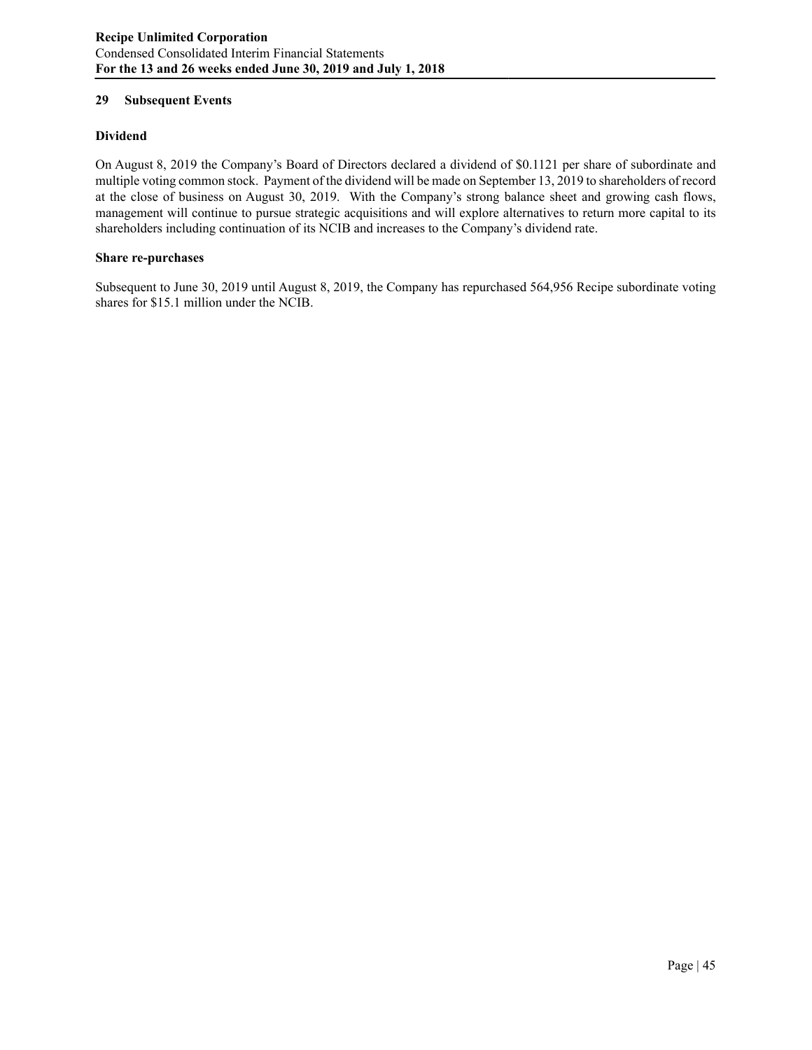## 29 Subsequent Events

### Dividend

On August 8, 2019 the Company's Board of Directors declared a dividend of $0.1121 per share of subordinate and multiple voting common stock. Payment of the dividend will be made on September 13, 2019 to shareholders of record at the close of business on August 30, 2019. With the Company's strong balance sheet and growing cash flows, management will continue to pursue strategic acquisitions and will explore alternatives to return more capital to its shareholders including continuation of its NCIB and increases to the Company's dividend rate.

### Share re-purchases

Subsequent to June 30, 2019 until August 8, 2019, the Company has repurchased 564,956 Recipe subordinate voting shares for $15.1 million under the NCIB.